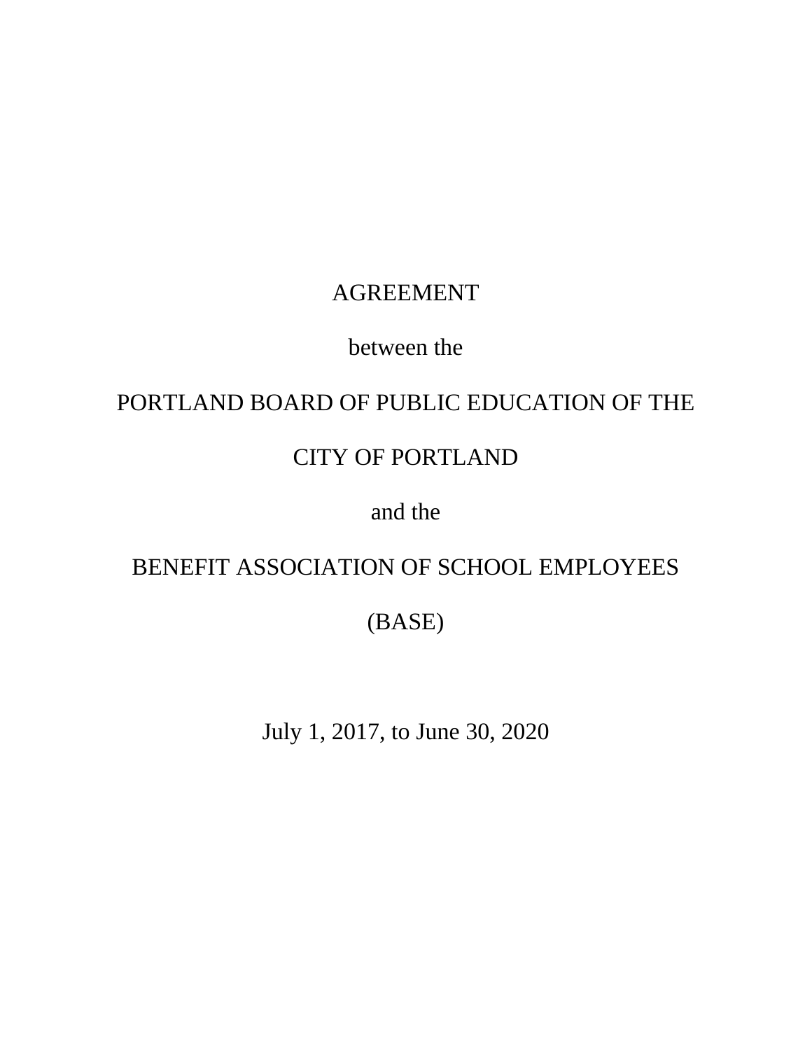# AGREEMENT

between the

PORTLAND BOARD OF PUBLIC EDUCATION OF THE

CITY OF PORTLAND

and the

BENEFIT ASSOCIATION OF SCHOOL EMPLOYEES

(BASE)

July 1, 2017, to June 30, 2020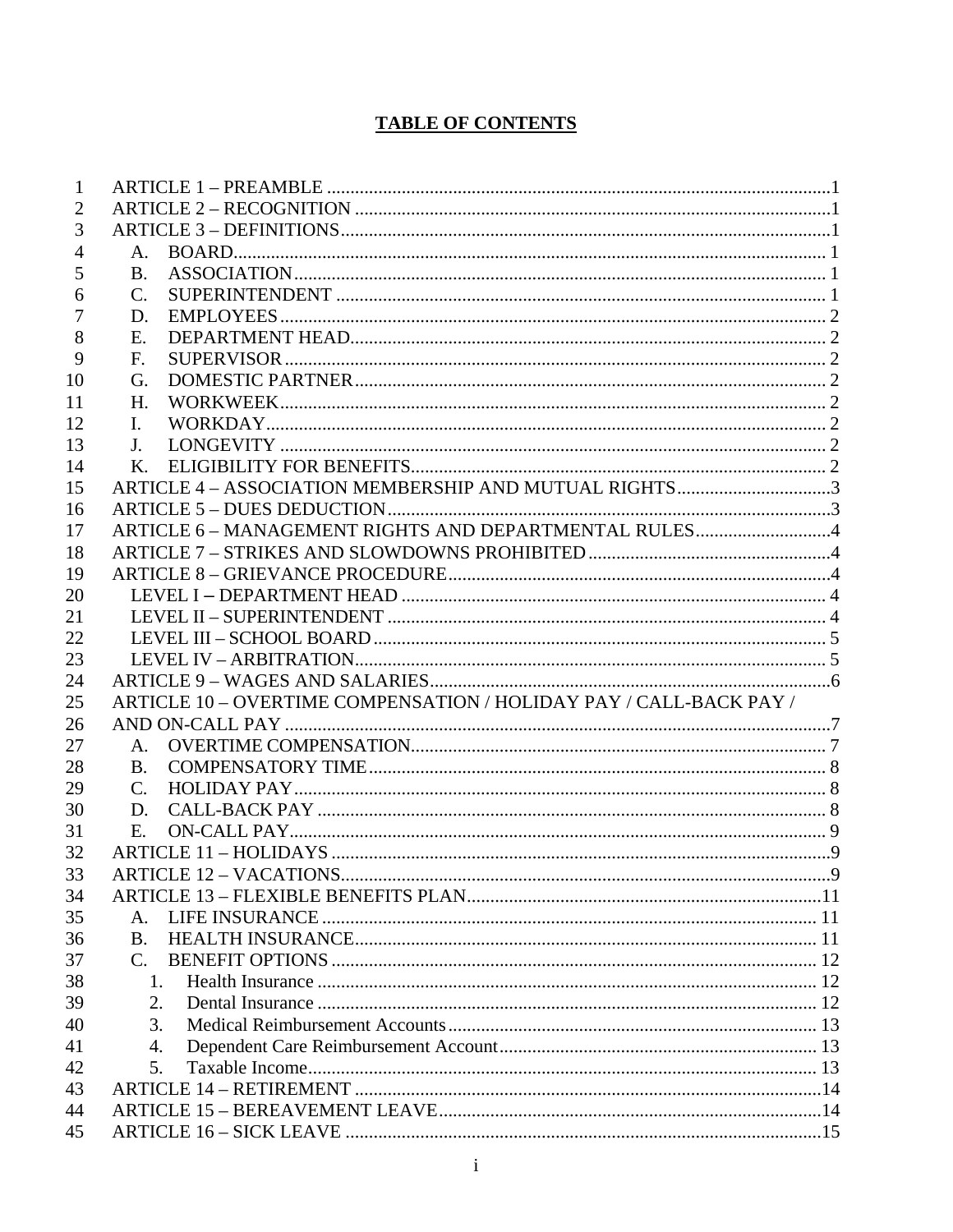# TABLE OF CONTENTS

ARTICLE 1 – PREAMBLE ....................................................................................................1
ARTICLE 2 – RECOGNITION ............................................................................................1
ARTICLE 3 – DEFINITIONS...............................................................................................1
- A. BOARD.........................................................................................................................1
- B. ASSOCIATION.............................................................................................................1
- C. SUPERINTENDENT ....................................................................................................1
- D. EMPLOYEES................................................................................................................2
- E. DEPARTMENT HEAD.................................................................................................2
- F. SUPERVISOR...............................................................................................................2
- G. DOMESTIC PARTNER................................................................................................2
- H. WORKWEEK................................................................................................................2
- I. WORKDAY...................................................................................................................2
- J. LONGEVITY ................................................................................................................2
- K. ELIGIBILITY FOR BENEFITS....................................................................................2

ARTICLE 4 – ASSOCIATION MEMBERSHIP AND MUTUAL RIGHTS..............................3
ARTICLE 5 – DUES DEDUCTION.........................................................................................3
ARTICLE 6 – MANAGEMENT RIGHTS AND DEPARTMENTAL RULES..........................4
ARTICLE 7 – STRIKES AND SLOWDOWNS PROHIBITED ...............................................4
ARTICLE 8 – GRIEVANCE PROCEDURE.............................................................................4
- LEVEL I – DEPARTMENT HEAD ....................................................................................4
- LEVEL II – SUPERINTENDENT .......................................................................................4
- LEVEL III – SCHOOL BOARD..........................................................................................5
- LEVEL IV – ARBITRATION...............................................................................................5

ARTICLE 9 – WAGES AND SALARIES.................................................................................6
ARTICLE 10 – OVERTIME COMPENSATION / HOLIDAY PAY / CALL-BACK PAY / AND ON-CALL PAY ..............................................................................................................7
- A. OVERTIME COMPENSATION....................................................................................7
- B. COMPENSATORY TIME.............................................................................................8
- C. HOLIDAY PAY.............................................................................................................8
- D. CALL-BACK PAY ........................................................................................................8
- E. ON-CALL PAY..............................................................................................................9

ARTICLE 11 – HOLIDAYS ......................................................................................................9
ARTICLE 12 – VACATIONS....................................................................................................9
ARTICLE 13 – FLEXIBLE BENEFITS PLAN........................................................................11
- A. LIFE INSURANCE ......................................................................................................11
- B. HEALTH INSURANCE................................................................................................11
- C. BENEFIT OPTIONS ....................................................................................................12
  1. Health Insurance .......................................................................................................12
  2. Dental Insurance .......................................................................................................12
  3. Medical Reimbursement Accounts............................................................................13
  4. Dependent Care Reimbursement Account................................................................13
  5. Taxable Income.........................................................................................................13

ARTICLE 14 – RETIREMENT ................................................................................................14
ARTICLE 15 – BEREAVEMENT LEAVE...............................................................................14
ARTICLE 16 – SICK LEAVE ..................................................................................................15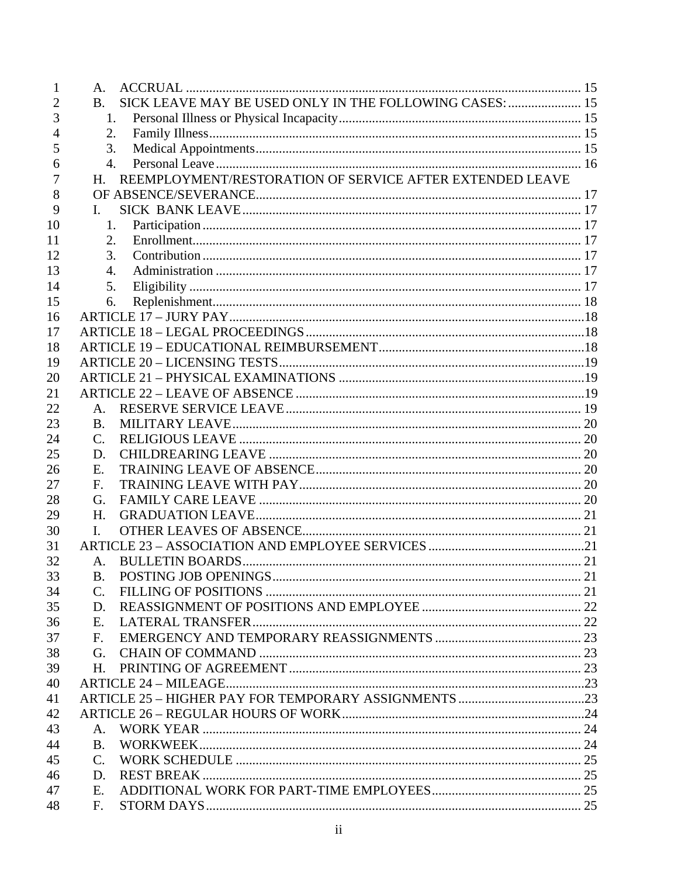A. ACCRUAL ..... 15
B. SICK LEAVE MAY BE USED ONLY IN THE FOLLOWING CASES: ..... 15
1. Personal Illness or Physical Incapacity ..... 15
2. Family Illness ..... 15
3. Medical Appointments ..... 15
4. Personal Leave ..... 16
H. REEMPLOYMENT/RESTORATION OF SERVICE AFTER EXTENDED LEAVE OF ABSENCE/SEVERANCE ..... 17
I. SICK BANK LEAVE ..... 17
1. Participation ..... 17
2. Enrollment ..... 17
3. Contribution ..... 17
4. Administration ..... 17
5. Eligibility ..... 17
6. Replenishment ..... 18
ARTICLE 17 – JURY PAY ..... 18
ARTICLE 18 – LEGAL PROCEEDINGS ..... 18
ARTICLE 19 – EDUCATIONAL REIMBURSEMENT ..... 18
ARTICLE 20 – LICENSING TESTS ..... 19
ARTICLE 21 – PHYSICAL EXAMINATIONS ..... 19
ARTICLE 22 – LEAVE OF ABSENCE ..... 19
A. RESERVE SERVICE LEAVE ..... 19
B. MILITARY LEAVE ..... 20
C. RELIGIOUS LEAVE ..... 20
D. CHILDREARING LEAVE ..... 20
E. TRAINING LEAVE OF ABSENCE ..... 20
F. TRAINING LEAVE WITH PAY ..... 20
G. FAMILY CARE LEAVE ..... 20
H. GRADUATION LEAVE ..... 21
I. OTHER LEAVES OF ABSENCE ..... 21
ARTICLE 23 – ASSOCIATION AND EMPLOYEE SERVICES ..... 21
A. BULLETIN BOARDS ..... 21
B. POSTING JOB OPENINGS ..... 21
C. FILLING OF POSITIONS ..... 21
D. REASSIGNMENT OF POSITIONS AND EMPLOYEE ..... 22
E. LATERAL TRANSFER ..... 22
F. EMERGENCY AND TEMPORARY REASSIGNMENTS ..... 23
G. CHAIN OF COMMAND ..... 23
H. PRINTING OF AGREEMENT ..... 23
ARTICLE 24 – MILEAGE ..... 23
ARTICLE 25 – HIGHER PAY FOR TEMPORARY ASSIGNMENTS ..... 23
ARTICLE 26 – REGULAR HOURS OF WORK ..... 24
A. WORK YEAR ..... 24
B. WORKWEEK ..... 24
C. WORK SCHEDULE ..... 25
D. REST BREAK ..... 25
E. ADDITIONAL WORK FOR PART-TIME EMPLOYEES ..... 25
F. STORM DAYS ..... 25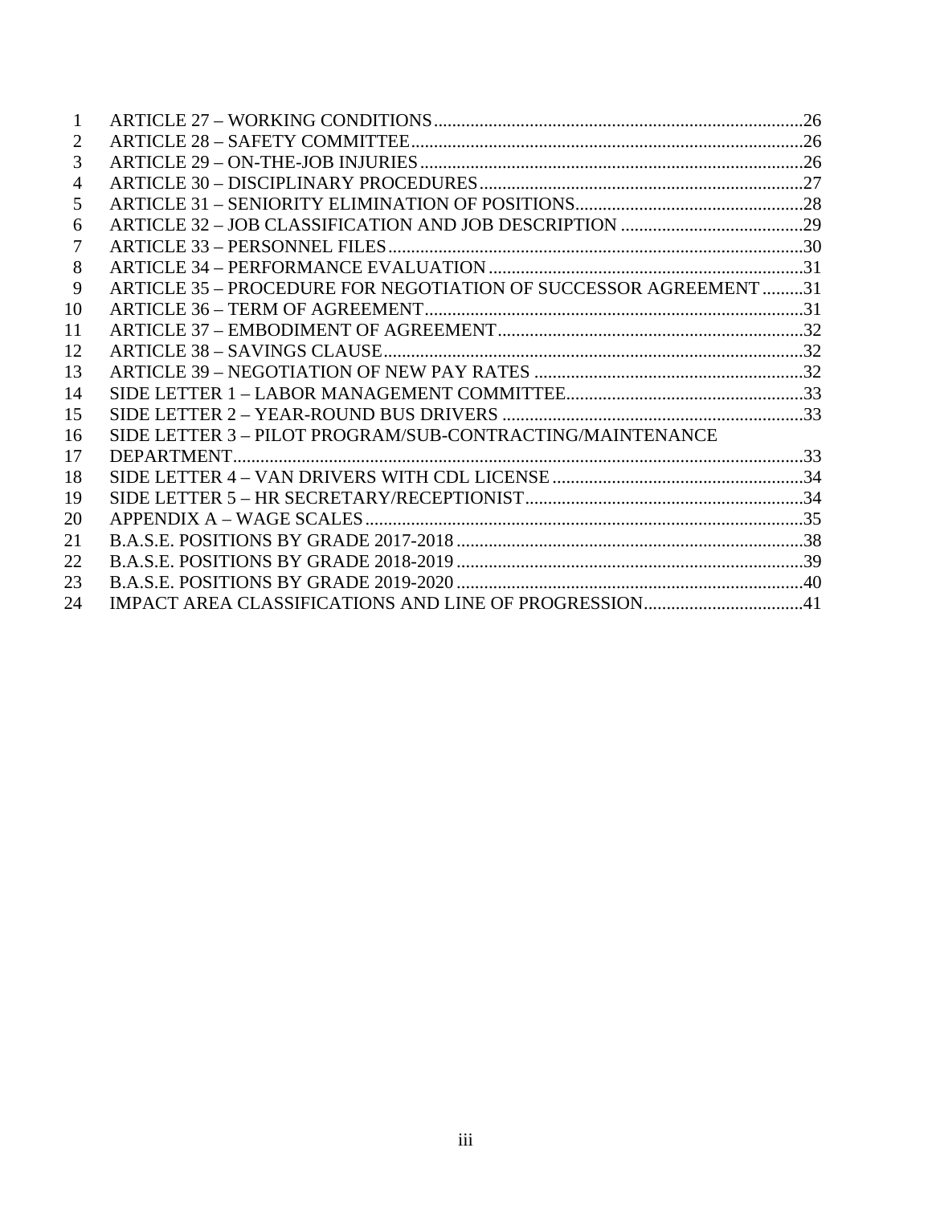ARTICLE 27 – WORKING CONDITIONS ... 26
ARTICLE 28 – SAFETY COMMITTEE ... 26
ARTICLE 29 – ON-THE-JOB INJURIES ... 26
ARTICLE 30 – DISCIPLINARY PROCEDURES ... 27
ARTICLE 31 – SENIORITY ELIMINATION OF POSITIONS ... 28
ARTICLE 32 – JOB CLASSIFICATION AND JOB DESCRIPTION ... 29
ARTICLE 33 – PERSONNEL FILES ... 30
ARTICLE 34 – PERFORMANCE EVALUATION ... 31
ARTICLE 35 – PROCEDURE FOR NEGOTIATION OF SUCCESSOR AGREEMENT ... 31
ARTICLE 36 – TERM OF AGREEMENT ... 31
ARTICLE 37 – EMBODIMENT OF AGREEMENT ... 32
ARTICLE 38 – SAVINGS CLAUSE ... 32
ARTICLE 39 – NEGOTIATION OF NEW PAY RATES ... 32
SIDE LETTER 1 – LABOR MANAGEMENT COMMITTEE ... 33
SIDE LETTER 2 – YEAR-ROUND BUS DRIVERS ... 33
SIDE LETTER 3 – PILOT PROGRAM/SUB-CONTRACTING/MAINTENANCE DEPARTMENT ... 33
SIDE LETTER 4 – VAN DRIVERS WITH CDL LICENSE ... 34
SIDE LETTER 5 – HR SECRETARY/RECEPTIONIST ... 34
APPENDIX A – WAGE SCALES ... 35
B.A.S.E. POSITIONS BY GRADE 2017-2018 ... 38
B.A.S.E. POSITIONS BY GRADE 2018-2019 ... 39
B.A.S.E. POSITIONS BY GRADE 2019-2020 ... 40
IMPACT AREA CLASSIFICATIONS AND LINE OF PROGRESSION ... 41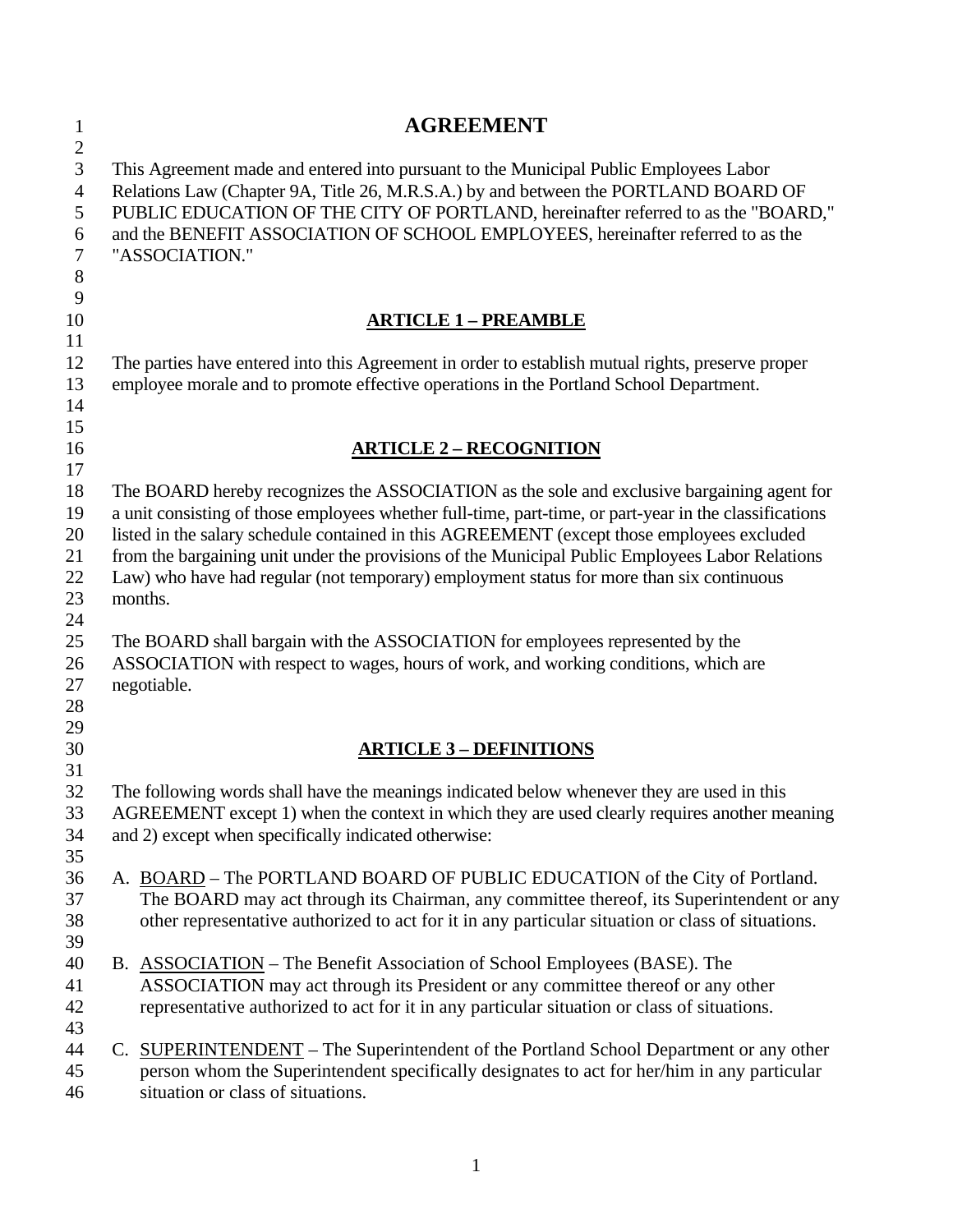# AGREEMENT

This Agreement made and entered into pursuant to the Municipal Public Employees Labor Relations Law (Chapter 9A, Title 26, M.R.S.A.) by and between the PORTLAND BOARD OF PUBLIC EDUCATION OF THE CITY OF PORTLAND, hereinafter referred to as the "BOARD," and the BENEFIT ASSOCIATION OF SCHOOL EMPLOYEES, hereinafter referred to as the "ASSOCIATION."

## ARTICLE 1 – PREAMBLE

The parties have entered into this Agreement in order to establish mutual rights, preserve proper employee morale and to promote effective operations in the Portland School Department.

## ARTICLE 2 – RECOGNITION

The BOARD hereby recognizes the ASSOCIATION as the sole and exclusive bargaining agent for a unit consisting of those employees whether full-time, part-time, or part-year in the classifications listed in the salary schedule contained in this AGREEMENT (except those employees excluded from the bargaining unit under the provisions of the Municipal Public Employees Labor Relations Law) who have had regular (not temporary) employment status for more than six continuous months.

The BOARD shall bargain with the ASSOCIATION for employees represented by the ASSOCIATION with respect to wages, hours of work, and working conditions, which are negotiable.

## ARTICLE 3 – DEFINITIONS

The following words shall have the meanings indicated below whenever they are used in this AGREEMENT except 1) when the context in which they are used clearly requires another meaning and 2) except when specifically indicated otherwise:

A. BOARD – The PORTLAND BOARD OF PUBLIC EDUCATION of the City of Portland. The BOARD may act through its Chairman, any committee thereof, its Superintendent or any other representative authorized to act for it in any particular situation or class of situations.

B. ASSOCIATION – The Benefit Association of School Employees (BASE). The ASSOCIATION may act through its President or any committee thereof or any other representative authorized to act for it in any particular situation or class of situations.

C. SUPERINTENDENT – The Superintendent of the Portland School Department or any other person whom the Superintendent specifically designates to act for her/him in any particular situation or class of situations.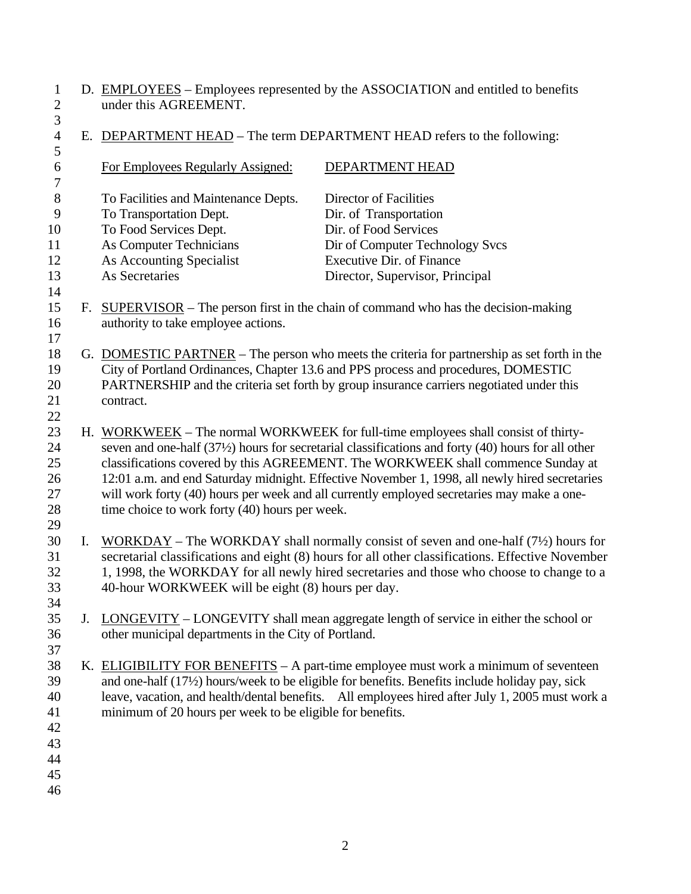D. EMPLOYEES – Employees represented by the ASSOCIATION and entitled to benefits under this AGREEMENT.

E. DEPARTMENT HEAD – The term DEPARTMENT HEAD refers to the following:

| For Employees Regularly Assigned: | DEPARTMENT HEAD |
|---|---|
| To Facilities and Maintenance Depts. | Director of Facilities |
| To Transportation Dept. | Dir. of Transportation |
| To Food Services Dept. | Dir. of Food Services |
| As Computer Technicians | Dir of Computer Technology Svcs |
| As Accounting Specialist | Executive Dir. of Finance |
| As Secretaries | Director, Supervisor, Principal |

F. SUPERVISOR – The person first in the chain of command who has the decision-making authority to take employee actions.

G. DOMESTIC PARTNER – The person who meets the criteria for partnership as set forth in the City of Portland Ordinances, Chapter 13.6 and PPS process and procedures, DOMESTIC PARTNERSHIP and the criteria set forth by group insurance carriers negotiated under this contract.

H. WORKWEEK – The normal WORKWEEK for full-time employees shall consist of thirty-seven and one-half (37½) hours for secretarial classifications and forty (40) hours for all other classifications covered by this AGREEMENT. The WORKWEEK shall commence Sunday at 12:01 a.m. and end Saturday midnight. Effective November 1, 1998, all newly hired secretaries will work forty (40) hours per week and all currently employed secretaries may make a one-time choice to work forty (40) hours per week.

I. WORKDAY – The WORKDAY shall normally consist of seven and one-half (7½) hours for secretarial classifications and eight (8) hours for all other classifications. Effective November 1, 1998, the WORKDAY for all newly hired secretaries and those who choose to change to a 40-hour WORKWEEK will be eight (8) hours per day.

J. LONGEVITY – LONGEVITY shall mean aggregate length of service in either the school or other municipal departments in the City of Portland.

K. ELIGIBILITY FOR BENEFITS – A part-time employee must work a minimum of seventeen and one-half (17½) hours/week to be eligible for benefits. Benefits include holiday pay, sick leave, vacation, and health/dental benefits. All employees hired after July 1, 2005 must work a minimum of 20 hours per week to be eligible for benefits.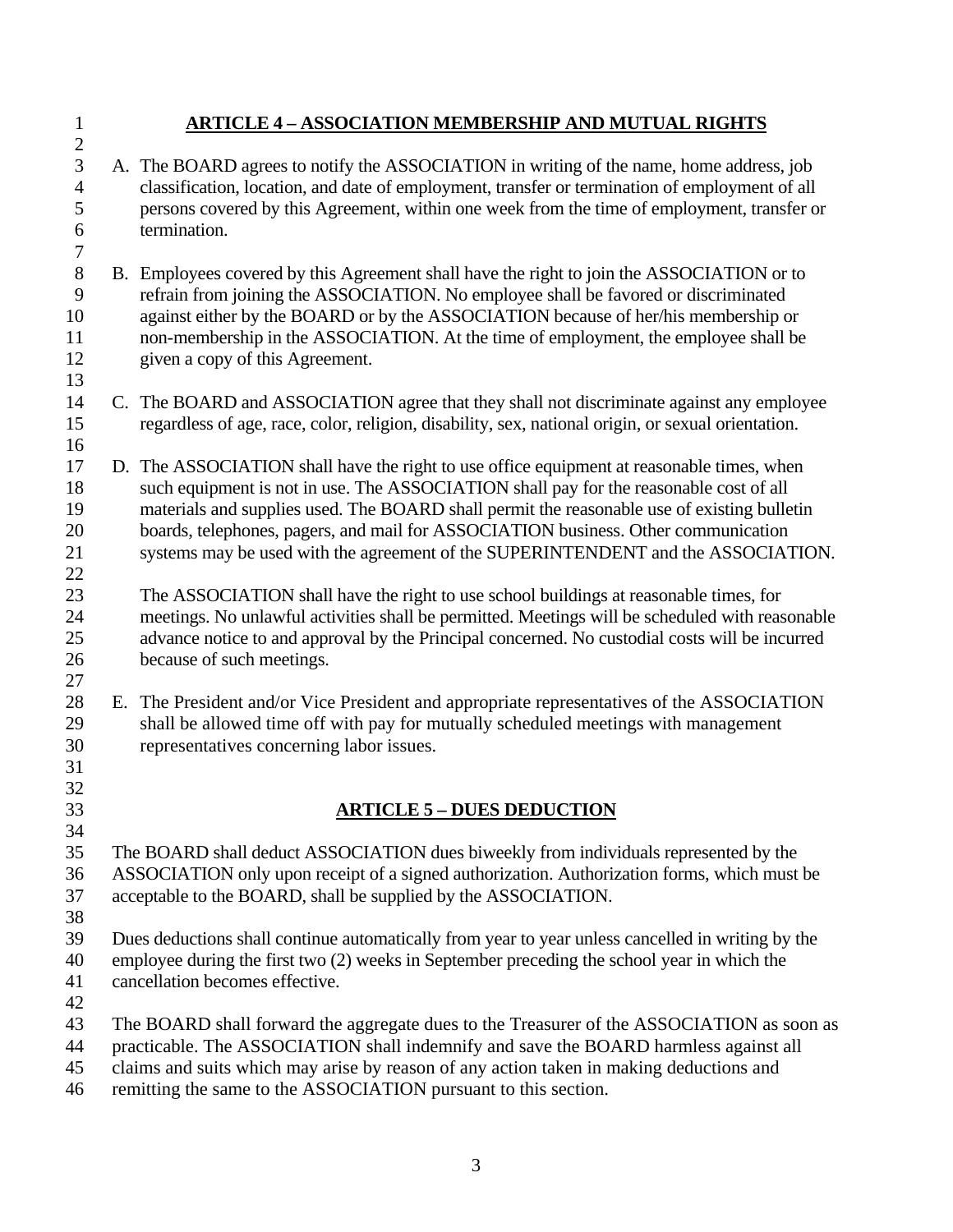## ARTICLE 4 – ASSOCIATION MEMBERSHIP AND MUTUAL RIGHTS

A. The BOARD agrees to notify the ASSOCIATION in writing of the name, home address, job classification, location, and date of employment, transfer or termination of employment of all persons covered by this Agreement, within one week from the time of employment, transfer or termination.

B. Employees covered by this Agreement shall have the right to join the ASSOCIATION or to refrain from joining the ASSOCIATION. No employee shall be favored or discriminated against either by the BOARD or by the ASSOCIATION because of her/his membership or non-membership in the ASSOCIATION. At the time of employment, the employee shall be given a copy of this Agreement.

C. The BOARD and ASSOCIATION agree that they shall not discriminate against any employee regardless of age, race, color, religion, disability, sex, national origin, or sexual orientation.

D. The ASSOCIATION shall have the right to use office equipment at reasonable times, when such equipment is not in use. The ASSOCIATION shall pay for the reasonable cost of all materials and supplies used. The BOARD shall permit the reasonable use of existing bulletin boards, telephones, pagers, and mail for ASSOCIATION business. Other communication systems may be used with the agreement of the SUPERINTENDENT and the ASSOCIATION.

   The ASSOCIATION shall have the right to use school buildings at reasonable times, for meetings. No unlawful activities shall be permitted. Meetings will be scheduled with reasonable advance notice to and approval by the Principal concerned. No custodial costs will be incurred because of such meetings.

E. The President and/or Vice President and appropriate representatives of the ASSOCIATION shall be allowed time off with pay for mutually scheduled meetings with management representatives concerning labor issues.

## ARTICLE 5 – DUES DEDUCTION

The BOARD shall deduct ASSOCIATION dues biweekly from individuals represented by the ASSOCIATION only upon receipt of a signed authorization. Authorization forms, which must be acceptable to the BOARD, shall be supplied by the ASSOCIATION.

Dues deductions shall continue automatically from year to year unless cancelled in writing by the employee during the first two (2) weeks in September preceding the school year in which the cancellation becomes effective.

The BOARD shall forward the aggregate dues to the Treasurer of the ASSOCIATION as soon as practicable. The ASSOCIATION shall indemnify and save the BOARD harmless against all claims and suits which may arise by reason of any action taken in making deductions and remitting the same to the ASSOCIATION pursuant to this section.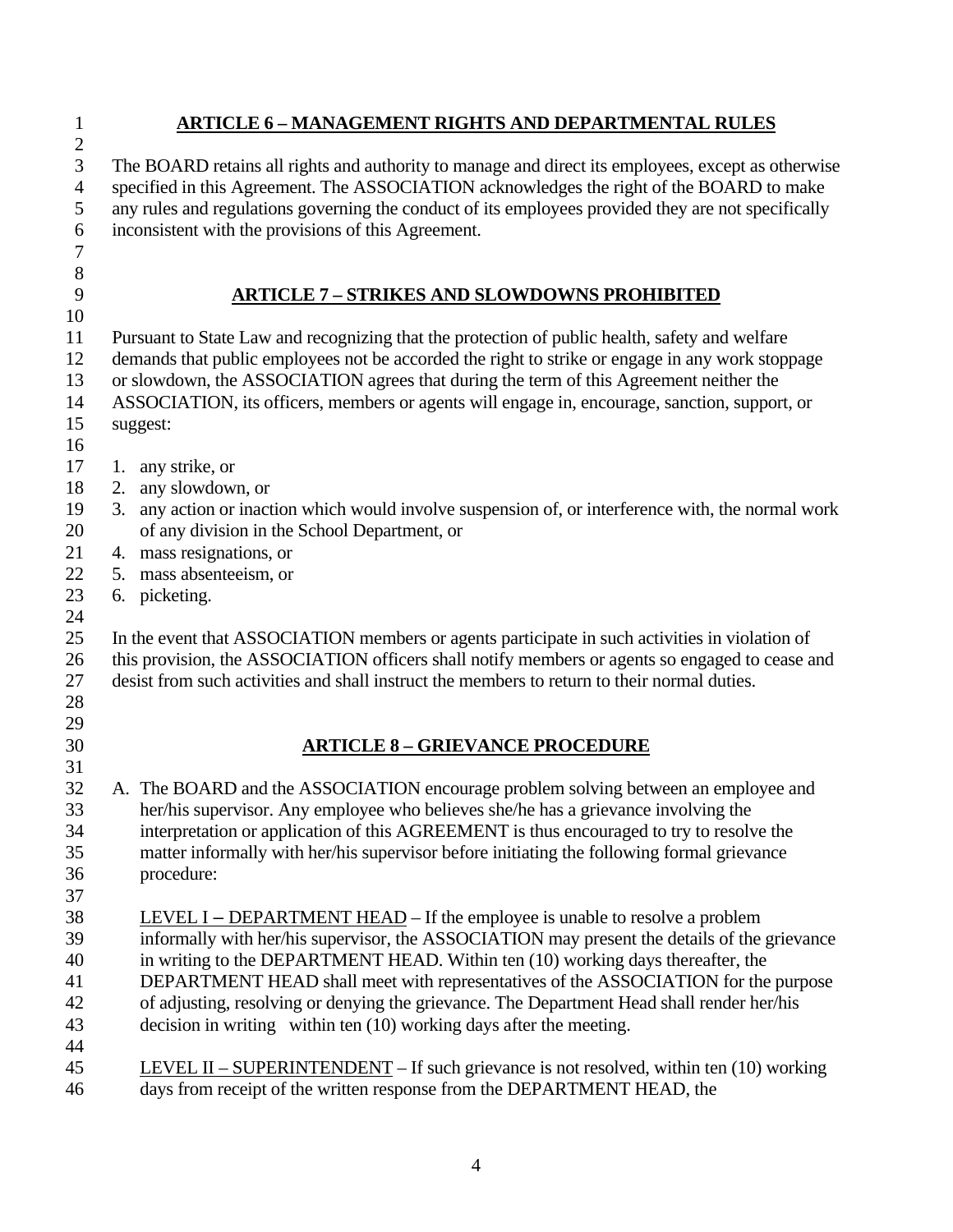## ARTICLE 6 – MANAGEMENT RIGHTS AND DEPARTMENTAL RULES

The BOARD retains all rights and authority to manage and direct its employees, except as otherwise specified in this Agreement. The ASSOCIATION acknowledges the right of the BOARD to make any rules and regulations governing the conduct of its employees provided they are not specifically inconsistent with the provisions of this Agreement.

## ARTICLE 7 – STRIKES AND SLOWDOWNS PROHIBITED

Pursuant to State Law and recognizing that the protection of public health, safety and welfare demands that public employees not be accorded the right to strike or engage in any work stoppage or slowdown, the ASSOCIATION agrees that during the term of this Agreement neither the ASSOCIATION, its officers, members or agents will engage in, encourage, sanction, support, or suggest:

1. any strike, or
2. any slowdown, or
3. any action or inaction which would involve suspension of, or interference with, the normal work of any division in the School Department, or
4. mass resignations, or
5. mass absenteeism, or
6. picketing.

In the event that ASSOCIATION members or agents participate in such activities in violation of this provision, the ASSOCIATION officers shall notify members or agents so engaged to cease and desist from such activities and shall instruct the members to return to their normal duties.

## ARTICLE 8 – GRIEVANCE PROCEDURE

A. The BOARD and the ASSOCIATION encourage problem solving between an employee and her/his supervisor. Any employee who believes she/he has a grievance involving the interpretation or application of this AGREEMENT is thus encouraged to try to resolve the matter informally with her/his supervisor before initiating the following formal grievance procedure:

   LEVEL I – DEPARTMENT HEAD – If the employee is unable to resolve a problem informally with her/his supervisor, the ASSOCIATION may present the details of the grievance in writing to the DEPARTMENT HEAD. Within ten (10) working days thereafter, the DEPARTMENT HEAD shall meet with representatives of the ASSOCIATION for the purpose of adjusting, resolving or denying the grievance. The Department Head shall render her/his decision in writing within ten (10) working days after the meeting.

   LEVEL II – SUPERINTENDENT – If such grievance is not resolved, within ten (10) working days from receipt of the written response from the DEPARTMENT HEAD, the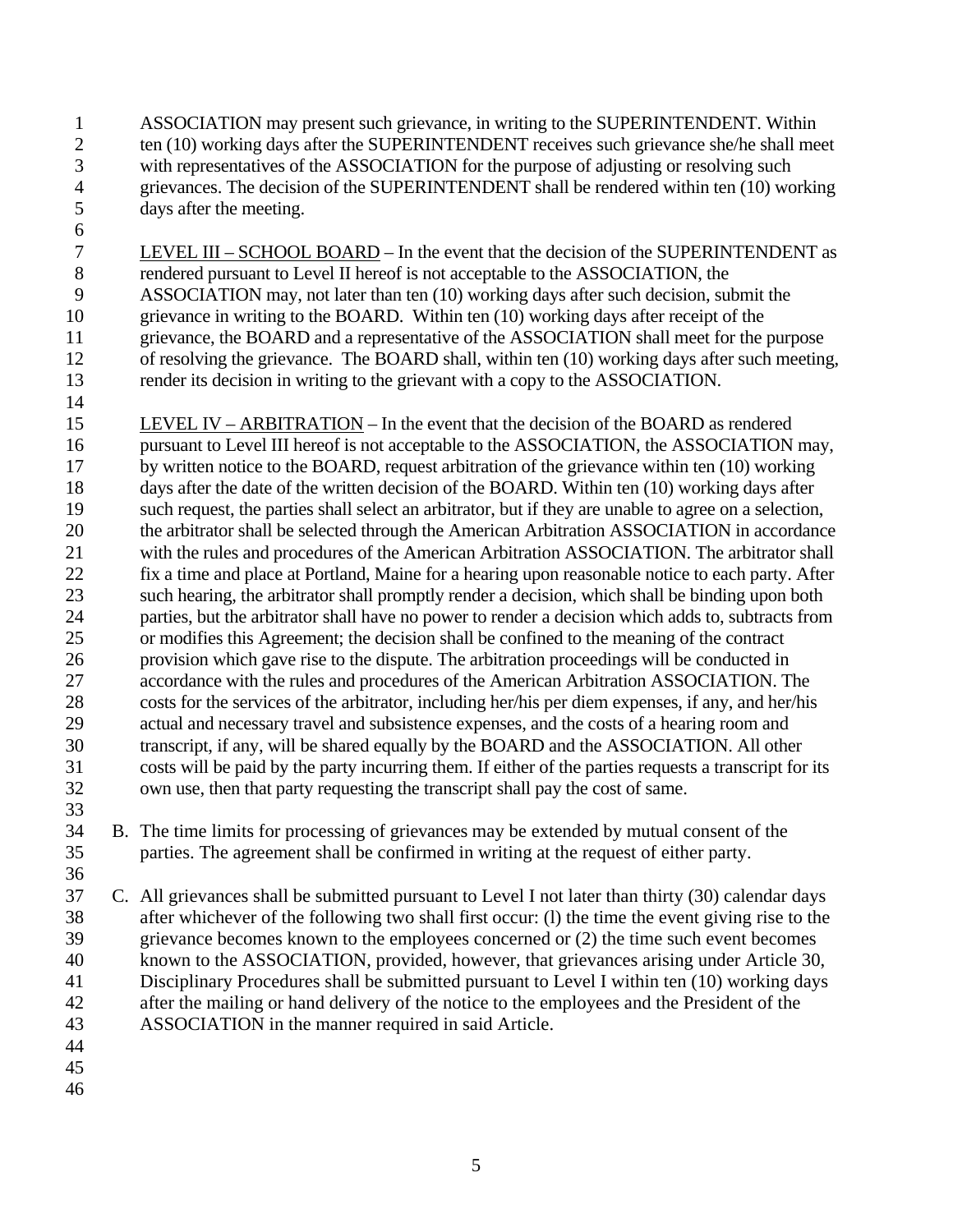ASSOCIATION may present such grievance, in writing to the SUPERINTENDENT. Within ten (10) working days after the SUPERINTENDENT receives such grievance she/he shall meet with representatives of the ASSOCIATION for the purpose of adjusting or resolving such grievances. The decision of the SUPERINTENDENT shall be rendered within ten (10) working days after the meeting.

<u>LEVEL III – SCHOOL BOARD</u> – In the event that the decision of the SUPERINTENDENT as rendered pursuant to Level II hereof is not acceptable to the ASSOCIATION, the ASSOCIATION may, not later than ten (10) working days after such decision, submit the grievance in writing to the BOARD. Within ten (10) working days after receipt of the grievance, the BOARD and a representative of the ASSOCIATION shall meet for the purpose of resolving the grievance. The BOARD shall, within ten (10) working days after such meeting, render its decision in writing to the grievant with a copy to the ASSOCIATION.

<u>LEVEL IV – ARBITRATION</u> – In the event that the decision of the BOARD as rendered pursuant to Level III hereof is not acceptable to the ASSOCIATION, the ASSOCIATION may, by written notice to the BOARD, request arbitration of the grievance within ten (10) working days after the date of the written decision of the BOARD. Within ten (10) working days after such request, the parties shall select an arbitrator, but if they are unable to agree on a selection, the arbitrator shall be selected through the American Arbitration ASSOCIATION in accordance with the rules and procedures of the American Arbitration ASSOCIATION. The arbitrator shall fix a time and place at Portland, Maine for a hearing upon reasonable notice to each party. After such hearing, the arbitrator shall promptly render a decision, which shall be binding upon both parties, but the arbitrator shall have no power to render a decision which adds to, subtracts from or modifies this Agreement; the decision shall be confined to the meaning of the contract provision which gave rise to the dispute. The arbitration proceedings will be conducted in accordance with the rules and procedures of the American Arbitration ASSOCIATION. The costs for the services of the arbitrator, including her/his per diem expenses, if any, and her/his actual and necessary travel and subsistence expenses, and the costs of a hearing room and transcript, if any, will be shared equally by the BOARD and the ASSOCIATION. All other costs will be paid by the party incurring them. If either of the parties requests a transcript for its own use, then that party requesting the transcript shall pay the cost of same.

B. The time limits for processing of grievances may be extended by mutual consent of the parties. The agreement shall be confirmed in writing at the request of either party.

C. All grievances shall be submitted pursuant to Level I not later than thirty (30) calendar days after whichever of the following two shall first occur: (l) the time the event giving rise to the grievance becomes known to the employees concerned or (2) the time such event becomes known to the ASSOCIATION, provided, however, that grievances arising under Article 30, Disciplinary Procedures shall be submitted pursuant to Level I within ten (10) working days after the mailing or hand delivery of the notice to the employees and the President of the ASSOCIATION in the manner required in said Article.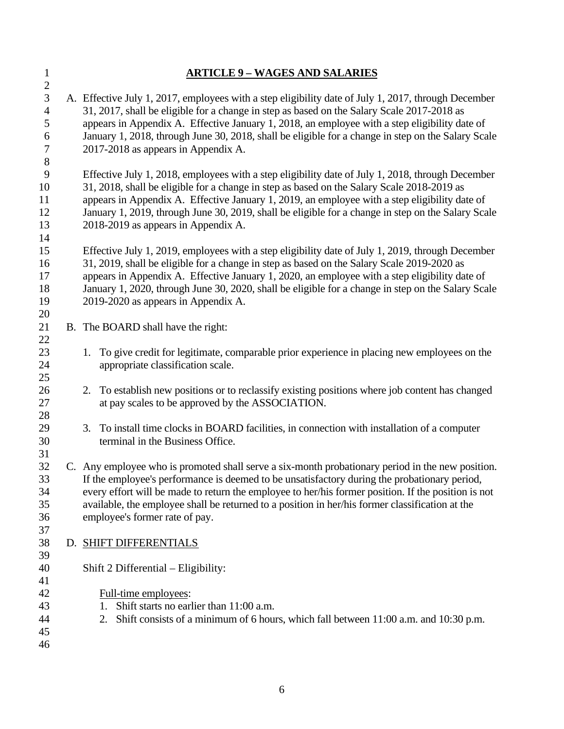## ARTICLE 9 – WAGES AND SALARIES

A. Effective July 1, 2017, employees with a step eligibility date of July 1, 2017, through December 31, 2017, shall be eligible for a change in step as based on the Salary Scale 2017-2018 as appears in Appendix A. Effective January 1, 2018, an employee with a step eligibility date of January 1, 2018, through June 30, 2018, shall be eligible for a change in step on the Salary Scale 2017-2018 as appears in Appendix A.

   Effective July 1, 2018, employees with a step eligibility date of July 1, 2018, through December 31, 2018, shall be eligible for a change in step as based on the Salary Scale 2018-2019 as appears in Appendix A. Effective January 1, 2019, an employee with a step eligibility date of January 1, 2019, through June 30, 2019, shall be eligible for a change in step on the Salary Scale 2018-2019 as appears in Appendix A.

   Effective July 1, 2019, employees with a step eligibility date of July 1, 2019, through December 31, 2019, shall be eligible for a change in step as based on the Salary Scale 2019-2020 as appears in Appendix A. Effective January 1, 2020, an employee with a step eligibility date of January 1, 2020, through June 30, 2020, shall be eligible for a change in step on the Salary Scale 2019-2020 as appears in Appendix A.

B. The BOARD shall have the right:

   1. To give credit for legitimate, comparable prior experience in placing new employees on the appropriate classification scale.

   2. To establish new positions or to reclassify existing positions where job content has changed at pay scales to be approved by the ASSOCIATION.

   3. To install time clocks in BOARD facilities, in connection with installation of a computer terminal in the Business Office.

C. Any employee who is promoted shall serve a six-month probationary period in the new position. If the employee's performance is deemed to be unsatisfactory during the probationary period, every effort will be made to return the employee to her/his former position. If the position is not available, the employee shall be returned to a position in her/his former classification at the employee's former rate of pay.

D. SHIFT DIFFERENTIALS

   Shift 2 Differential – Eligibility:

   Full-time employees:

   1. Shift starts no earlier than 11:00 a.m.
   2. Shift consists of a minimum of 6 hours, which fall between 11:00 a.m. and 10:30 p.m.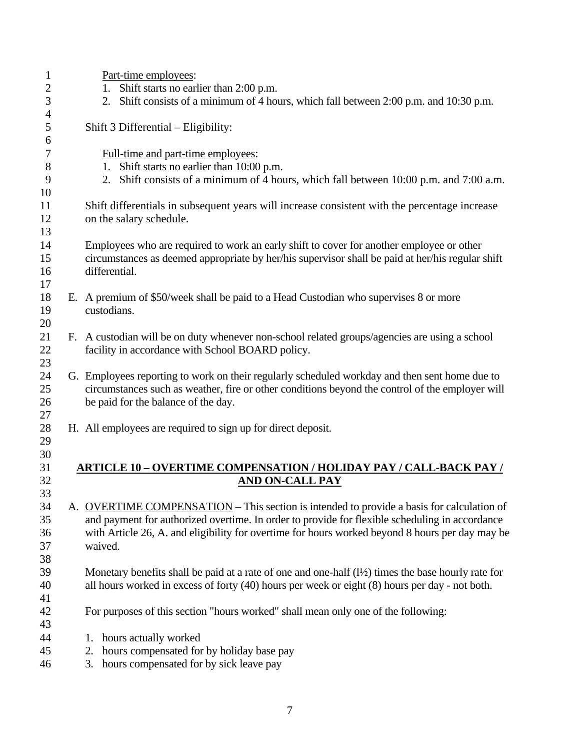Part-time employees:

1. Shift starts no earlier than 2:00 p.m.
2. Shift consists of a minimum of 4 hours, which fall between 2:00 p.m. and 10:30 p.m.

Shift 3 Differential – Eligibility:

Full-time and part-time employees:

1. Shift starts no earlier than 10:00 p.m.
2. Shift consists of a minimum of 4 hours, which fall between 10:00 p.m. and 7:00 a.m.

Shift differentials in subsequent years will increase consistent with the percentage increase on the salary schedule.

Employees who are required to work an early shift to cover for another employee or other circumstances as deemed appropriate by her/his supervisor shall be paid at her/his regular shift differential.

E. A premium of $50/week shall be paid to a Head Custodian who supervises 8 or more custodians.

F. A custodian will be on duty whenever non-school related groups/agencies are using a school facility in accordance with School BOARD policy.

G. Employees reporting to work on their regularly scheduled workday and then sent home due to circumstances such as weather, fire or other conditions beyond the control of the employer will be paid for the balance of the day.

H. All employees are required to sign up for direct deposit.

## ARTICLE 10 – OVERTIME COMPENSATION / HOLIDAY PAY / CALL-BACK PAY / AND ON-CALL PAY

A. OVERTIME COMPENSATION – This section is intended to provide a basis for calculation of and payment for authorized overtime. In order to provide for flexible scheduling in accordance with Article 26, A. and eligibility for overtime for hours worked beyond 8 hours per day may be waived.

Monetary benefits shall be paid at a rate of one and one-half (l½) times the base hourly rate for all hours worked in excess of forty (40) hours per week or eight (8) hours per day - not both.

For purposes of this section "hours worked" shall mean only one of the following:

1. hours actually worked
2. hours compensated for by holiday base pay
3. hours compensated for by sick leave pay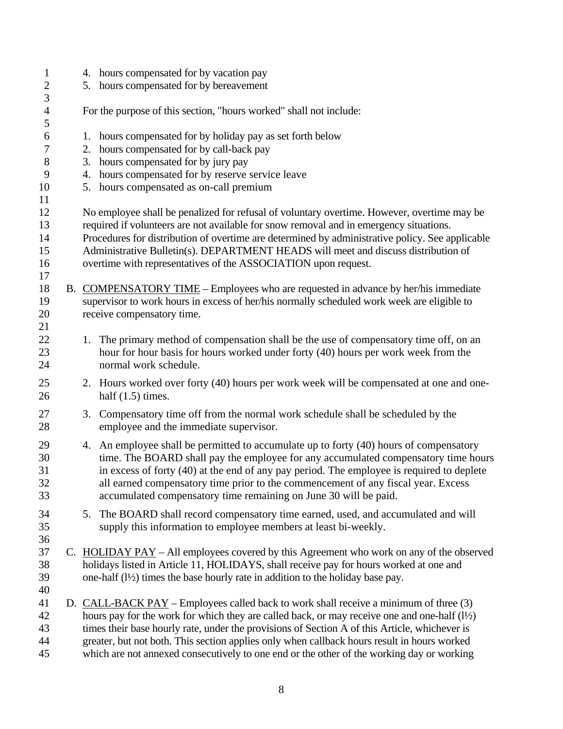4. hours compensated for by vacation pay
5. hours compensated for by bereavement

For the purpose of this section, "hours worked" shall not include:

1. hours compensated for by holiday pay as set forth below
2. hours compensated for by call-back pay
3. hours compensated for by jury pay
4. hours compensated for by reserve service leave
5. hours compensated as on-call premium

No employee shall be penalized for refusal of voluntary overtime. However, overtime may be required if volunteers are not available for snow removal and in emergency situations. Procedures for distribution of overtime are determined by administrative policy. See applicable Administrative Bulletin(s). DEPARTMENT HEADS will meet and discuss distribution of overtime with representatives of the ASSOCIATION upon request.

B. <u>COMPENSATORY TIME</u> – Employees who are requested in advance by her/his immediate supervisor to work hours in excess of her/his normally scheduled work week are eligible to receive compensatory time.

1. The primary method of compensation shall be the use of compensatory time off, on an hour for hour basis for hours worked under forty (40) hours per work week from the normal work schedule.
2. Hours worked over forty (40) hours per work week will be compensated at one and one-half (1.5) times.
3. Compensatory time off from the normal work schedule shall be scheduled by the employee and the immediate supervisor.
4. An employee shall be permitted to accumulate up to forty (40) hours of compensatory time. The BOARD shall pay the employee for any accumulated compensatory time hours in excess of forty (40) at the end of any pay period. The employee is required to deplete all earned compensatory time prior to the commencement of any fiscal year. Excess accumulated compensatory time remaining on June 30 will be paid.
5. The BOARD shall record compensatory time earned, used, and accumulated and will supply this information to employee members at least bi-weekly.

C. <u>HOLIDAY PAY</u> – All employees covered by this Agreement who work on any of the observed holidays listed in Article 11, HOLIDAYS, shall receive pay for hours worked at one and one-half (l½) times the base hourly rate in addition to the holiday base pay.

D. <u>CALL-BACK PAY</u> – Employees called back to work shall receive a minimum of three (3) hours pay for the work for which they are called back, or may receive one and one-half (l½) times their base hourly rate, under the provisions of Section A of this Article, whichever is greater, but not both. This section applies only when callback hours result in hours worked which are not annexed consecutively to one end or the other of the working day or working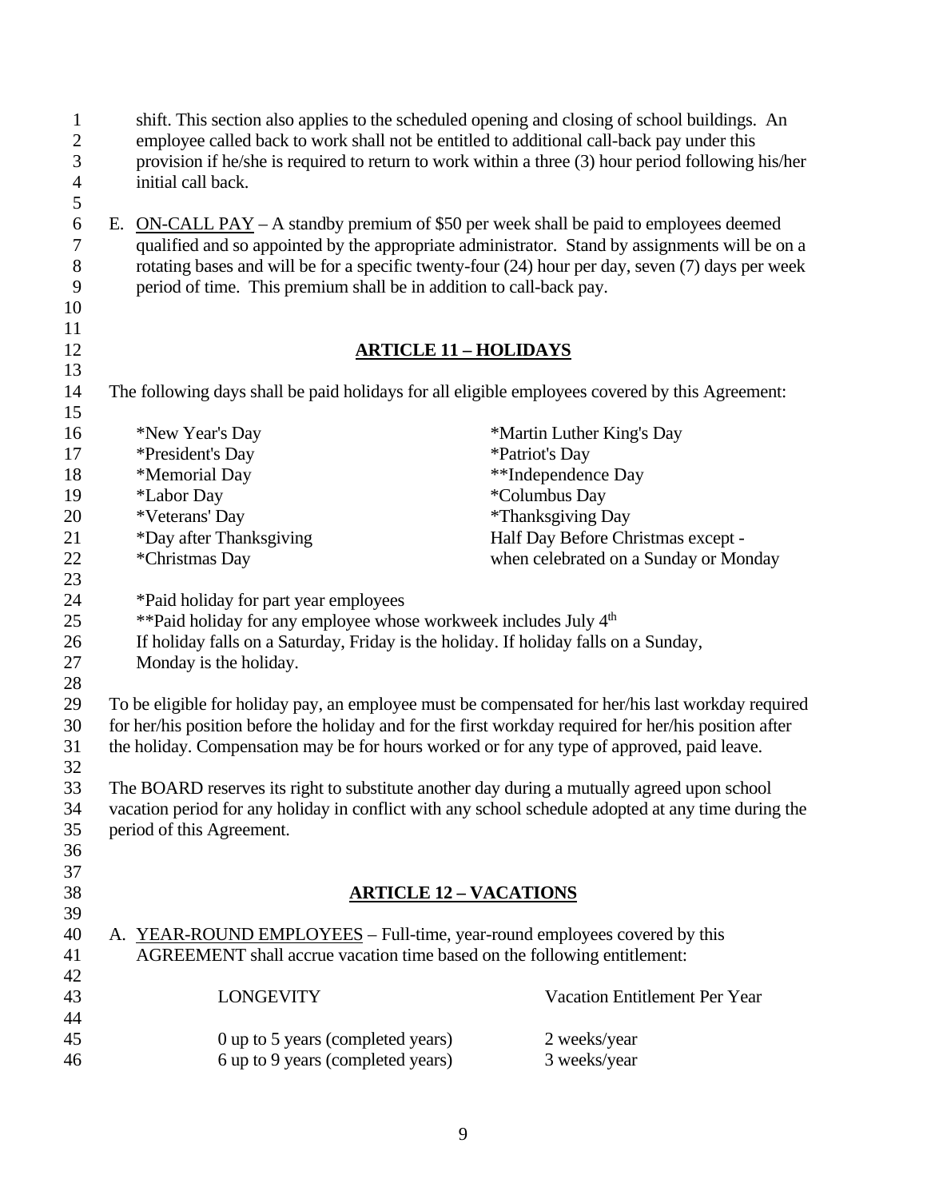shift. This section also applies to the scheduled opening and closing of school buildings. An employee called back to work shall not be entitled to additional call-back pay under this provision if he/she is required to return to work within a three (3) hour period following his/her initial call back.

E. ON-CALL PAY – A standby premium of $50 per week shall be paid to employees deemed qualified and so appointed by the appropriate administrator. Stand by assignments will be on a rotating bases and will be for a specific twenty-four (24) hour per day, seven (7) days per week period of time. This premium shall be in addition to call-back pay.

## ARTICLE 11 – HOLIDAYS

The following days shall be paid holidays for all eligible employees covered by this Agreement:

| | |
|---|---|
| *New Year's Day | *Martin Luther King's Day |
| *President's Day | *Patriot's Day |
| *Memorial Day | **Independence Day |
| *Labor Day | *Columbus Day |
| *Veterans' Day | *Thanksgiving Day |
| *Day after Thanksgiving | Half Day Before Christmas except - |
| *Christmas Day | when celebrated on a Sunday or Monday |

*Paid holiday for part year employees
**Paid holiday for any employee whose workweek includes July 4th
If holiday falls on a Saturday, Friday is the holiday. If holiday falls on a Sunday, Monday is the holiday.

To be eligible for holiday pay, an employee must be compensated for her/his last workday required for her/his position before the holiday and for the first workday required for her/his position after the holiday. Compensation may be for hours worked or for any type of approved, paid leave.

The BOARD reserves its right to substitute another day during a mutually agreed upon school vacation period for any holiday in conflict with any school schedule adopted at any time during the period of this Agreement.

## ARTICLE 12 – VACATIONS

A. YEAR-ROUND EMPLOYEES – Full-time, year-round employees covered by this AGREEMENT shall accrue vacation time based on the following entitlement:

| LONGEVITY | Vacation Entitlement Per Year |
|---|---|
| 0 up to 5 years (completed years) | 2 weeks/year |
| 6 up to 9 years (completed years) | 3 weeks/year |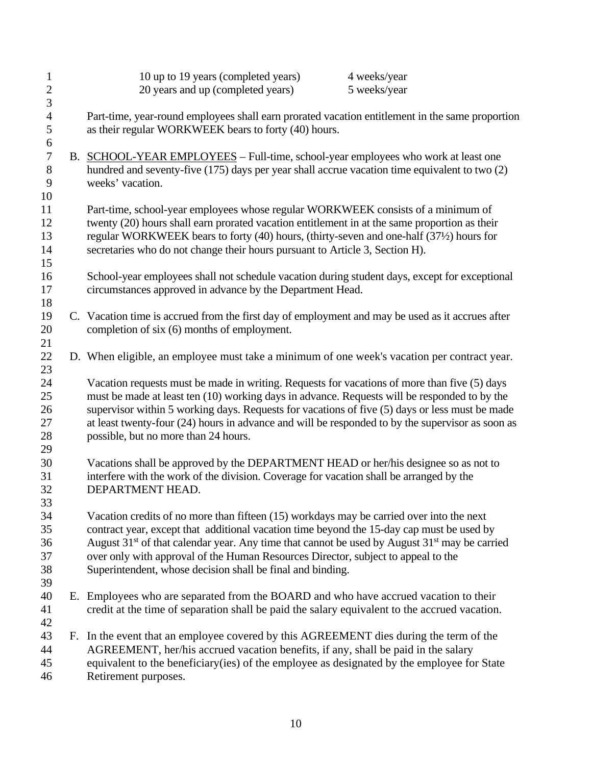| | |
|---|---|
| 10 up to 19 years (completed years) | 4 weeks/year |
| 20 years and up (completed years) | 5 weeks/year |

Part-time, year-round employees shall earn prorated vacation entitlement in the same proportion as their regular WORKWEEK bears to forty (40) hours.

B. SCHOOL-YEAR EMPLOYEES – Full-time, school-year employees who work at least one hundred and seventy-five (175) days per year shall accrue vacation time equivalent to two (2) weeks' vacation.

Part-time, school-year employees whose regular WORKWEEK consists of a minimum of twenty (20) hours shall earn prorated vacation entitlement in at the same proportion as their regular WORKWEEK bears to forty (40) hours, (thirty-seven and one-half (37½) hours for secretaries who do not change their hours pursuant to Article 3, Section H).

School-year employees shall not schedule vacation during student days, except for exceptional circumstances approved in advance by the Department Head.

C. Vacation time is accrued from the first day of employment and may be used as it accrues after completion of six (6) months of employment.

D. When eligible, an employee must take a minimum of one week's vacation per contract year.

Vacation requests must be made in writing. Requests for vacations of more than five (5) days must be made at least ten (10) working days in advance. Requests will be responded to by the supervisor within 5 working days. Requests for vacations of five (5) days or less must be made at least twenty-four (24) hours in advance and will be responded to by the supervisor as soon as possible, but no more than 24 hours.

Vacations shall be approved by the DEPARTMENT HEAD or her/his designee so as not to interfere with the work of the division. Coverage for vacation shall be arranged by the DEPARTMENT HEAD.

Vacation credits of no more than fifteen (15) workdays may be carried over into the next contract year, except that additional vacation time beyond the 15-day cap must be used by August 31st of that calendar year. Any time that cannot be used by August 31st may be carried over only with approval of the Human Resources Director, subject to appeal to the Superintendent, whose decision shall be final and binding.

E. Employees who are separated from the BOARD and who have accrued vacation to their credit at the time of separation shall be paid the salary equivalent to the accrued vacation.

F. In the event that an employee covered by this AGREEMENT dies during the term of the AGREEMENT, her/his accrued vacation benefits, if any, shall be paid in the salary equivalent to the beneficiary(ies) of the employee as designated by the employee for State Retirement purposes.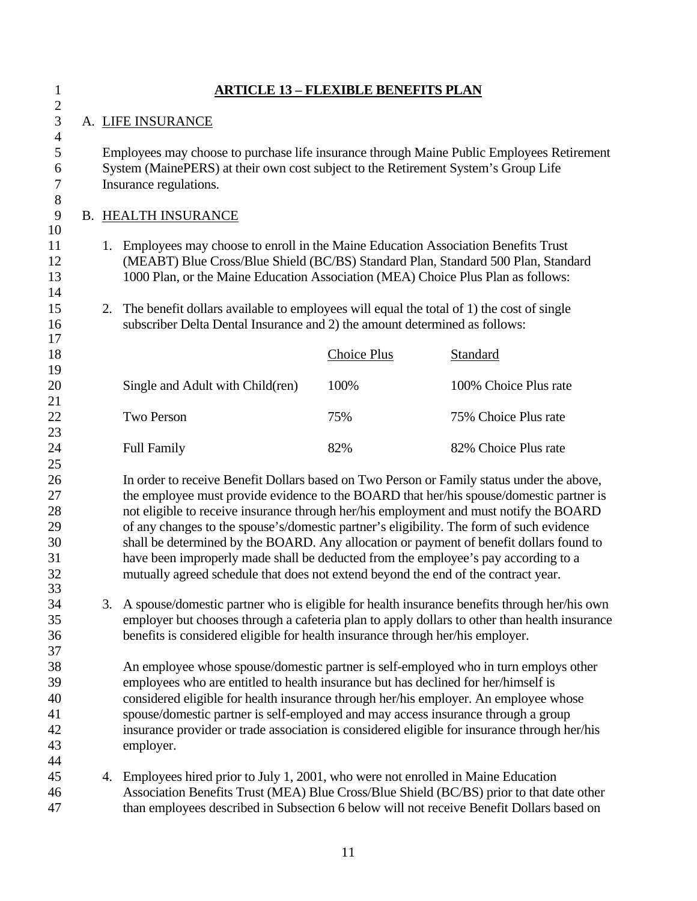# ARTICLE 13 – FLEXIBLE BENEFITS PLAN

## A. LIFE INSURANCE

Employees may choose to purchase life insurance through Maine Public Employees Retirement System (MainePERS) at their own cost subject to the Retirement System's Group Life Insurance regulations.

## B. HEALTH INSURANCE

1. Employees may choose to enroll in the Maine Education Association Benefits Trust (MEABT) Blue Cross/Blue Shield (BC/BS) Standard Plan, Standard 500 Plan, Standard 1000 Plan, or the Maine Education Association (MEA) Choice Plus Plan as follows:

2. The benefit dollars available to employees will equal the total of 1) the cost of single subscriber Delta Dental Insurance and 2) the amount determined as follows:

| | Choice Plus | Standard |
|---|---|---|
| Single and Adult with Child(ren) | 100% | 100% Choice Plus rate |
| Two Person | 75% | 75% Choice Plus rate |
| Full Family | 82% | 82% Choice Plus rate |

   In order to receive Benefit Dollars based on Two Person or Family status under the above, the employee must provide evidence to the BOARD that her/his spouse/domestic partner is not eligible to receive insurance through her/his employment and must notify the BOARD of any changes to the spouse's/domestic partner's eligibility. The form of such evidence shall be determined by the BOARD. Any allocation or payment of benefit dollars found to have been improperly made shall be deducted from the employee's pay according to a mutually agreed schedule that does not extend beyond the end of the contract year.

3. A spouse/domestic partner who is eligible for health insurance benefits through her/his own employer but chooses through a cafeteria plan to apply dollars to other than health insurance benefits is considered eligible for health insurance through her/his employer.

   An employee whose spouse/domestic partner is self-employed who in turn employs other employees who are entitled to health insurance but has declined for her/himself is considered eligible for health insurance through her/his employer. An employee whose spouse/domestic partner is self-employed and may access insurance through a group insurance provider or trade association is considered eligible for insurance through her/his employer.

4. Employees hired prior to July 1, 2001, who were not enrolled in Maine Education Association Benefits Trust (MEA) Blue Cross/Blue Shield (BC/BS) prior to that date other than employees described in Subsection 6 below will not receive Benefit Dollars based on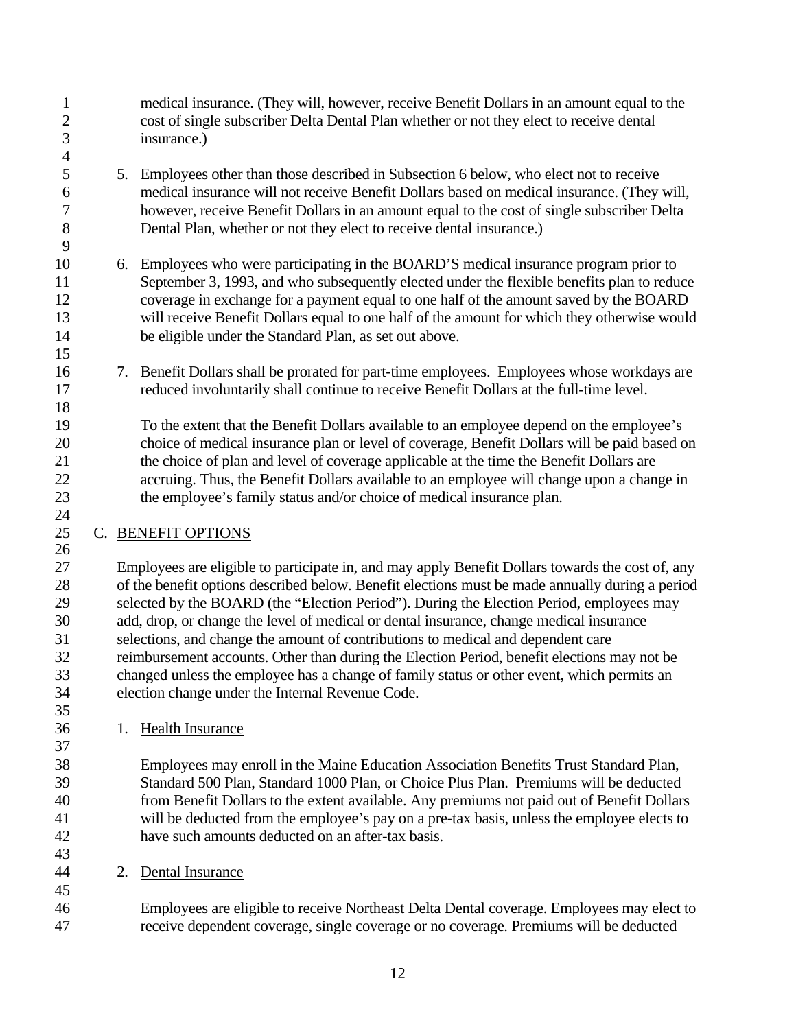medical insurance. (They will, however, receive Benefit Dollars in an amount equal to the cost of single subscriber Delta Dental Plan whether or not they elect to receive dental insurance.)

5. Employees other than those described in Subsection 6 below, who elect not to receive medical insurance will not receive Benefit Dollars based on medical insurance. (They will, however, receive Benefit Dollars in an amount equal to the cost of single subscriber Delta Dental Plan, whether or not they elect to receive dental insurance.)

6. Employees who were participating in the BOARD'S medical insurance program prior to September 3, 1993, and who subsequently elected under the flexible benefits plan to reduce coverage in exchange for a payment equal to one half of the amount saved by the BOARD will receive Benefit Dollars equal to one half of the amount for which they otherwise would be eligible under the Standard Plan, as set out above.

7. Benefit Dollars shall be prorated for part-time employees. Employees whose workdays are reduced involuntarily shall continue to receive Benefit Dollars at the full-time level.

   To the extent that the Benefit Dollars available to an employee depend on the employee's choice of medical insurance plan or level of coverage, Benefit Dollars will be paid based on the choice of plan and level of coverage applicable at the time the Benefit Dollars are accruing. Thus, the Benefit Dollars available to an employee will change upon a change in the employee's family status and/or choice of medical insurance plan.

C. BENEFIT OPTIONS

Employees are eligible to participate in, and may apply Benefit Dollars towards the cost of, any of the benefit options described below. Benefit elections must be made annually during a period selected by the BOARD (the "Election Period"). During the Election Period, employees may add, drop, or change the level of medical or dental insurance, change medical insurance selections, and change the amount of contributions to medical and dependent care reimbursement accounts. Other than during the Election Period, benefit elections may not be changed unless the employee has a change of family status or other event, which permits an election change under the Internal Revenue Code.

1. Health Insurance

   Employees may enroll in the Maine Education Association Benefits Trust Standard Plan, Standard 500 Plan, Standard 1000 Plan, or Choice Plus Plan. Premiums will be deducted from Benefit Dollars to the extent available. Any premiums not paid out of Benefit Dollars will be deducted from the employee's pay on a pre-tax basis, unless the employee elects to have such amounts deducted on an after-tax basis.

2. Dental Insurance

   Employees are eligible to receive Northeast Delta Dental coverage. Employees may elect to receive dependent coverage, single coverage or no coverage. Premiums will be deducted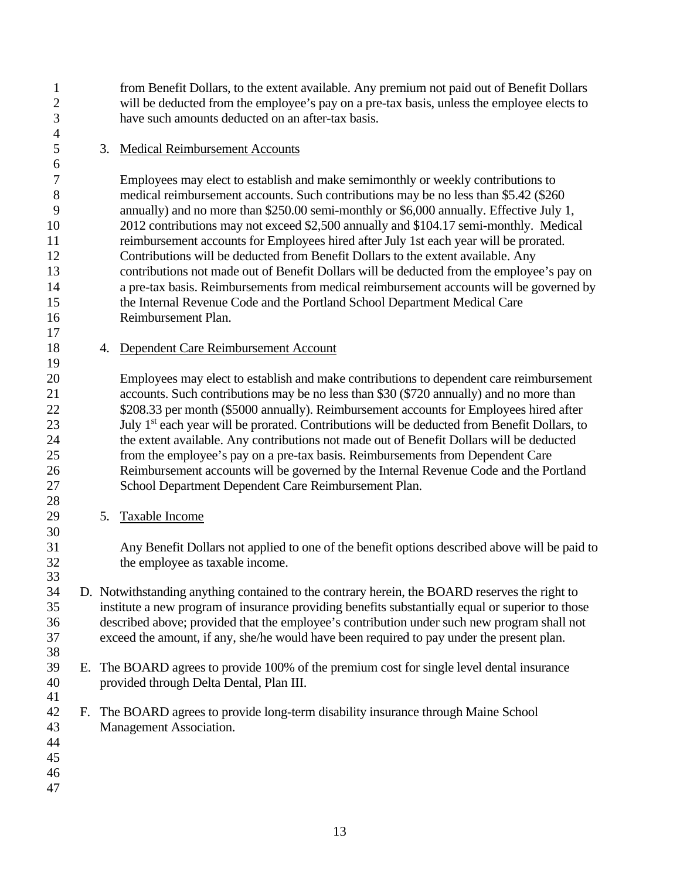from Benefit Dollars, to the extent available. Any premium not paid out of Benefit Dollars will be deducted from the employee's pay on a pre-tax basis, unless the employee elects to have such amounts deducted on an after-tax basis.

3. <u>Medical Reimbursement Accounts</u>

   Employees may elect to establish and make semimonthly or weekly contributions to medical reimbursement accounts. Such contributions may be no less than $5.42 ($260 annually) and no more than $250.00 semi-monthly or $6,000 annually. Effective July 1, 2012 contributions may not exceed $2,500 annually and $104.17 semi-monthly. Medical reimbursement accounts for Employees hired after July 1st each year will be prorated. Contributions will be deducted from Benefit Dollars to the extent available. Any contributions not made out of Benefit Dollars will be deducted from the employee's pay on a pre-tax basis. Reimbursements from medical reimbursement accounts will be governed by the Internal Revenue Code and the Portland School Department Medical Care Reimbursement Plan.

4. <u>Dependent Care Reimbursement Account</u>

   Employees may elect to establish and make contributions to dependent care reimbursement accounts. Such contributions may be no less than $30 ($720 annually) and no more than $208.33 per month ($5000 annually). Reimbursement accounts for Employees hired after July 1st each year will be prorated. Contributions will be deducted from Benefit Dollars, to the extent available. Any contributions not made out of Benefit Dollars will be deducted from the employee's pay on a pre-tax basis. Reimbursements from Dependent Care Reimbursement accounts will be governed by the Internal Revenue Code and the Portland School Department Dependent Care Reimbursement Plan.

5. <u>Taxable Income</u>

   Any Benefit Dollars not applied to one of the benefit options described above will be paid to the employee as taxable income.

D. Notwithstanding anything contained to the contrary herein, the BOARD reserves the right to institute a new program of insurance providing benefits substantially equal or superior to those described above; provided that the employee's contribution under such new program shall not exceed the amount, if any, she/he would have been required to pay under the present plan.

E. The BOARD agrees to provide 100% of the premium cost for single level dental insurance provided through Delta Dental, Plan III.

F. The BOARD agrees to provide long-term disability insurance through Maine School Management Association.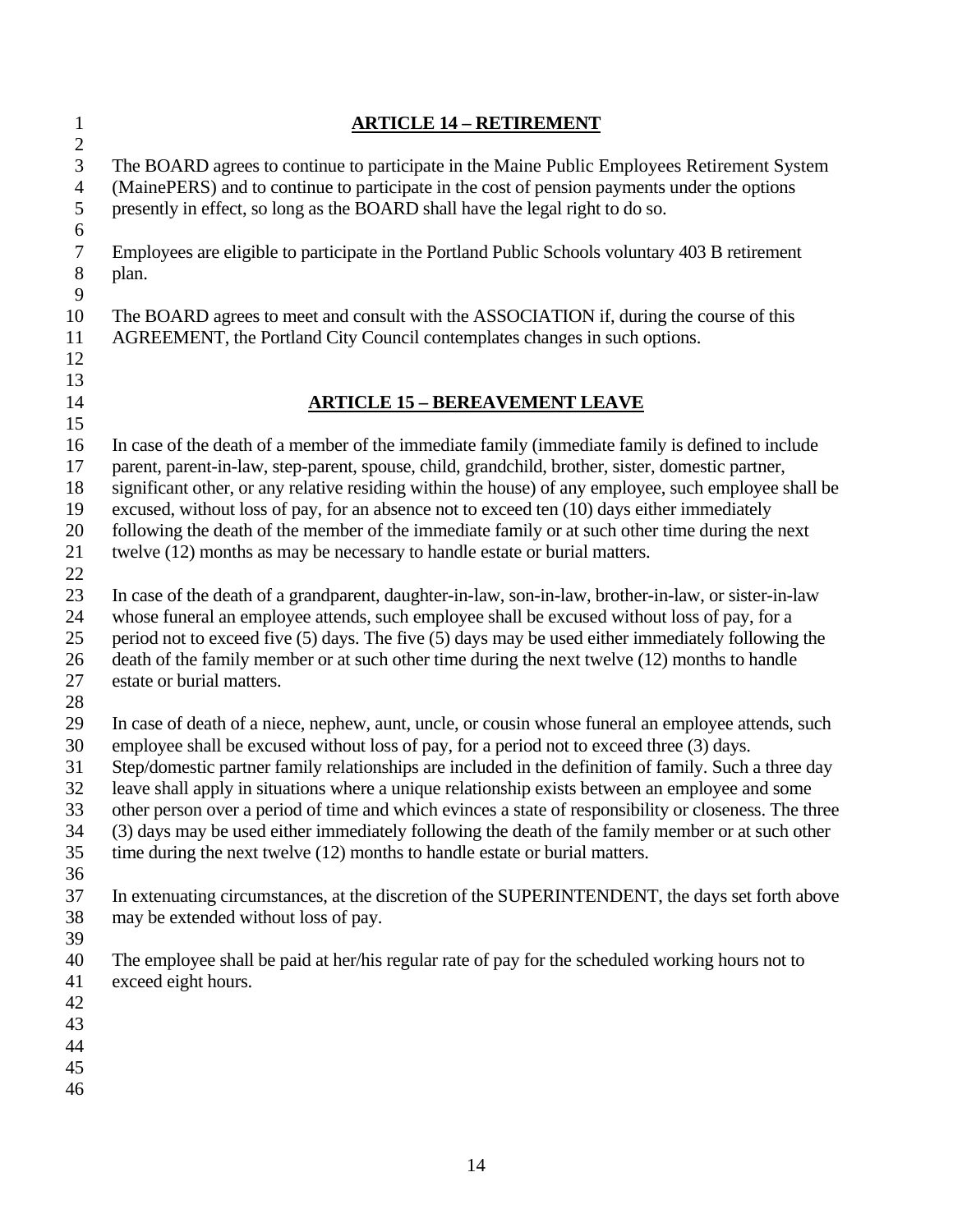## ARTICLE 14 – RETIREMENT

The BOARD agrees to continue to participate in the Maine Public Employees Retirement System (MainePERS) and to continue to participate in the cost of pension payments under the options presently in effect, so long as the BOARD shall have the legal right to do so.

Employees are eligible to participate in the Portland Public Schools voluntary 403 B retirement plan.

The BOARD agrees to meet and consult with the ASSOCIATION if, during the course of this AGREEMENT, the Portland City Council contemplates changes in such options.

## ARTICLE 15 – BEREAVEMENT LEAVE

In case of the death of a member of the immediate family (immediate family is defined to include parent, parent-in-law, step-parent, spouse, child, grandchild, brother, sister, domestic partner, significant other, or any relative residing within the house) of any employee, such employee shall be excused, without loss of pay, for an absence not to exceed ten (10) days either immediately following the death of the member of the immediate family or at such other time during the next twelve (12) months as may be necessary to handle estate or burial matters.

In case of the death of a grandparent, daughter-in-law, son-in-law, brother-in-law, or sister-in-law whose funeral an employee attends, such employee shall be excused without loss of pay, for a period not to exceed five (5) days. The five (5) days may be used either immediately following the death of the family member or at such other time during the next twelve (12) months to handle estate or burial matters.

In case of death of a niece, nephew, aunt, uncle, or cousin whose funeral an employee attends, such employee shall be excused without loss of pay, for a period not to exceed three (3) days. Step/domestic partner family relationships are included in the definition of family. Such a three day leave shall apply in situations where a unique relationship exists between an employee and some other person over a period of time and which evinces a state of responsibility or closeness. The three (3) days may be used either immediately following the death of the family member or at such other time during the next twelve (12) months to handle estate or burial matters.

In extenuating circumstances, at the discretion of the SUPERINTENDENT, the days set forth above may be extended without loss of pay.

The employee shall be paid at her/his regular rate of pay for the scheduled working hours not to exceed eight hours.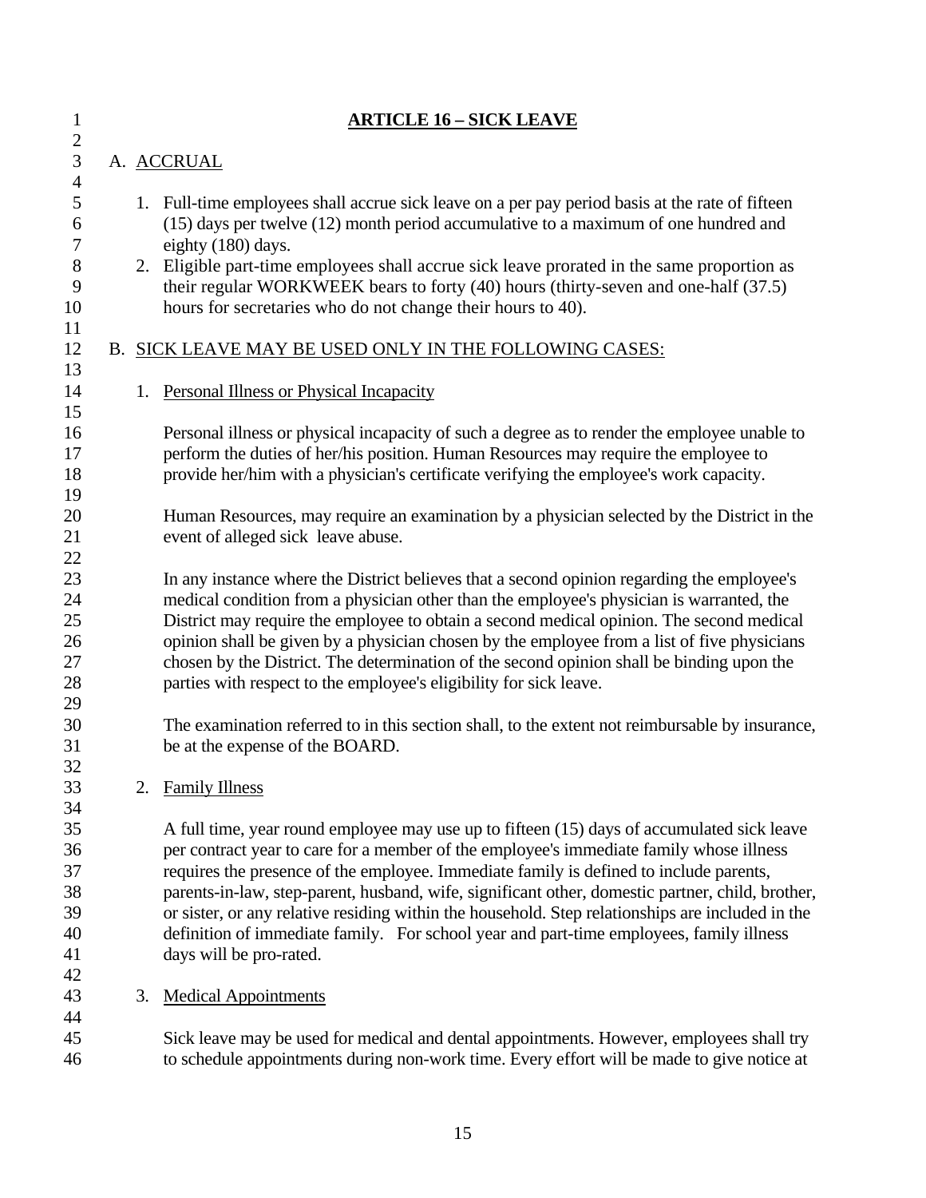# ARTICLE 16 – SICK LEAVE

A. ACCRUAL

1. Full-time employees shall accrue sick leave on a per pay period basis at the rate of fifteen (15) days per twelve (12) month period accumulative to a maximum of one hundred and eighty (180) days.
2. Eligible part-time employees shall accrue sick leave prorated in the same proportion as their regular WORKWEEK bears to forty (40) hours (thirty-seven and one-half (37.5) hours for secretaries who do not change their hours to 40).

B. SICK LEAVE MAY BE USED ONLY IN THE FOLLOWING CASES:

1. Personal Illness or Physical Incapacity

   Personal illness or physical incapacity of such a degree as to render the employee unable to perform the duties of her/his position. Human Resources may require the employee to provide her/him with a physician's certificate verifying the employee's work capacity.

   Human Resources, may require an examination by a physician selected by the District in the event of alleged sick leave abuse.

   In any instance where the District believes that a second opinion regarding the employee's medical condition from a physician other than the employee's physician is warranted, the District may require the employee to obtain a second medical opinion. The second medical opinion shall be given by a physician chosen by the employee from a list of five physicians chosen by the District. The determination of the second opinion shall be binding upon the parties with respect to the employee's eligibility for sick leave.

   The examination referred to in this section shall, to the extent not reimbursable by insurance, be at the expense of the BOARD.

2. Family Illness

   A full time, year round employee may use up to fifteen (15) days of accumulated sick leave per contract year to care for a member of the employee's immediate family whose illness requires the presence of the employee. Immediate family is defined to include parents, parents-in-law, step-parent, husband, wife, significant other, domestic partner, child, brother, or sister, or any relative residing within the household. Step relationships are included in the definition of immediate family. For school year and part-time employees, family illness days will be pro-rated.

3. Medical Appointments

   Sick leave may be used for medical and dental appointments. However, employees shall try to schedule appointments during non-work time. Every effort will be made to give notice at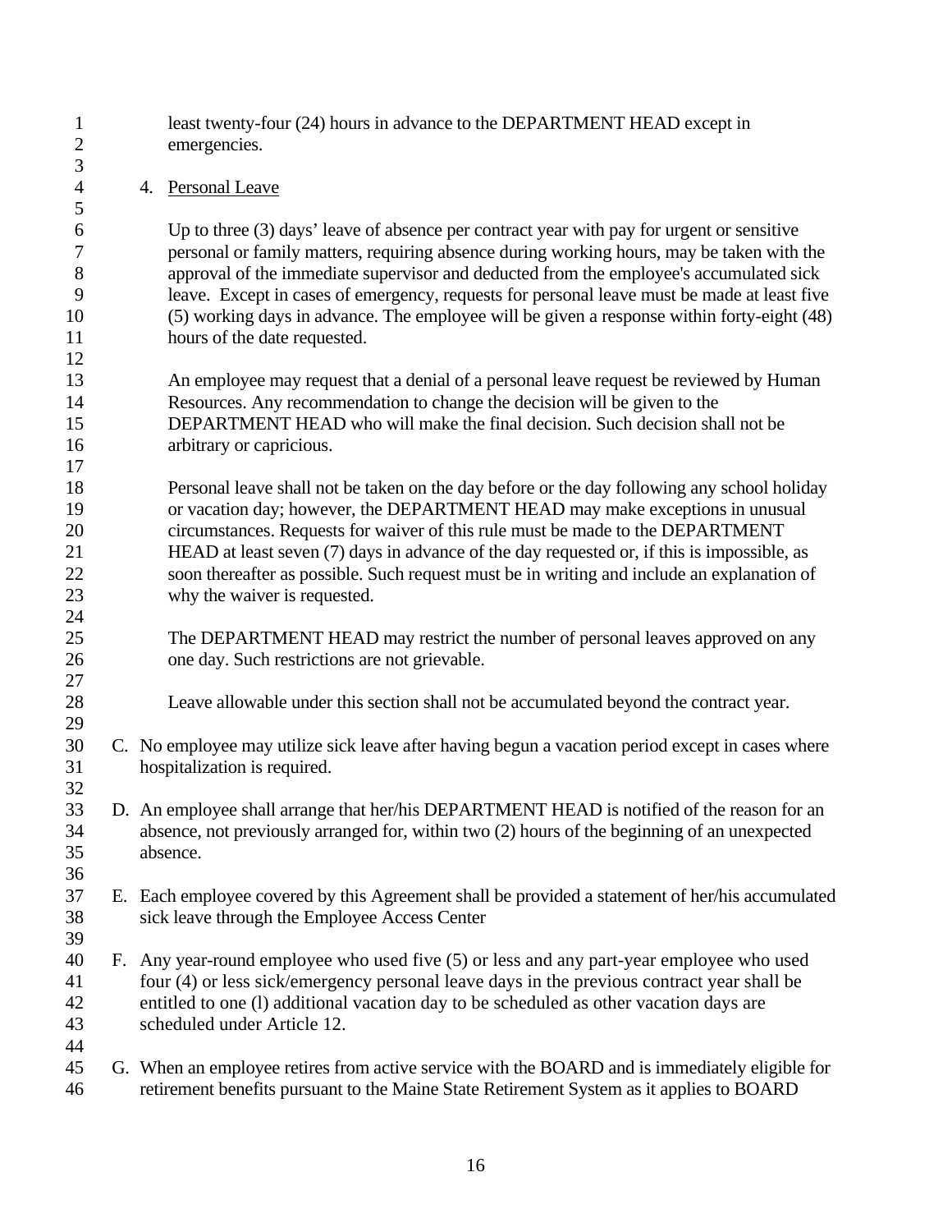least twenty-four (24) hours in advance to the DEPARTMENT HEAD except in emergencies.

4. Personal Leave

Up to three (3) days' leave of absence per contract year with pay for urgent or sensitive personal or family matters, requiring absence during working hours, may be taken with the approval of the immediate supervisor and deducted from the employee's accumulated sick leave. Except in cases of emergency, requests for personal leave must be made at least five (5) working days in advance. The employee will be given a response within forty-eight (48) hours of the date requested.

An employee may request that a denial of a personal leave request be reviewed by Human Resources. Any recommendation to change the decision will be given to the DEPARTMENT HEAD who will make the final decision. Such decision shall not be arbitrary or capricious.

Personal leave shall not be taken on the day before or the day following any school holiday or vacation day; however, the DEPARTMENT HEAD may make exceptions in unusual circumstances. Requests for waiver of this rule must be made to the DEPARTMENT HEAD at least seven (7) days in advance of the day requested or, if this is impossible, as soon thereafter as possible. Such request must be in writing and include an explanation of why the waiver is requested.

The DEPARTMENT HEAD may restrict the number of personal leaves approved on any one day. Such restrictions are not grievable.

Leave allowable under this section shall not be accumulated beyond the contract year.

C. No employee may utilize sick leave after having begun a vacation period except in cases where hospitalization is required.

D. An employee shall arrange that her/his DEPARTMENT HEAD is notified of the reason for an absence, not previously arranged for, within two (2) hours of the beginning of an unexpected absence.

E. Each employee covered by this Agreement shall be provided a statement of her/his accumulated sick leave through the Employee Access Center

F. Any year-round employee who used five (5) or less and any part-year employee who used four (4) or less sick/emergency personal leave days in the previous contract year shall be entitled to one (l) additional vacation day to be scheduled as other vacation days are scheduled under Article 12.

G. When an employee retires from active service with the BOARD and is immediately eligible for retirement benefits pursuant to the Maine State Retirement System as it applies to BOARD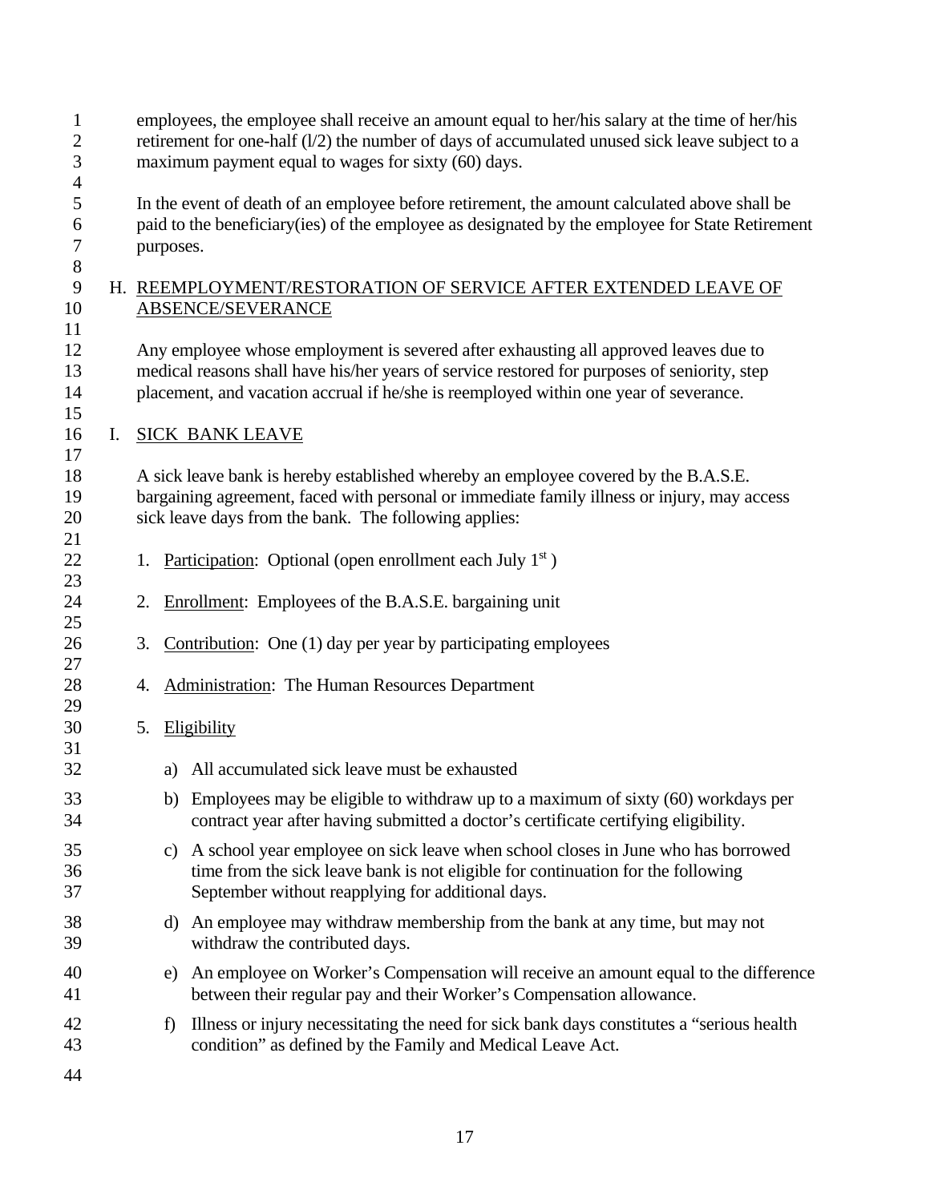employees, the employee shall receive an amount equal to her/his salary at the time of her/his retirement for one-half (l/2) the number of days of accumulated unused sick leave subject to a maximum payment equal to wages for sixty (60) days.

In the event of death of an employee before retirement, the amount calculated above shall be paid to the beneficiary(ies) of the employee as designated by the employee for State Retirement purposes.

## H. REEMPLOYMENT/RESTORATION OF SERVICE AFTER EXTENDED LEAVE OF ABSENCE/SEVERANCE

Any employee whose employment is severed after exhausting all approved leaves due to medical reasons shall have his/her years of service restored for purposes of seniority, step placement, and vacation accrual if he/she is reemployed within one year of severance.

## I. SICK BANK LEAVE

A sick leave bank is hereby established whereby an employee covered by the B.A.S.E. bargaining agreement, faced with personal or immediate family illness or injury, may access sick leave days from the bank. The following applies:

1. Participation: Optional (open enrollment each July 1st )

2. Enrollment: Employees of the B.A.S.E. bargaining unit

3. Contribution: One (1) day per year by participating employees

4. Administration: The Human Resources Department

5. Eligibility

   a) All accumulated sick leave must be exhausted

   b) Employees may be eligible to withdraw up to a maximum of sixty (60) workdays per contract year after having submitted a doctor's certificate certifying eligibility.

   c) A school year employee on sick leave when school closes in June who has borrowed time from the sick leave bank is not eligible for continuation for the following September without reapplying for additional days.

   d) An employee may withdraw membership from the bank at any time, but may not withdraw the contributed days.

   e) An employee on Worker's Compensation will receive an amount equal to the difference between their regular pay and their Worker's Compensation allowance.

   f) Illness or injury necessitating the need for sick bank days constitutes a "serious health condition" as defined by the Family and Medical Leave Act.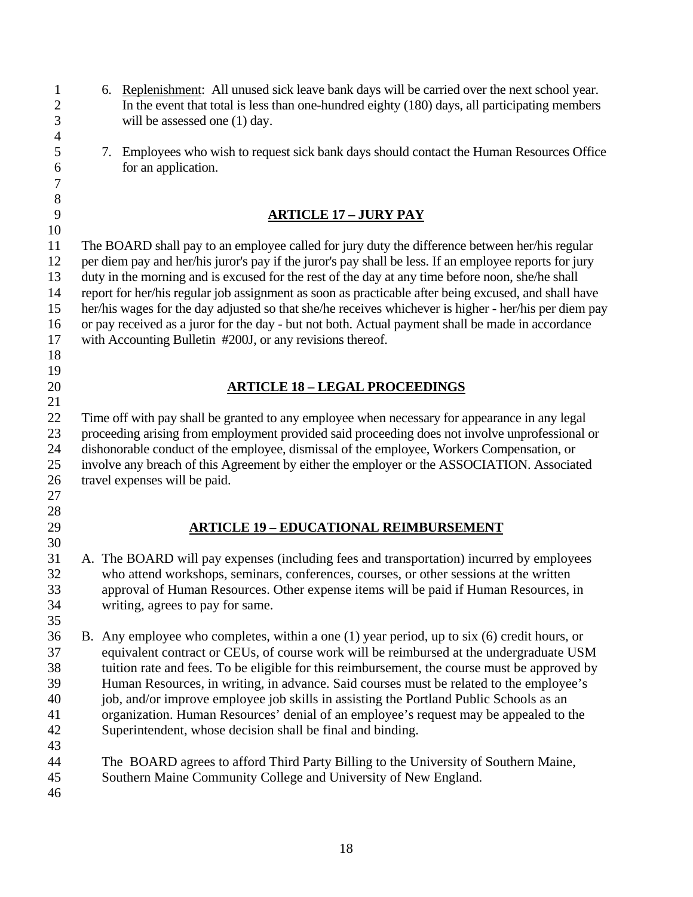6. Replenishment: All unused sick leave bank days will be carried over the next school year. In the event that total is less than one-hundred eighty (180) days, all participating members will be assessed one (1) day.

7. Employees who wish to request sick bank days should contact the Human Resources Office for an application.

## ARTICLE 17 – JURY PAY

The BOARD shall pay to an employee called for jury duty the difference between her/his regular per diem pay and her/his juror's pay if the juror's pay shall be less. If an employee reports for jury duty in the morning and is excused for the rest of the day at any time before noon, she/he shall report for her/his regular job assignment as soon as practicable after being excused, and shall have her/his wages for the day adjusted so that she/he receives whichever is higher - her/his per diem pay or pay received as a juror for the day - but not both. Actual payment shall be made in accordance with Accounting Bulletin #200J, or any revisions thereof.

## ARTICLE 18 – LEGAL PROCEEDINGS

Time off with pay shall be granted to any employee when necessary for appearance in any legal proceeding arising from employment provided said proceeding does not involve unprofessional or dishonorable conduct of the employee, dismissal of the employee, Workers Compensation, or involve any breach of this Agreement by either the employer or the ASSOCIATION. Associated travel expenses will be paid.

## ARTICLE 19 – EDUCATIONAL REIMBURSEMENT

A. The BOARD will pay expenses (including fees and transportation) incurred by employees who attend workshops, seminars, conferences, courses, or other sessions at the written approval of Human Resources. Other expense items will be paid if Human Resources, in writing, agrees to pay for same.

B. Any employee who completes, within a one (1) year period, up to six (6) credit hours, or equivalent contract or CEUs, of course work will be reimbursed at the undergraduate USM tuition rate and fees. To be eligible for this reimbursement, the course must be approved by Human Resources, in writing, in advance. Said courses must be related to the employee's job, and/or improve employee job skills in assisting the Portland Public Schools as an organization. Human Resources' denial of an employee's request may be appealed to the Superintendent, whose decision shall be final and binding.

   The BOARD agrees to afford Third Party Billing to the University of Southern Maine, Southern Maine Community College and University of New England.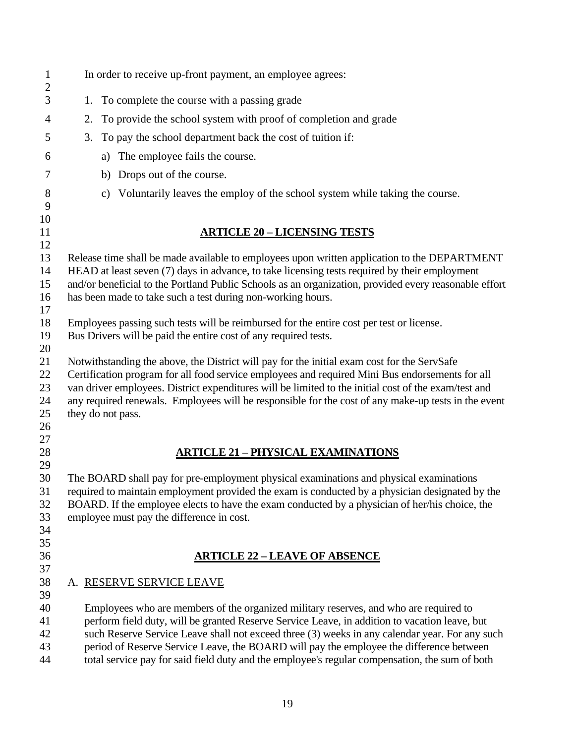In order to receive up-front payment, an employee agrees:

1. To complete the course with a passing grade
2. To provide the school system with proof of completion and grade
3. To pay the school department back the cost of tuition if:
    a) The employee fails the course.
    b) Drops out of the course.
    c) Voluntarily leaves the employ of the school system while taking the course.

## ARTICLE 20 – LICENSING TESTS

Release time shall be made available to employees upon written application to the DEPARTMENT HEAD at least seven (7) days in advance, to take licensing tests required by their employment and/or beneficial to the Portland Public Schools as an organization, provided every reasonable effort has been made to take such a test during non-working hours.

Employees passing such tests will be reimbursed for the entire cost per test or license. Bus Drivers will be paid the entire cost of any required tests.

Notwithstanding the above, the District will pay for the initial exam cost for the ServSafe Certification program for all food service employees and required Mini Bus endorsements for all van driver employees. District expenditures will be limited to the initial cost of the exam/test and any required renewals. Employees will be responsible for the cost of any make-up tests in the event they do not pass.

## ARTICLE 21 – PHYSICAL EXAMINATIONS

The BOARD shall pay for pre-employment physical examinations and physical examinations required to maintain employment provided the exam is conducted by a physician designated by the BOARD. If the employee elects to have the exam conducted by a physician of her/his choice, the employee must pay the difference in cost.

## ARTICLE 22 – LEAVE OF ABSENCE

A. RESERVE SERVICE LEAVE

Employees who are members of the organized military reserves, and who are required to perform field duty, will be granted Reserve Service Leave, in addition to vacation leave, but such Reserve Service Leave shall not exceed three (3) weeks in any calendar year. For any such period of Reserve Service Leave, the BOARD will pay the employee the difference between total service pay for said field duty and the employee's regular compensation, the sum of both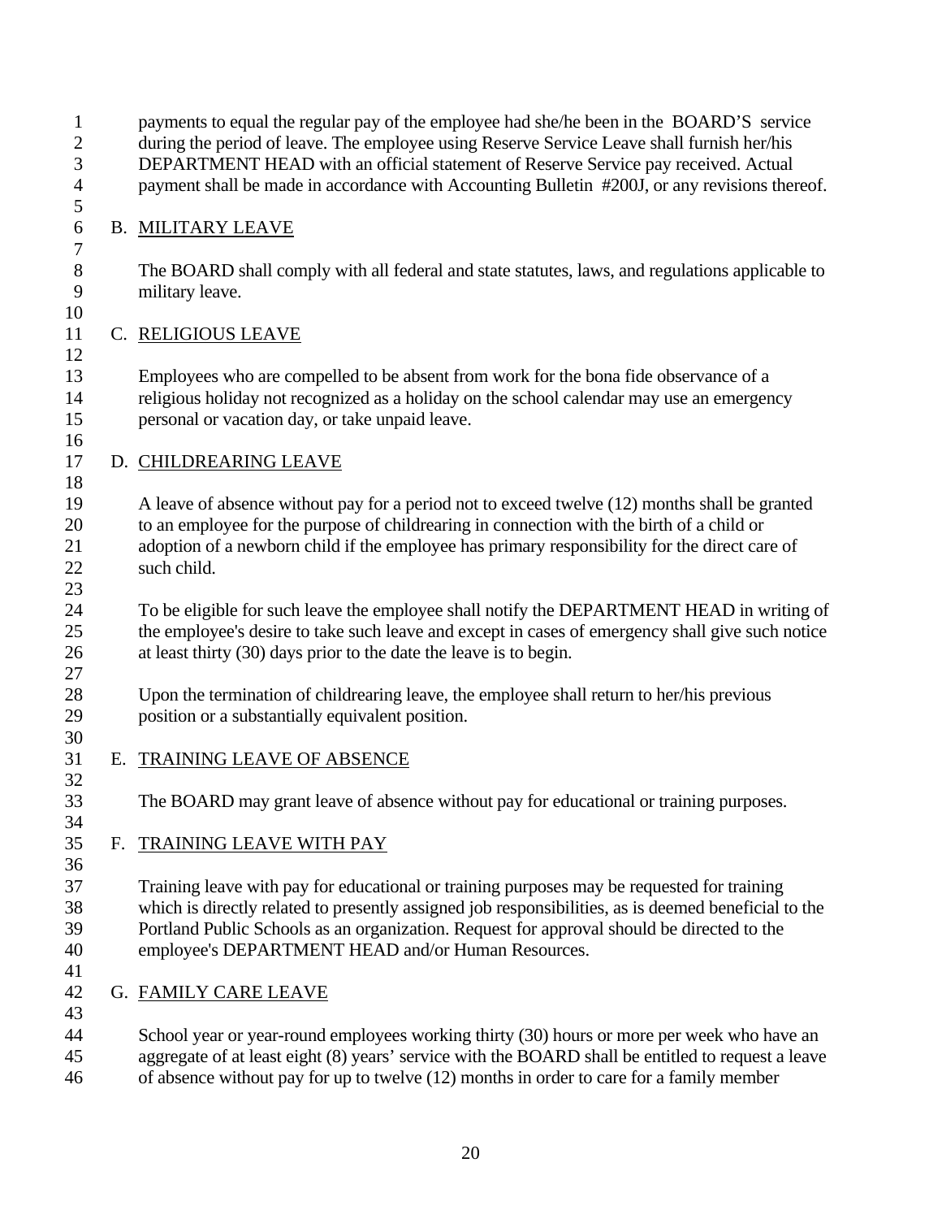payments to equal the regular pay of the employee had she/he been in the BOARD'S service during the period of leave. The employee using Reserve Service Leave shall furnish her/his DEPARTMENT HEAD with an official statement of Reserve Service pay received. Actual payment shall be made in accordance with Accounting Bulletin #200J, or any revisions thereof.

B. MILITARY LEAVE

The BOARD shall comply with all federal and state statutes, laws, and regulations applicable to military leave.

C. RELIGIOUS LEAVE

Employees who are compelled to be absent from work for the bona fide observance of a religious holiday not recognized as a holiday on the school calendar may use an emergency personal or vacation day, or take unpaid leave.

D. CHILDREARING LEAVE

A leave of absence without pay for a period not to exceed twelve (12) months shall be granted to an employee for the purpose of childrearing in connection with the birth of a child or adoption of a newborn child if the employee has primary responsibility for the direct care of such child.

To be eligible for such leave the employee shall notify the DEPARTMENT HEAD in writing of the employee's desire to take such leave and except in cases of emergency shall give such notice at least thirty (30) days prior to the date the leave is to begin.

Upon the termination of childrearing leave, the employee shall return to her/his previous position or a substantially equivalent position.

E. TRAINING LEAVE OF ABSENCE

The BOARD may grant leave of absence without pay for educational or training purposes.

F. TRAINING LEAVE WITH PAY

Training leave with pay for educational or training purposes may be requested for training which is directly related to presently assigned job responsibilities, as is deemed beneficial to the Portland Public Schools as an organization. Request for approval should be directed to the employee's DEPARTMENT HEAD and/or Human Resources.

G. FAMILY CARE LEAVE

School year or year-round employees working thirty (30) hours or more per week who have an aggregate of at least eight (8) years' service with the BOARD shall be entitled to request a leave of absence without pay for up to twelve (12) months in order to care for a family member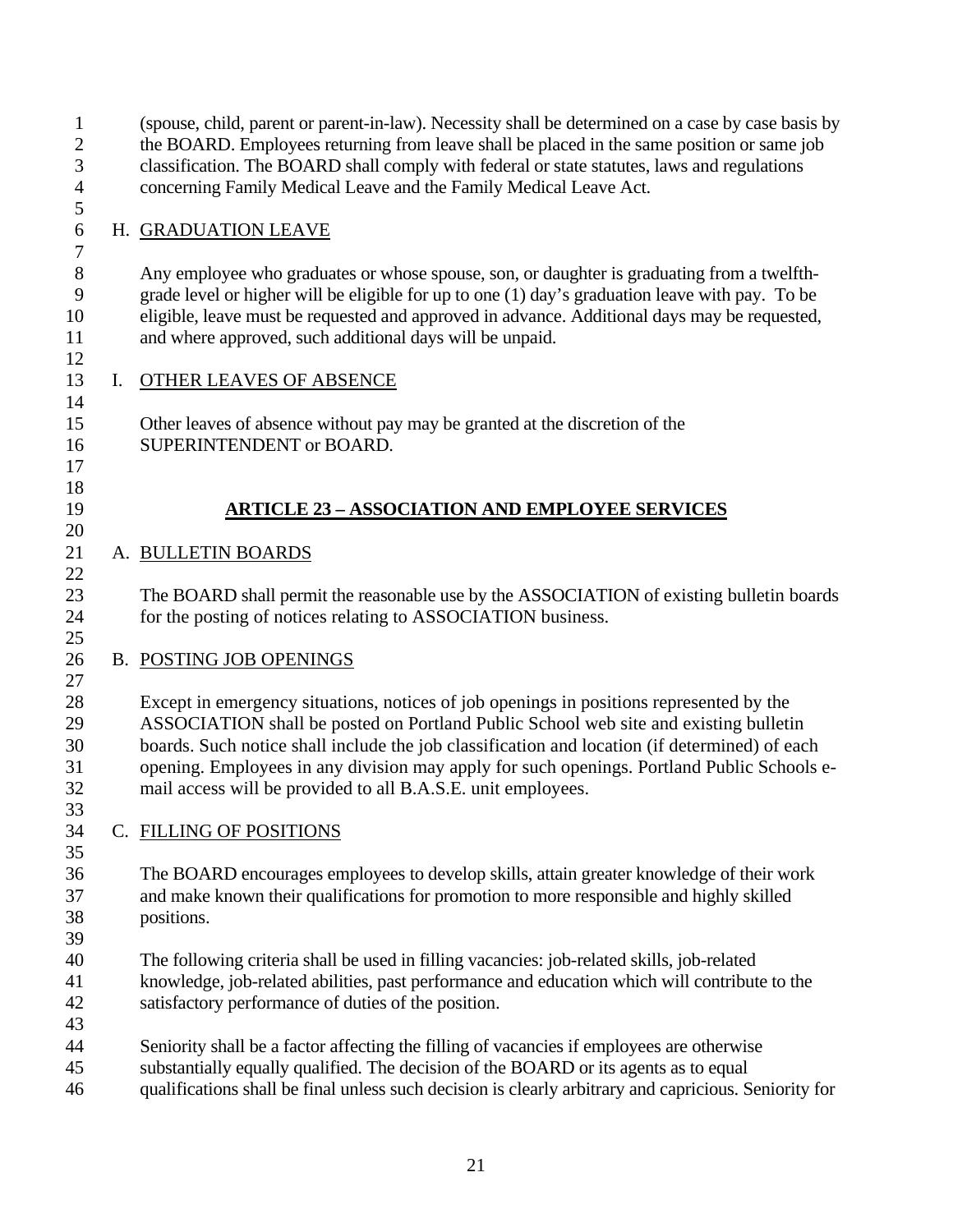(spouse, child, parent or parent-in-law). Necessity shall be determined on a case by case basis by the BOARD. Employees returning from leave shall be placed in the same position or same job classification. The BOARD shall comply with federal or state statutes, laws and regulations concerning Family Medical Leave and the Family Medical Leave Act.

H. GRADUATION LEAVE

Any employee who graduates or whose spouse, son, or daughter is graduating from a twelfth-grade level or higher will be eligible for up to one (1) day's graduation leave with pay. To be eligible, leave must be requested and approved in advance. Additional days may be requested, and where approved, such additional days will be unpaid.

I. OTHER LEAVES OF ABSENCE

Other leaves of absence without pay may be granted at the discretion of the SUPERINTENDENT or BOARD.

## ARTICLE 23 – ASSOCIATION AND EMPLOYEE SERVICES

A. BULLETIN BOARDS

The BOARD shall permit the reasonable use by the ASSOCIATION of existing bulletin boards for the posting of notices relating to ASSOCIATION business.

B. POSTING JOB OPENINGS

Except in emergency situations, notices of job openings in positions represented by the ASSOCIATION shall be posted on Portland Public School web site and existing bulletin boards. Such notice shall include the job classification and location (if determined) of each opening. Employees in any division may apply for such openings. Portland Public Schools e-mail access will be provided to all B.A.S.E. unit employees.

C. FILLING OF POSITIONS

The BOARD encourages employees to develop skills, attain greater knowledge of their work and make known their qualifications for promotion to more responsible and highly skilled positions.

The following criteria shall be used in filling vacancies: job-related skills, job-related knowledge, job-related abilities, past performance and education which will contribute to the satisfactory performance of duties of the position.

Seniority shall be a factor affecting the filling of vacancies if employees are otherwise substantially equally qualified. The decision of the BOARD or its agents as to equal qualifications shall be final unless such decision is clearly arbitrary and capricious. Seniority for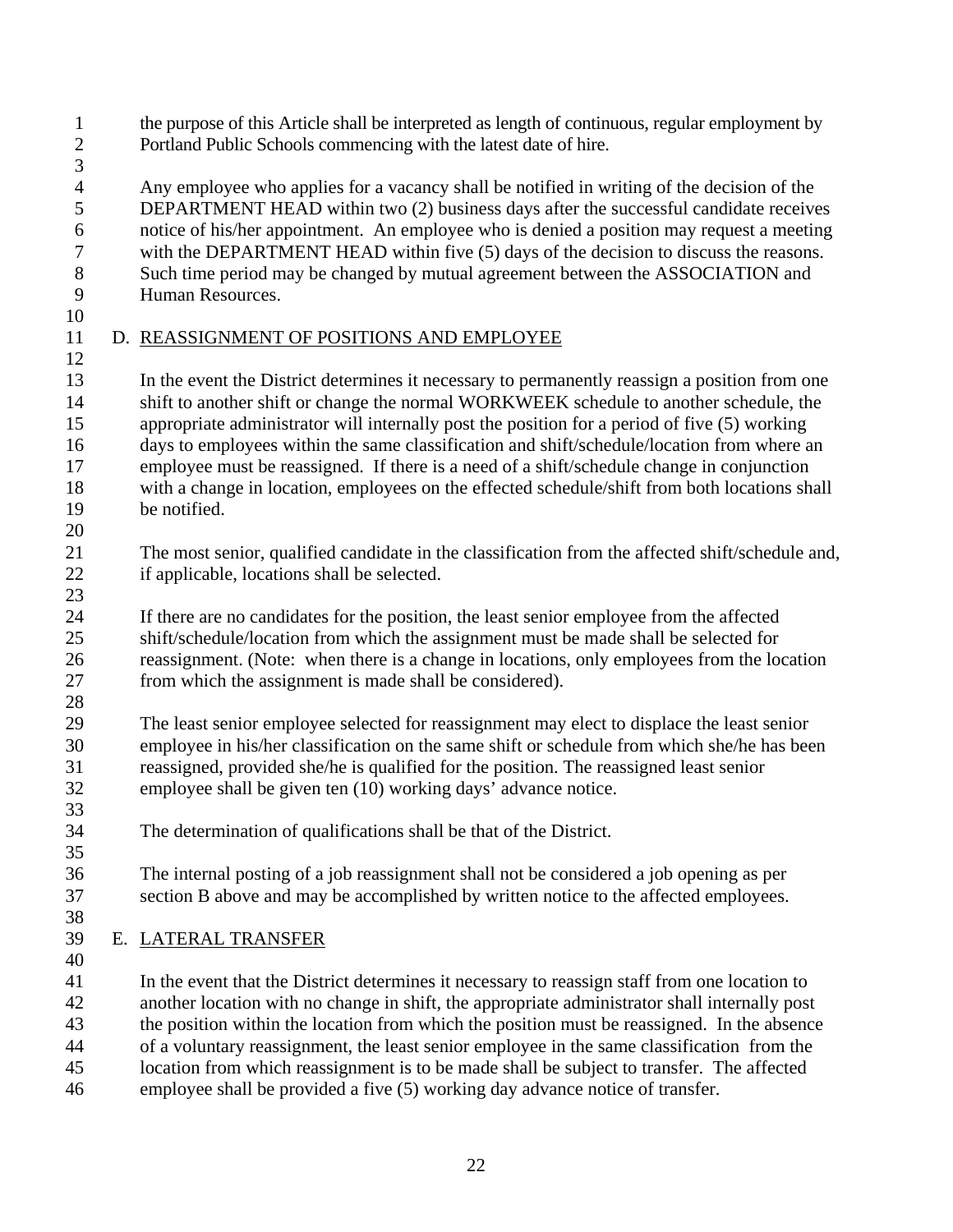the purpose of this Article shall be interpreted as length of continuous, regular employment by Portland Public Schools commencing with the latest date of hire.

Any employee who applies for a vacancy shall be notified in writing of the decision of the DEPARTMENT HEAD within two (2) business days after the successful candidate receives notice of his/her appointment. An employee who is denied a position may request a meeting with the DEPARTMENT HEAD within five (5) days of the decision to discuss the reasons. Such time period may be changed by mutual agreement between the ASSOCIATION and Human Resources.

D. REASSIGNMENT OF POSITIONS AND EMPLOYEE

In the event the District determines it necessary to permanently reassign a position from one shift to another shift or change the normal WORKWEEK schedule to another schedule, the appropriate administrator will internally post the position for a period of five (5) working days to employees within the same classification and shift/schedule/location from where an employee must be reassigned. If there is a need of a shift/schedule change in conjunction with a change in location, employees on the effected schedule/shift from both locations shall be notified.

The most senior, qualified candidate in the classification from the affected shift/schedule and, if applicable, locations shall be selected.

If there are no candidates for the position, the least senior employee from the affected shift/schedule/location from which the assignment must be made shall be selected for reassignment. (Note: when there is a change in locations, only employees from the location from which the assignment is made shall be considered).

The least senior employee selected for reassignment may elect to displace the least senior employee in his/her classification on the same shift or schedule from which she/he has been reassigned, provided she/he is qualified for the position. The reassigned least senior employee shall be given ten (10) working days' advance notice.

The determination of qualifications shall be that of the District.

The internal posting of a job reassignment shall not be considered a job opening as per section B above and may be accomplished by written notice to the affected employees.

E. LATERAL TRANSFER

In the event that the District determines it necessary to reassign staff from one location to another location with no change in shift, the appropriate administrator shall internally post the position within the location from which the position must be reassigned. In the absence of a voluntary reassignment, the least senior employee in the same classification from the location from which reassignment is to be made shall be subject to transfer. The affected employee shall be provided a five (5) working day advance notice of transfer.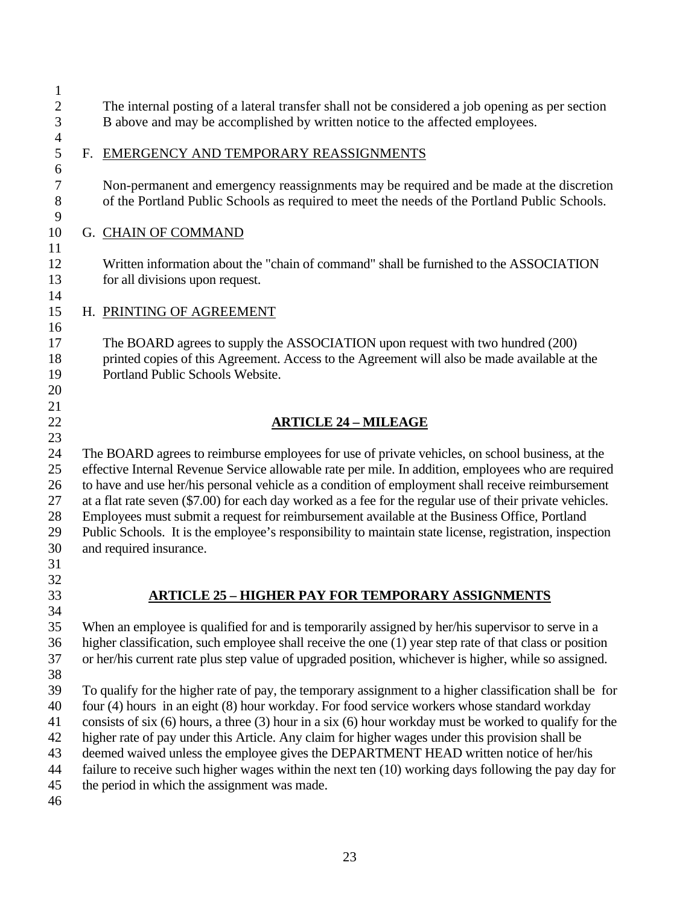The internal posting of a lateral transfer shall not be considered a job opening as per section B above and may be accomplished by written notice to the affected employees.

F. EMERGENCY AND TEMPORARY REASSIGNMENTS

Non-permanent and emergency reassignments may be required and be made at the discretion of the Portland Public Schools as required to meet the needs of the Portland Public Schools.

G. CHAIN OF COMMAND

Written information about the "chain of command" shall be furnished to the ASSOCIATION for all divisions upon request.

H. PRINTING OF AGREEMENT

The BOARD agrees to supply the ASSOCIATION upon request with two hundred (200) printed copies of this Agreement. Access to the Agreement will also be made available at the Portland Public Schools Website.

## ARTICLE 24 – MILEAGE

The BOARD agrees to reimburse employees for use of private vehicles, on school business, at the effective Internal Revenue Service allowable rate per mile. In addition, employees who are required to have and use her/his personal vehicle as a condition of employment shall receive reimbursement at a flat rate seven ($7.00) for each day worked as a fee for the regular use of their private vehicles. Employees must submit a request for reimbursement available at the Business Office, Portland Public Schools. It is the employee's responsibility to maintain state license, registration, inspection and required insurance.

## ARTICLE 25 – HIGHER PAY FOR TEMPORARY ASSIGNMENTS

When an employee is qualified for and is temporarily assigned by her/his supervisor to serve in a higher classification, such employee shall receive the one (1) year step rate of that class or position or her/his current rate plus step value of upgraded position, whichever is higher, while so assigned.

To qualify for the higher rate of pay, the temporary assignment to a higher classification shall be for four (4) hours in an eight (8) hour workday. For food service workers whose standard workday consists of six (6) hours, a three (3) hour in a six (6) hour workday must be worked to qualify for the higher rate of pay under this Article. Any claim for higher wages under this provision shall be deemed waived unless the employee gives the DEPARTMENT HEAD written notice of her/his failure to receive such higher wages within the next ten (10) working days following the pay day for the period in which the assignment was made.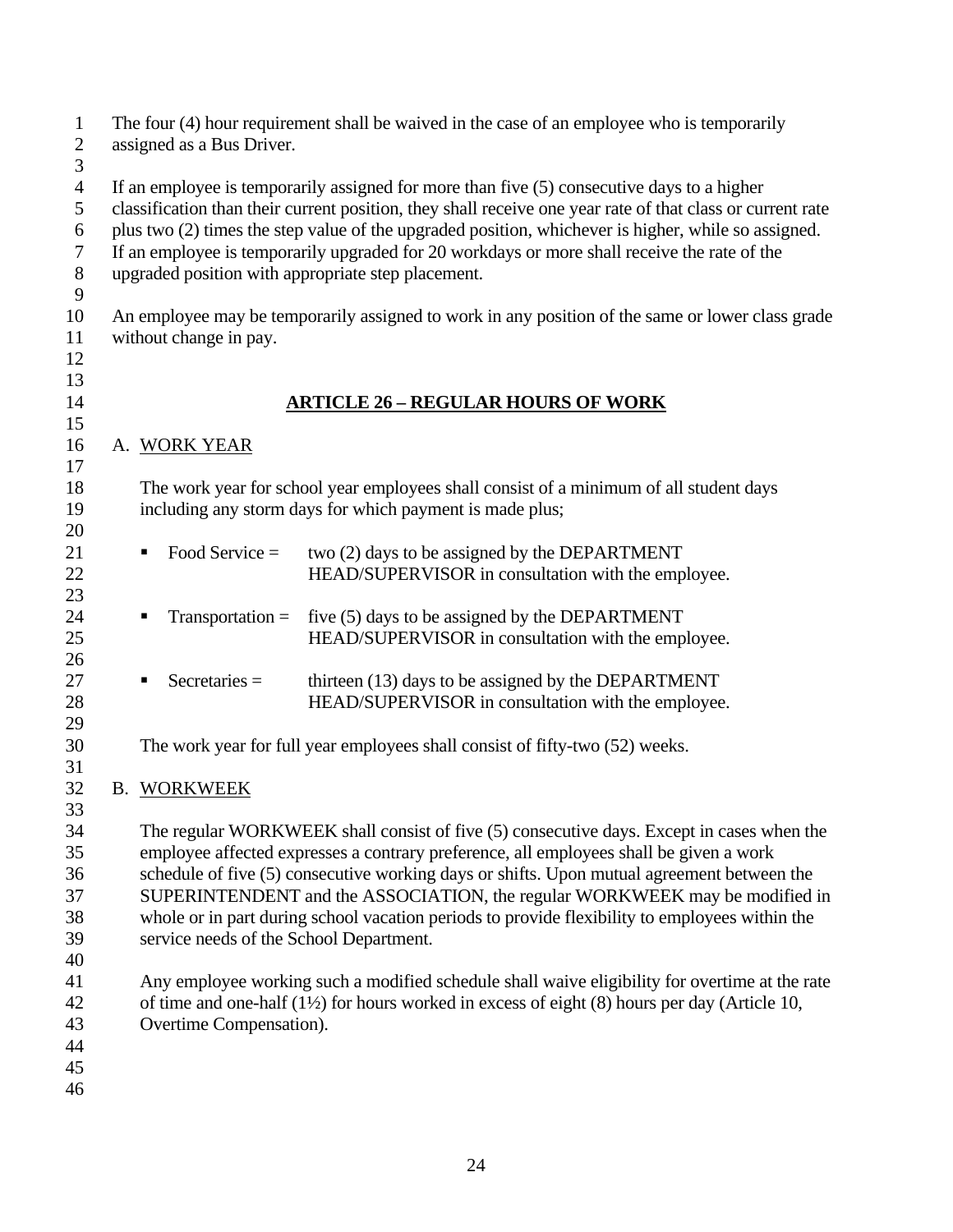The four (4) hour requirement shall be waived in the case of an employee who is temporarily assigned as a Bus Driver.

If an employee is temporarily assigned for more than five (5) consecutive days to a higher classification than their current position, they shall receive one year rate of that class or current rate plus two (2) times the step value of the upgraded position, whichever is higher, while so assigned. If an employee is temporarily upgraded for 20 workdays or more shall receive the rate of the upgraded position with appropriate step placement.

An employee may be temporarily assigned to work in any position of the same or lower class grade without change in pay.

## ARTICLE 26 – REGULAR HOURS OF WORK

### A. WORK YEAR

The work year for school year employees shall consist of a minimum of all student days including any storm days for which payment is made plus;

- Food Service = two (2) days to be assigned by the DEPARTMENT HEAD/SUPERVISOR in consultation with the employee.
- Transportation = five (5) days to be assigned by the DEPARTMENT HEAD/SUPERVISOR in consultation with the employee.
- Secretaries = thirteen (13) days to be assigned by the DEPARTMENT HEAD/SUPERVISOR in consultation with the employee.

The work year for full year employees shall consist of fifty-two (52) weeks.

### B. WORKWEEK

The regular WORKWEEK shall consist of five (5) consecutive days. Except in cases when the employee affected expresses a contrary preference, all employees shall be given a work schedule of five (5) consecutive working days or shifts. Upon mutual agreement between the SUPERINTENDENT and the ASSOCIATION, the regular WORKWEEK may be modified in whole or in part during school vacation periods to provide flexibility to employees within the service needs of the School Department.

Any employee working such a modified schedule shall waive eligibility for overtime at the rate of time and one-half (1½) for hours worked in excess of eight (8) hours per day (Article 10, Overtime Compensation).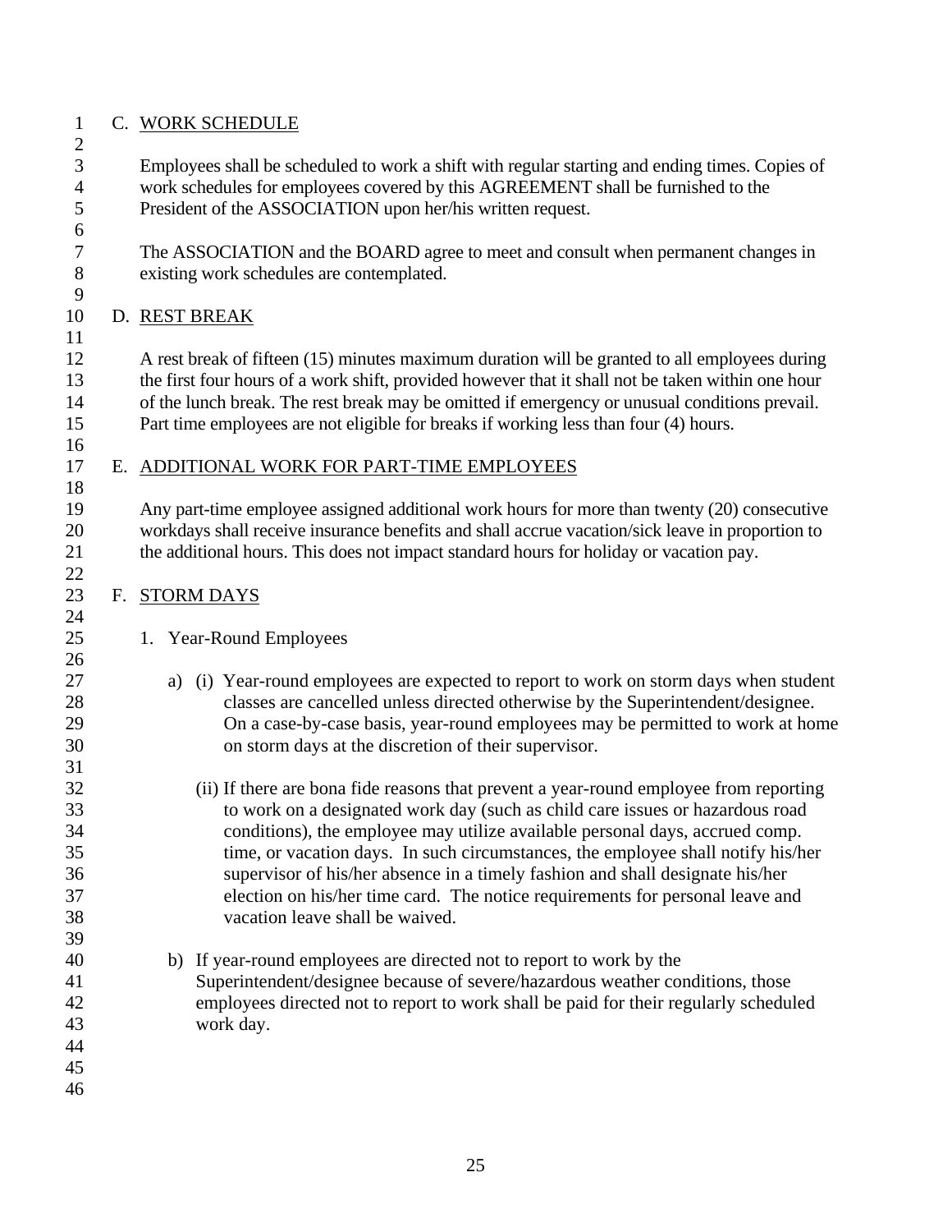## C. WORK SCHEDULE

Employees shall be scheduled to work a shift with regular starting and ending times. Copies of work schedules for employees covered by this AGREEMENT shall be furnished to the President of the ASSOCIATION upon her/his written request.

The ASSOCIATION and the BOARD agree to meet and consult when permanent changes in existing work schedules are contemplated.

## D. REST BREAK

A rest break of fifteen (15) minutes maximum duration will be granted to all employees during the first four hours of a work shift, provided however that it shall not be taken within one hour of the lunch break. The rest break may be omitted if emergency or unusual conditions prevail. Part time employees are not eligible for breaks if working less than four (4) hours.

## E. ADDITIONAL WORK FOR PART-TIME EMPLOYEES

Any part-time employee assigned additional work hours for more than twenty (20) consecutive workdays shall receive insurance benefits and shall accrue vacation/sick leave in proportion to the additional hours. This does not impact standard hours for holiday or vacation pay.

## F. STORM DAYS

1. Year-Round Employees

   a) (i) Year-round employees are expected to report to work on storm days when student classes are cancelled unless directed otherwise by the Superintendent/designee. On a case-by-case basis, year-round employees may be permitted to work at home on storm days at the discretion of their supervisor.

      (ii) If there are bona fide reasons that prevent a year-round employee from reporting to work on a designated work day (such as child care issues or hazardous road conditions), the employee may utilize available personal days, accrued comp. time, or vacation days. In such circumstances, the employee shall notify his/her supervisor of his/her absence in a timely fashion and shall designate his/her election on his/her time card. The notice requirements for personal leave and vacation leave shall be waived.

   b) If year-round employees are directed not to report to work by the Superintendent/designee because of severe/hazardous weather conditions, those employees directed not to report to work shall be paid for their regularly scheduled work day.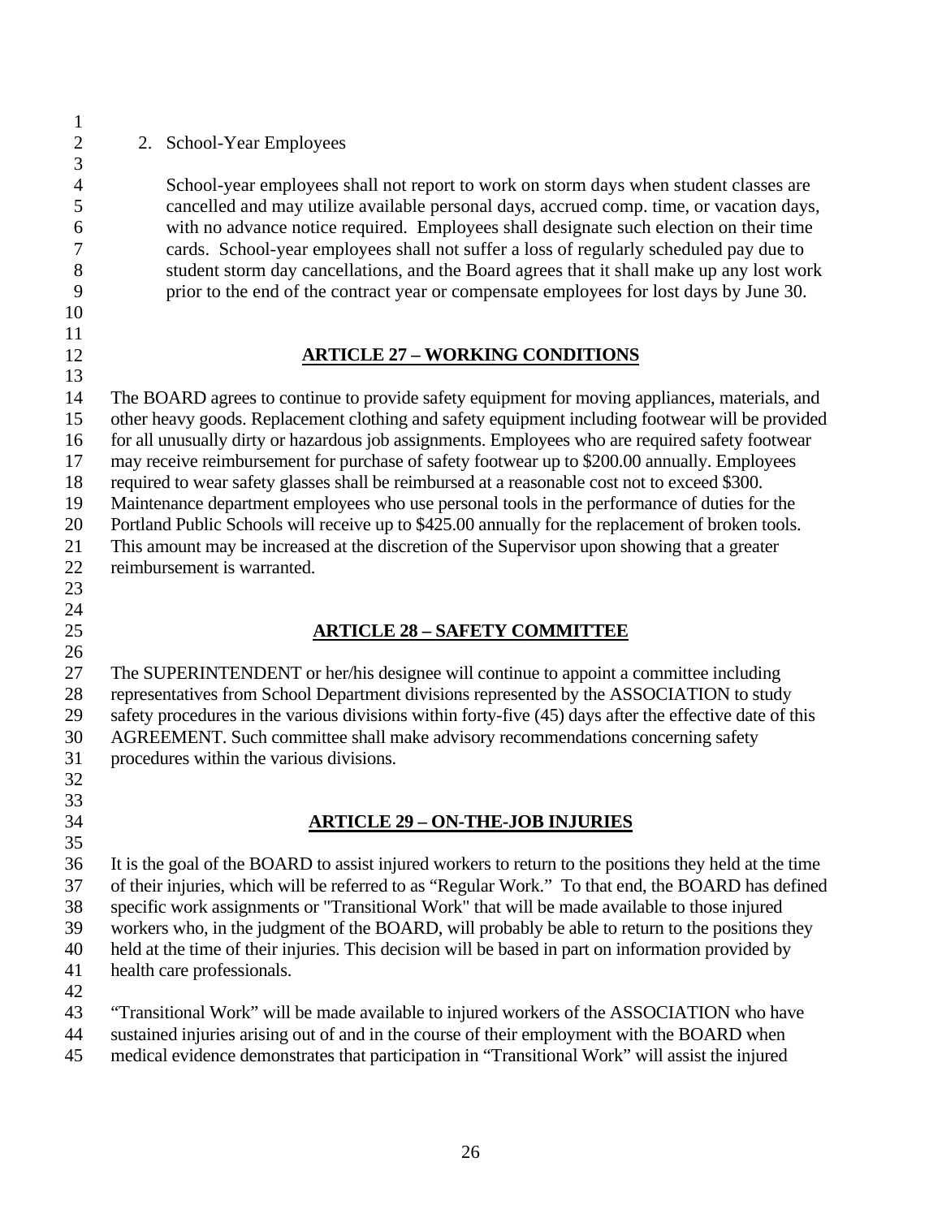2. School-Year Employees

School-year employees shall not report to work on storm days when student classes are cancelled and may utilize available personal days, accrued comp. time, or vacation days, with no advance notice required. Employees shall designate such election on their time cards. School-year employees shall not suffer a loss of regularly scheduled pay due to student storm day cancellations, and the Board agrees that it shall make up any lost work prior to the end of the contract year or compensate employees for lost days by June 30.

## ARTICLE 27 – WORKING CONDITIONS

The BOARD agrees to continue to provide safety equipment for moving appliances, materials, and other heavy goods. Replacement clothing and safety equipment including footwear will be provided for all unusually dirty or hazardous job assignments. Employees who are required safety footwear may receive reimbursement for purchase of safety footwear up to $200.00 annually. Employees required to wear safety glasses shall be reimbursed at a reasonable cost not to exceed $300. Maintenance department employees who use personal tools in the performance of duties for the Portland Public Schools will receive up to $425.00 annually for the replacement of broken tools. This amount may be increased at the discretion of the Supervisor upon showing that a greater reimbursement is warranted.

## ARTICLE 28 – SAFETY COMMITTEE

The SUPERINTENDENT or her/his designee will continue to appoint a committee including representatives from School Department divisions represented by the ASSOCIATION to study safety procedures in the various divisions within forty-five (45) days after the effective date of this AGREEMENT. Such committee shall make advisory recommendations concerning safety procedures within the various divisions.

## ARTICLE 29 – ON-THE-JOB INJURIES

It is the goal of the BOARD to assist injured workers to return to the positions they held at the time of their injuries, which will be referred to as "Regular Work." To that end, the BOARD has defined specific work assignments or "Transitional Work" that will be made available to those injured workers who, in the judgment of the BOARD, will probably be able to return to the positions they held at the time of their injuries. This decision will be based in part on information provided by health care professionals.

"Transitional Work" will be made available to injured workers of the ASSOCIATION who have sustained injuries arising out of and in the course of their employment with the BOARD when medical evidence demonstrates that participation in "Transitional Work" will assist the injured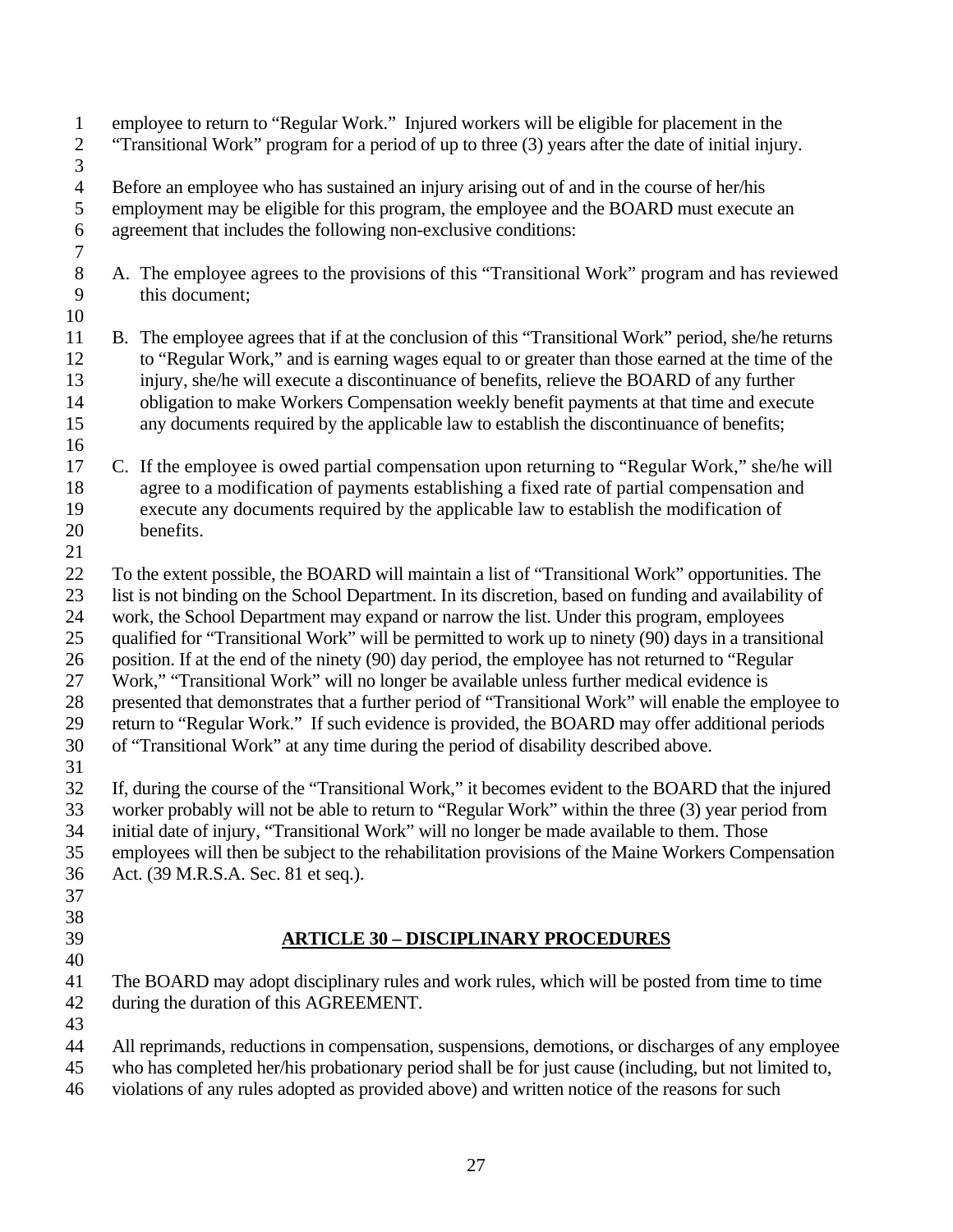employee to return to "Regular Work." Injured workers will be eligible for placement in the "Transitional Work" program for a period of up to three (3) years after the date of initial injury.

Before an employee who has sustained an injury arising out of and in the course of her/his employment may be eligible for this program, the employee and the BOARD must execute an agreement that includes the following non-exclusive conditions:

A. The employee agrees to the provisions of this "Transitional Work" program and has reviewed this document;

B. The employee agrees that if at the conclusion of this "Transitional Work" period, she/he returns to "Regular Work," and is earning wages equal to or greater than those earned at the time of the injury, she/he will execute a discontinuance of benefits, relieve the BOARD of any further obligation to make Workers Compensation weekly benefit payments at that time and execute any documents required by the applicable law to establish the discontinuance of benefits;

C. If the employee is owed partial compensation upon returning to "Regular Work," she/he will agree to a modification of payments establishing a fixed rate of partial compensation and execute any documents required by the applicable law to establish the modification of benefits.

To the extent possible, the BOARD will maintain a list of "Transitional Work" opportunities. The list is not binding on the School Department. In its discretion, based on funding and availability of work, the School Department may expand or narrow the list. Under this program, employees qualified for "Transitional Work" will be permitted to work up to ninety (90) days in a transitional position. If at the end of the ninety (90) day period, the employee has not returned to "Regular Work," "Transitional Work" will no longer be available unless further medical evidence is presented that demonstrates that a further period of "Transitional Work" will enable the employee to return to "Regular Work." If such evidence is provided, the BOARD may offer additional periods of "Transitional Work" at any time during the period of disability described above.

If, during the course of the "Transitional Work," it becomes evident to the BOARD that the injured worker probably will not be able to return to "Regular Work" within the three (3) year period from initial date of injury, "Transitional Work" will no longer be made available to them. Those employees will then be subject to the rehabilitation provisions of the Maine Workers Compensation Act. (39 M.R.S.A. Sec. 81 et seq.).

## ARTICLE 30 – DISCIPLINARY PROCEDURES

The BOARD may adopt disciplinary rules and work rules, which will be posted from time to time during the duration of this AGREEMENT.

All reprimands, reductions in compensation, suspensions, demotions, or discharges of any employee who has completed her/his probationary period shall be for just cause (including, but not limited to, violations of any rules adopted as provided above) and written notice of the reasons for such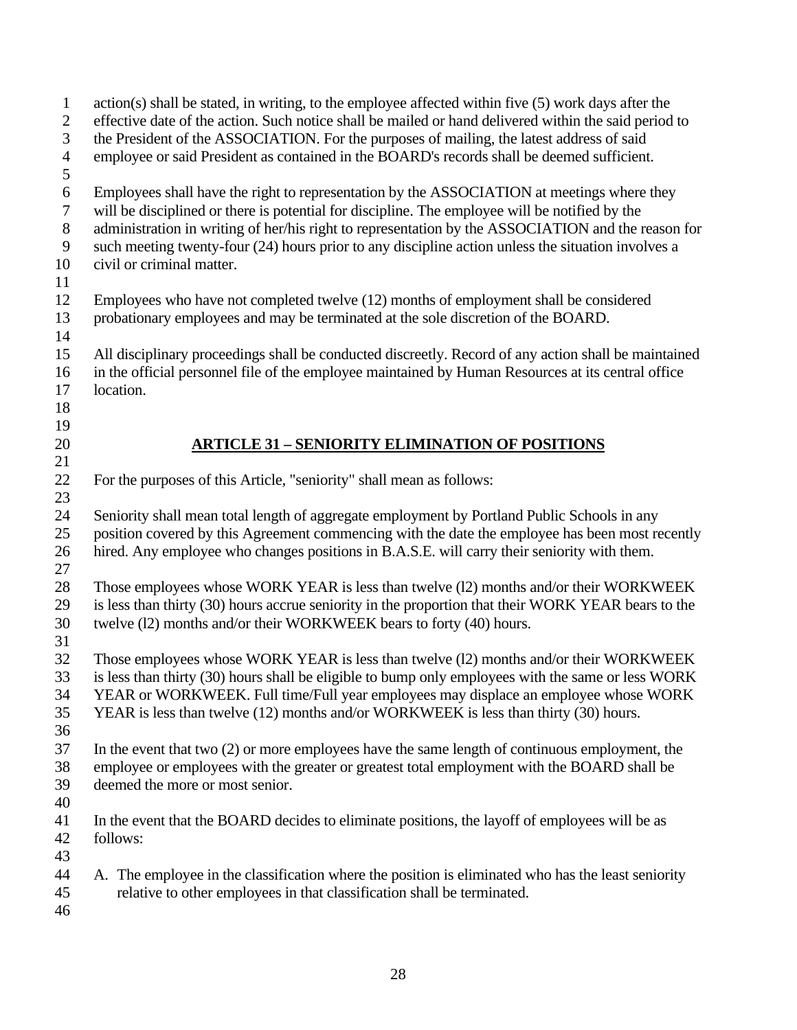action(s) shall be stated, in writing, to the employee affected within five (5) work days after the effective date of the action. Such notice shall be mailed or hand delivered within the said period to the President of the ASSOCIATION. For the purposes of mailing, the latest address of said employee or said President as contained in the BOARD's records shall be deemed sufficient.

Employees shall have the right to representation by the ASSOCIATION at meetings where they will be disciplined or there is potential for discipline. The employee will be notified by the administration in writing of her/his right to representation by the ASSOCIATION and the reason for such meeting twenty-four (24) hours prior to any discipline action unless the situation involves a civil or criminal matter.

Employees who have not completed twelve (12) months of employment shall be considered probationary employees and may be terminated at the sole discretion of the BOARD.

All disciplinary proceedings shall be conducted discreetly. Record of any action shall be maintained in the official personnel file of the employee maintained by Human Resources at its central office location.

## ARTICLE 31 – SENIORITY ELIMINATION OF POSITIONS

For the purposes of this Article, "seniority" shall mean as follows:

Seniority shall mean total length of aggregate employment by Portland Public Schools in any position covered by this Agreement commencing with the date the employee has been most recently hired. Any employee who changes positions in B.A.S.E. will carry their seniority with them.

Those employees whose WORK YEAR is less than twelve (l2) months and/or their WORKWEEK is less than thirty (30) hours accrue seniority in the proportion that their WORK YEAR bears to the twelve (l2) months and/or their WORKWEEK bears to forty (40) hours.

Those employees whose WORK YEAR is less than twelve (l2) months and/or their WORKWEEK is less than thirty (30) hours shall be eligible to bump only employees with the same or less WORK YEAR or WORKWEEK. Full time/Full year employees may displace an employee whose WORK YEAR is less than twelve (12) months and/or WORKWEEK is less than thirty (30) hours.

In the event that two (2) or more employees have the same length of continuous employment, the employee or employees with the greater or greatest total employment with the BOARD shall be deemed the more or most senior.

In the event that the BOARD decides to eliminate positions, the layoff of employees will be as follows:

A. The employee in the classification where the position is eliminated who has the least seniority relative to other employees in that classification shall be terminated.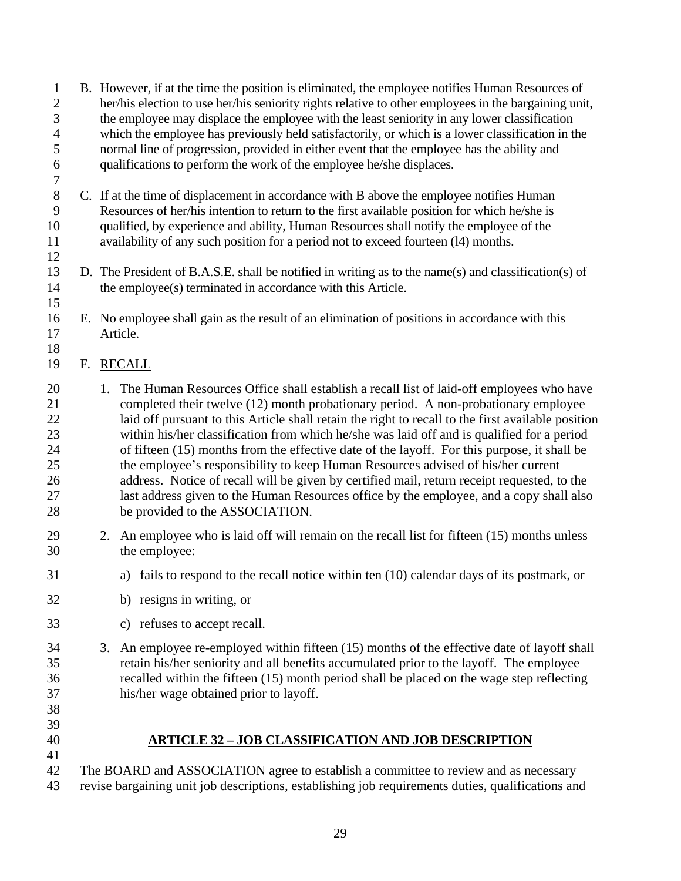B. However, if at the time the position is eliminated, the employee notifies Human Resources of her/his election to use her/his seniority rights relative to other employees in the bargaining unit, the employee may displace the employee with the least seniority in any lower classification which the employee has previously held satisfactorily, or which is a lower classification in the normal line of progression, provided in either event that the employee has the ability and qualifications to perform the work of the employee he/she displaces.

C. If at the time of displacement in accordance with B above the employee notifies Human Resources of her/his intention to return to the first available position for which he/she is qualified, by experience and ability, Human Resources shall notify the employee of the availability of any such position for a period not to exceed fourteen (l4) months.

D. The President of B.A.S.E. shall be notified in writing as to the name(s) and classification(s) of the employee(s) terminated in accordance with this Article.

E. No employee shall gain as the result of an elimination of positions in accordance with this Article.

F. RECALL

1. The Human Resources Office shall establish a recall list of laid-off employees who have completed their twelve (12) month probationary period. A non-probationary employee laid off pursuant to this Article shall retain the right to recall to the first available position within his/her classification from which he/she was laid off and is qualified for a period of fifteen (15) months from the effective date of the layoff. For this purpose, it shall be the employee's responsibility to keep Human Resources advised of his/her current address. Notice of recall will be given by certified mail, return receipt requested, to the last address given to the Human Resources office by the employee, and a copy shall also be provided to the ASSOCIATION.

2. An employee who is laid off will remain on the recall list for fifteen (15) months unless the employee:

   a) fails to respond to the recall notice within ten (10) calendar days of its postmark, or

   b) resigns in writing, or

   c) refuses to accept recall.

3. An employee re-employed within fifteen (15) months of the effective date of layoff shall retain his/her seniority and all benefits accumulated prior to the layoff. The employee recalled within the fifteen (15) month period shall be placed on the wage step reflecting his/her wage obtained prior to layoff.

## ARTICLE 32 – JOB CLASSIFICATION AND JOB DESCRIPTION

The BOARD and ASSOCIATION agree to establish a committee to review and as necessary revise bargaining unit job descriptions, establishing job requirements duties, qualifications and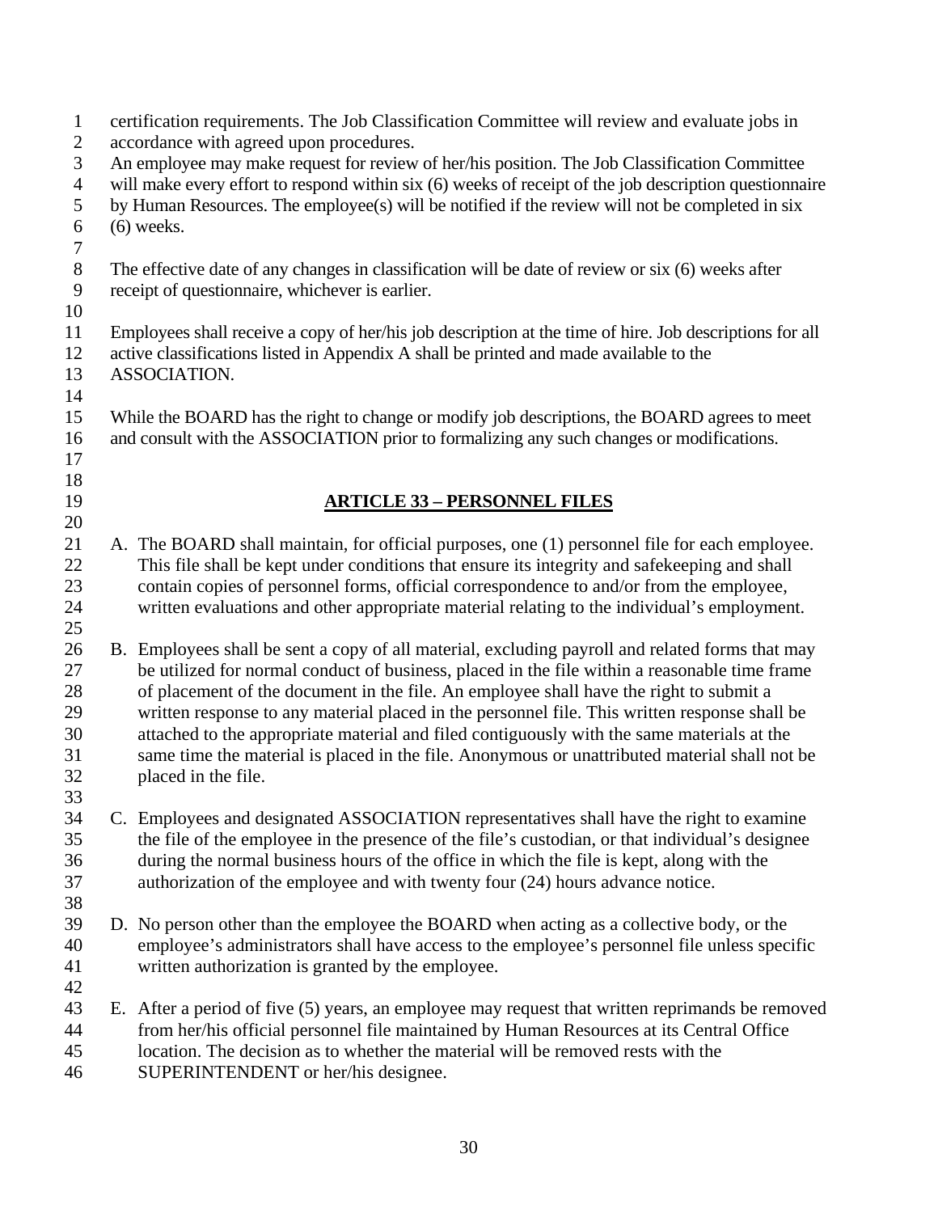certification requirements. The Job Classification Committee will review and evaluate jobs in accordance with agreed upon procedures.
An employee may make request for review of her/his position. The Job Classification Committee will make every effort to respond within six (6) weeks of receipt of the job description questionnaire by Human Resources. The employee(s) will be notified if the review will not be completed in six (6) weeks.

The effective date of any changes in classification will be date of review or six (6) weeks after receipt of questionnaire, whichever is earlier.

Employees shall receive a copy of her/his job description at the time of hire. Job descriptions for all active classifications listed in Appendix A shall be printed and made available to the ASSOCIATION.

While the BOARD has the right to change or modify job descriptions, the BOARD agrees to meet and consult with the ASSOCIATION prior to formalizing any such changes or modifications.

## ARTICLE 33 – PERSONNEL FILES

A. The BOARD shall maintain, for official purposes, one (1) personnel file for each employee. This file shall be kept under conditions that ensure its integrity and safekeeping and shall contain copies of personnel forms, official correspondence to and/or from the employee, written evaluations and other appropriate material relating to the individual's employment.

B. Employees shall be sent a copy of all material, excluding payroll and related forms that may be utilized for normal conduct of business, placed in the file within a reasonable time frame of placement of the document in the file. An employee shall have the right to submit a written response to any material placed in the personnel file. This written response shall be attached to the appropriate material and filed contiguously with the same materials at the same time the material is placed in the file. Anonymous or unattributed material shall not be placed in the file.

C. Employees and designated ASSOCIATION representatives shall have the right to examine the file of the employee in the presence of the file's custodian, or that individual's designee during the normal business hours of the office in which the file is kept, along with the authorization of the employee and with twenty four (24) hours advance notice.

D. No person other than the employee the BOARD when acting as a collective body, or the employee's administrators shall have access to the employee's personnel file unless specific written authorization is granted by the employee.

E. After a period of five (5) years, an employee may request that written reprimands be removed from her/his official personnel file maintained by Human Resources at its Central Office location. The decision as to whether the material will be removed rests with the SUPERINTENDENT or her/his designee.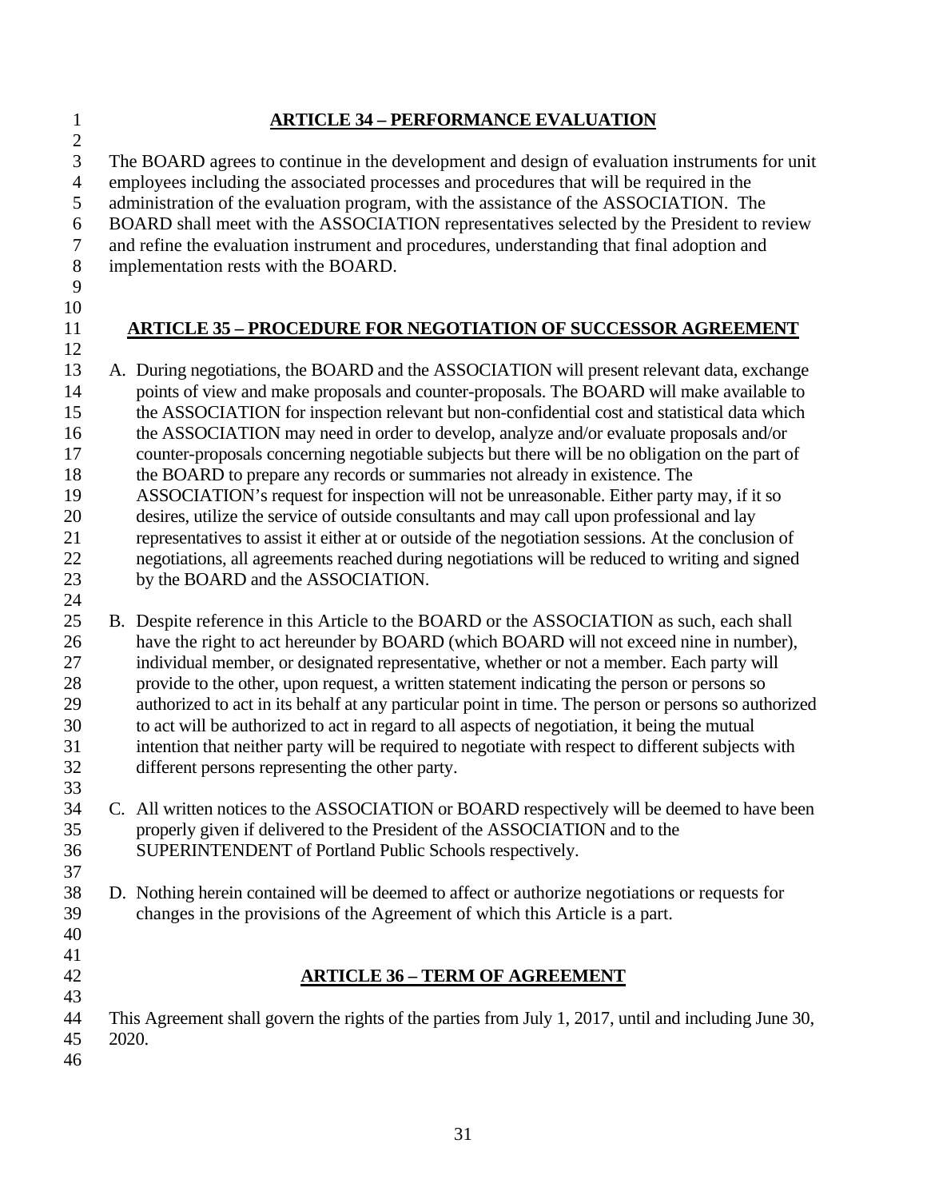## ARTICLE 34 – PERFORMANCE EVALUATION

The BOARD agrees to continue in the development and design of evaluation instruments for unit employees including the associated processes and procedures that will be required in the administration of the evaluation program, with the assistance of the ASSOCIATION. The BOARD shall meet with the ASSOCIATION representatives selected by the President to review and refine the evaluation instrument and procedures, understanding that final adoption and implementation rests with the BOARD.

## ARTICLE 35 – PROCEDURE FOR NEGOTIATION OF SUCCESSOR AGREEMENT

A. During negotiations, the BOARD and the ASSOCIATION will present relevant data, exchange points of view and make proposals and counter-proposals. The BOARD will make available to the ASSOCIATION for inspection relevant but non-confidential cost and statistical data which the ASSOCIATION may need in order to develop, analyze and/or evaluate proposals and/or counter-proposals concerning negotiable subjects but there will be no obligation on the part of the BOARD to prepare any records or summaries not already in existence. The ASSOCIATION's request for inspection will not be unreasonable. Either party may, if it so desires, utilize the service of outside consultants and may call upon professional and lay representatives to assist it either at or outside of the negotiation sessions. At the conclusion of negotiations, all agreements reached during negotiations will be reduced to writing and signed by the BOARD and the ASSOCIATION.

B. Despite reference in this Article to the BOARD or the ASSOCIATION as such, each shall have the right to act hereunder by BOARD (which BOARD will not exceed nine in number), individual member, or designated representative, whether or not a member. Each party will provide to the other, upon request, a written statement indicating the person or persons so authorized to act in its behalf at any particular point in time. The person or persons so authorized to act will be authorized to act in regard to all aspects of negotiation, it being the mutual intention that neither party will be required to negotiate with respect to different subjects with different persons representing the other party.

C. All written notices to the ASSOCIATION or BOARD respectively will be deemed to have been properly given if delivered to the President of the ASSOCIATION and to the SUPERINTENDENT of Portland Public Schools respectively.

D. Nothing herein contained will be deemed to affect or authorize negotiations or requests for changes in the provisions of the Agreement of which this Article is a part.

## ARTICLE 36 – TERM OF AGREEMENT

This Agreement shall govern the rights of the parties from July 1, 2017, until and including June 30, 2020.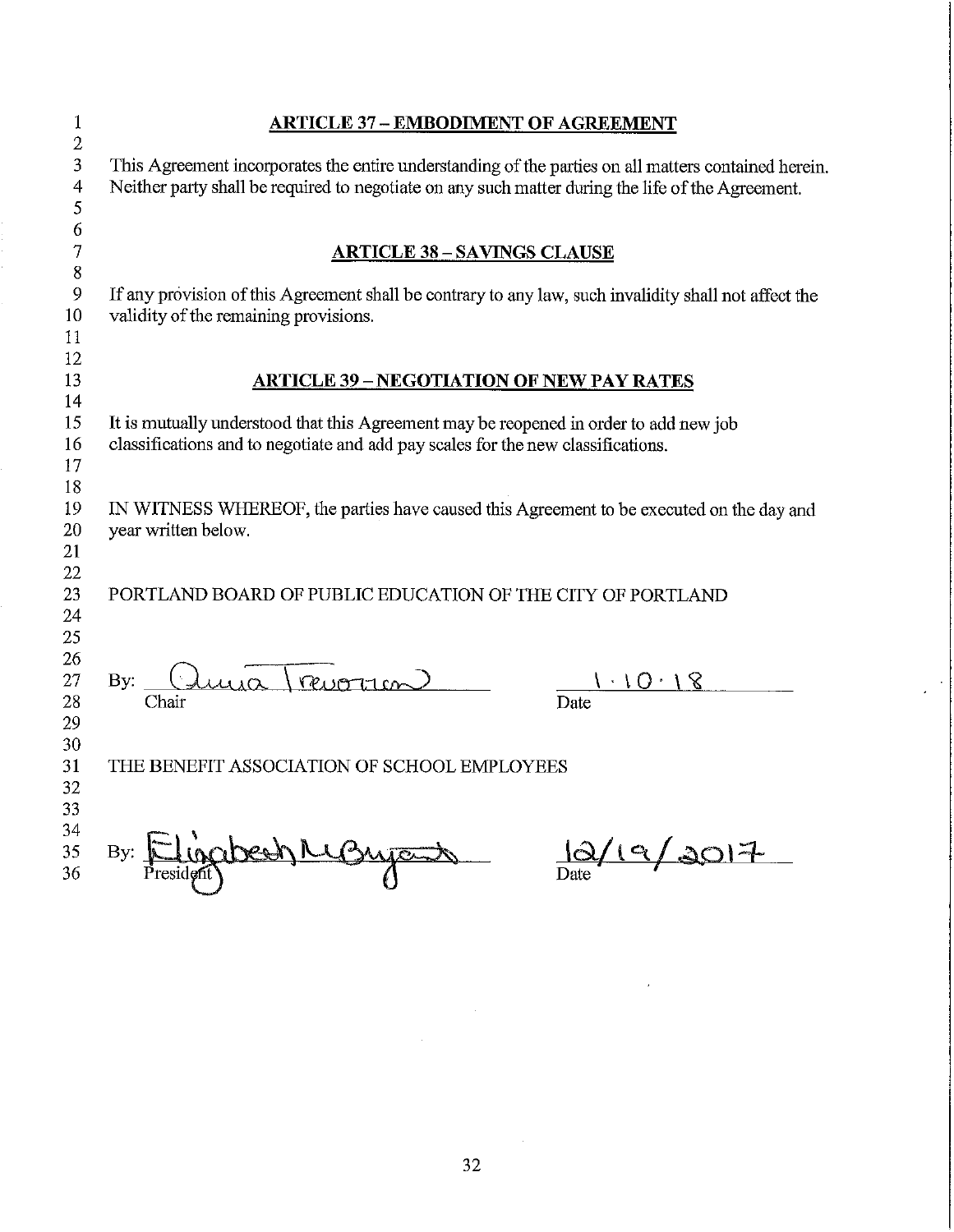## ARTICLE 37 – EMBODIMENT OF AGREEMENT

This Agreement incorporates the entire understanding of the parties on all matters contained herein. Neither party shall be required to negotiate on any such matter during the life of the Agreement.

## ARTICLE 38 – SAVINGS CLAUSE

If any provision of this Agreement shall be contrary to any law, such invalidity shall not affect the validity of the remaining provisions.

## ARTICLE 39 – NEGOTIATION OF NEW PAY RATES

It is mutually understood that this Agreement may be reopened in order to add new job classifications and to negotiate and add pay scales for the new classifications.

IN WITNESS WHEREOF, the parties have caused this Agreement to be executed on the day and year written below.

PORTLAND BOARD OF PUBLIC EDUCATION OF THE CITY OF PORTLAND

By: Anna Trevorrow — Chair

Date: 1.10.18

THE BENEFIT ASSOCIATION OF SCHOOL EMPLOYEES

By: Elizabeth McBryant — President

Date: 12/19/2017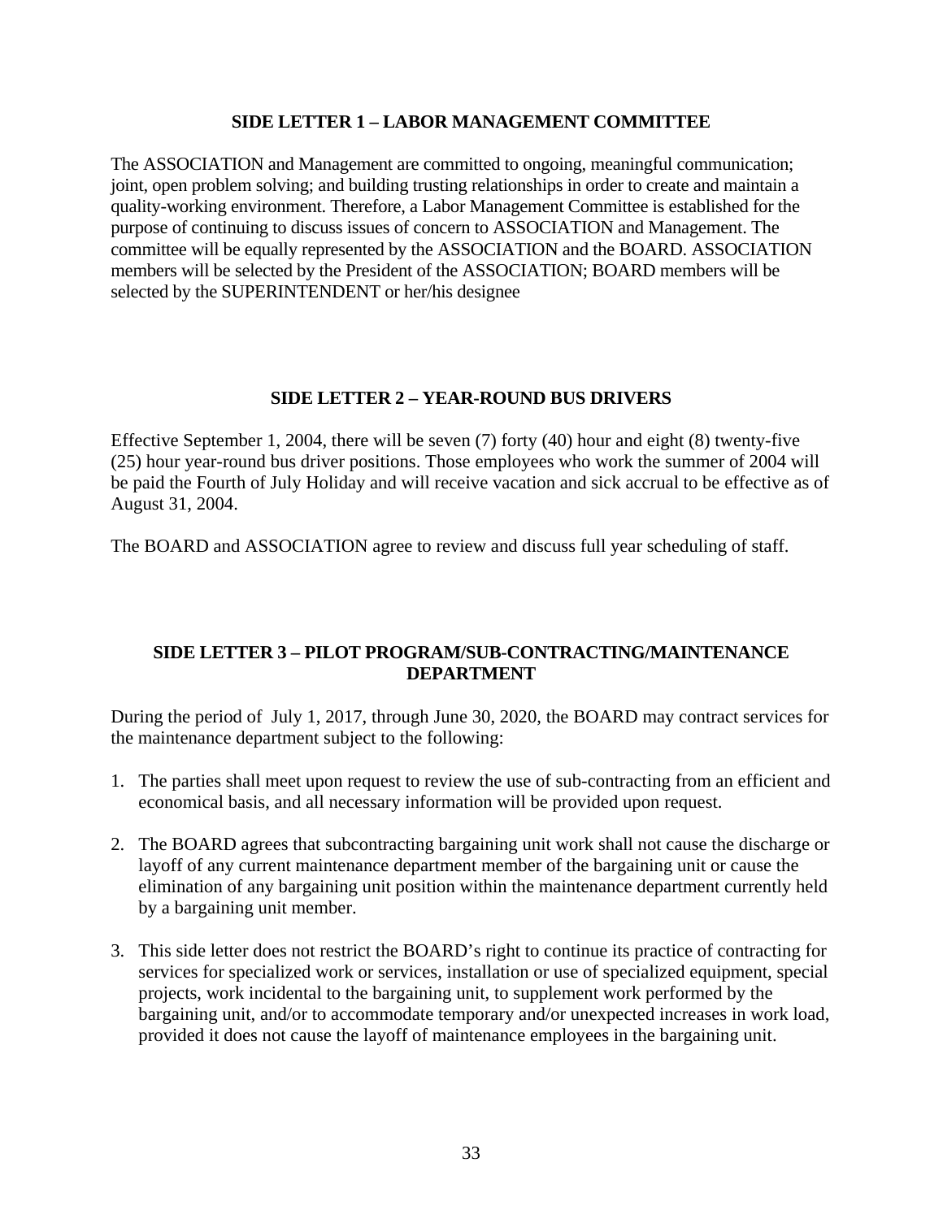## SIDE LETTER 1 – LABOR MANAGEMENT COMMITTEE

The ASSOCIATION and Management are committed to ongoing, meaningful communication; joint, open problem solving; and building trusting relationships in order to create and maintain a quality-working environment. Therefore, a Labor Management Committee is established for the purpose of continuing to discuss issues of concern to ASSOCIATION and Management. The committee will be equally represented by the ASSOCIATION and the BOARD. ASSOCIATION members will be selected by the President of the ASSOCIATION; BOARD members will be selected by the SUPERINTENDENT or her/his designee

## SIDE LETTER 2 – YEAR-ROUND BUS DRIVERS

Effective September 1, 2004, there will be seven (7) forty (40) hour and eight (8) twenty-five (25) hour year-round bus driver positions. Those employees who work the summer of 2004 will be paid the Fourth of July Holiday and will receive vacation and sick accrual to be effective as of August 31, 2004.

The BOARD and ASSOCIATION agree to review and discuss full year scheduling of staff.

## SIDE LETTER 3 – PILOT PROGRAM/SUB-CONTRACTING/MAINTENANCE DEPARTMENT

During the period of July 1, 2017, through June 30, 2020, the BOARD may contract services for the maintenance department subject to the following:

1. The parties shall meet upon request to review the use of sub-contracting from an efficient and economical basis, and all necessary information will be provided upon request.

2. The BOARD agrees that subcontracting bargaining unit work shall not cause the discharge or layoff of any current maintenance department member of the bargaining unit or cause the elimination of any bargaining unit position within the maintenance department currently held by a bargaining unit member.

3. This side letter does not restrict the BOARD's right to continue its practice of contracting for services for specialized work or services, installation or use of specialized equipment, special projects, work incidental to the bargaining unit, to supplement work performed by the bargaining unit, and/or to accommodate temporary and/or unexpected increases in work load, provided it does not cause the layoff of maintenance employees in the bargaining unit.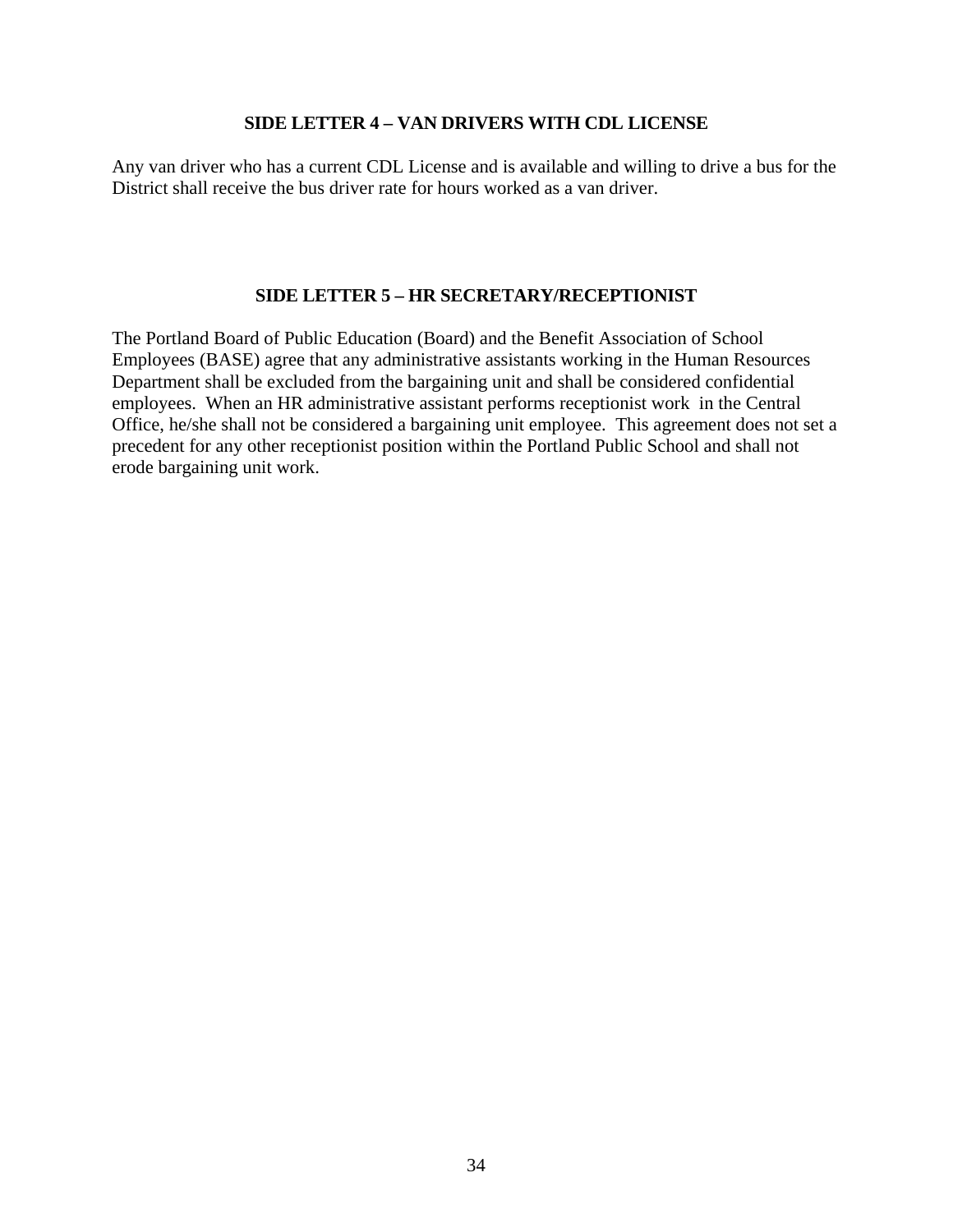## SIDE LETTER 4 – VAN DRIVERS WITH CDL LICENSE

Any van driver who has a current CDL License and is available and willing to drive a bus for the District shall receive the bus driver rate for hours worked as a van driver.

## SIDE LETTER 5 – HR SECRETARY/RECEPTIONIST

The Portland Board of Public Education (Board) and the Benefit Association of School Employees (BASE) agree that any administrative assistants working in the Human Resources Department shall be excluded from the bargaining unit and shall be considered confidential employees. When an HR administrative assistant performs receptionist work in the Central Office, he/she shall not be considered a bargaining unit employee. This agreement does not set a precedent for any other receptionist position within the Portland Public School and shall not erode bargaining unit work.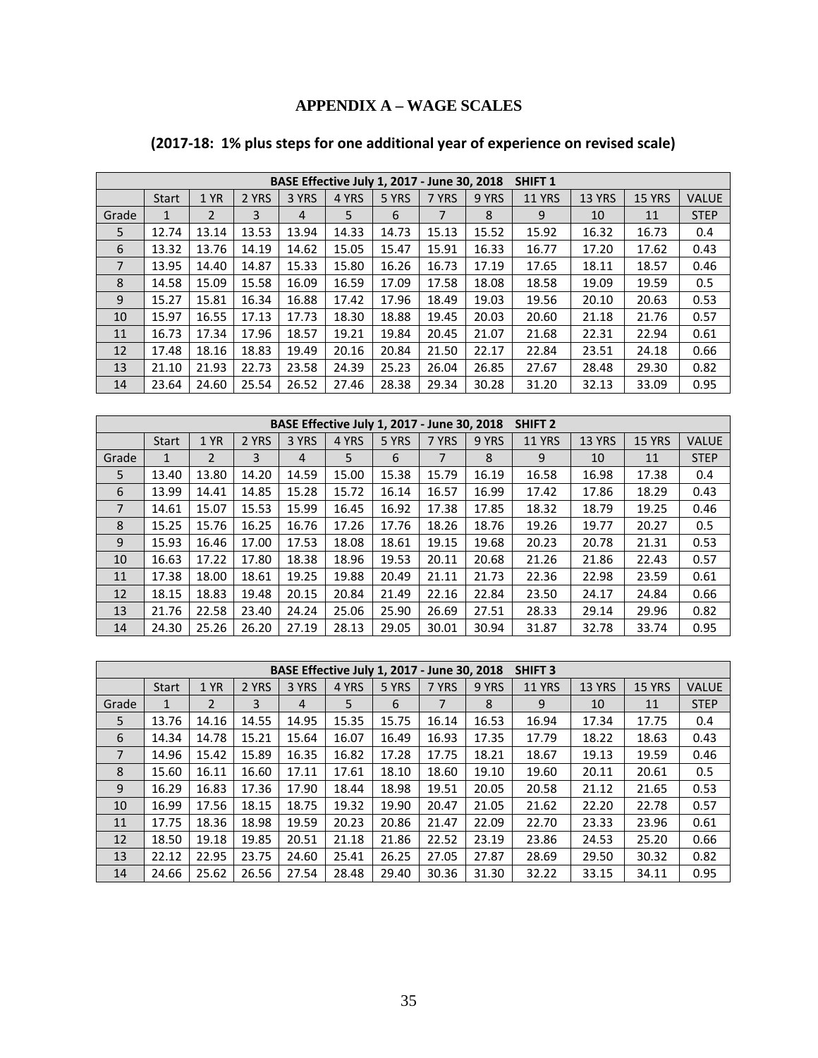## APPENDIX A – WAGE SCALES

### (2017-18: 1% plus steps for one additional year of experience on revised scale)

| BASE Effective July 1, 2017 - June 30, 2018 SHIFT 1 | | | | | | | | | | | | |
|---|---|---|---|---|---|---|---|---|---|---|---|---|
| | Start | 1 YR | 2 YRS | 3 YRS | 4 YRS | 5 YRS | 7 YRS | 9 YRS | 11 YRS | 13 YRS | 15 YRS | VALUE |
| Grade | 1 | 2 | 3 | 4 | 5 | 6 | 7 | 8 | 9 | 10 | 11 | STEP |
| 5 | 12.74 | 13.14 | 13.53 | 13.94 | 14.33 | 14.73 | 15.13 | 15.52 | 15.92 | 16.32 | 16.73 | 0.4 |
| 6 | 13.32 | 13.76 | 14.19 | 14.62 | 15.05 | 15.47 | 15.91 | 16.33 | 16.77 | 17.20 | 17.62 | 0.43 |
| 7 | 13.95 | 14.40 | 14.87 | 15.33 | 15.80 | 16.26 | 16.73 | 17.19 | 17.65 | 18.11 | 18.57 | 0.46 |
| 8 | 14.58 | 15.09 | 15.58 | 16.09 | 16.59 | 17.09 | 17.58 | 18.08 | 18.58 | 19.09 | 19.59 | 0.5 |
| 9 | 15.27 | 15.81 | 16.34 | 16.88 | 17.42 | 17.96 | 18.49 | 19.03 | 19.56 | 20.10 | 20.63 | 0.53 |
| 10 | 15.97 | 16.55 | 17.13 | 17.73 | 18.30 | 18.88 | 19.45 | 20.03 | 20.60 | 21.18 | 21.76 | 0.57 |
| 11 | 16.73 | 17.34 | 17.96 | 18.57 | 19.21 | 19.84 | 20.45 | 21.07 | 21.68 | 22.31 | 22.94 | 0.61 |
| 12 | 17.48 | 18.16 | 18.83 | 19.49 | 20.16 | 20.84 | 21.50 | 22.17 | 22.84 | 23.51 | 24.18 | 0.66 |
| 13 | 21.10 | 21.93 | 22.73 | 23.58 | 24.39 | 25.23 | 26.04 | 26.85 | 27.67 | 28.48 | 29.30 | 0.82 |
| 14 | 23.64 | 24.60 | 25.54 | 26.52 | 27.46 | 28.38 | 29.34 | 30.28 | 31.20 | 32.13 | 33.09 | 0.95 |

| BASE Effective July 1, 2017 - June 30, 2018 SHIFT 2 | | | | | | | | | | | | |
|---|---|---|---|---|---|---|---|---|---|---|---|---|
| | Start | 1 YR | 2 YRS | 3 YRS | 4 YRS | 5 YRS | 7 YRS | 9 YRS | 11 YRS | 13 YRS | 15 YRS | VALUE |
| Grade | 1 | 2 | 3 | 4 | 5 | 6 | 7 | 8 | 9 | 10 | 11 | STEP |
| 5 | 13.40 | 13.80 | 14.20 | 14.59 | 15.00 | 15.38 | 15.79 | 16.19 | 16.58 | 16.98 | 17.38 | 0.4 |
| 6 | 13.99 | 14.41 | 14.85 | 15.28 | 15.72 | 16.14 | 16.57 | 16.99 | 17.42 | 17.86 | 18.29 | 0.43 |
| 7 | 14.61 | 15.07 | 15.53 | 15.99 | 16.45 | 16.92 | 17.38 | 17.85 | 18.32 | 18.79 | 19.25 | 0.46 |
| 8 | 15.25 | 15.76 | 16.25 | 16.76 | 17.26 | 17.76 | 18.26 | 18.76 | 19.26 | 19.77 | 20.27 | 0.5 |
| 9 | 15.93 | 16.46 | 17.00 | 17.53 | 18.08 | 18.61 | 19.15 | 19.68 | 20.23 | 20.78 | 21.31 | 0.53 |
| 10 | 16.63 | 17.22 | 17.80 | 18.38 | 18.96 | 19.53 | 20.11 | 20.68 | 21.26 | 21.86 | 22.43 | 0.57 |
| 11 | 17.38 | 18.00 | 18.61 | 19.25 | 19.88 | 20.49 | 21.11 | 21.73 | 22.36 | 22.98 | 23.59 | 0.61 |
| 12 | 18.15 | 18.83 | 19.48 | 20.15 | 20.84 | 21.49 | 22.16 | 22.84 | 23.50 | 24.17 | 24.84 | 0.66 |
| 13 | 21.76 | 22.58 | 23.40 | 24.24 | 25.06 | 25.90 | 26.69 | 27.51 | 28.33 | 29.14 | 29.96 | 0.82 |
| 14 | 24.30 | 25.26 | 26.20 | 27.19 | 28.13 | 29.05 | 30.01 | 30.94 | 31.87 | 32.78 | 33.74 | 0.95 |

| BASE Effective July 1, 2017 - June 30, 2018 SHIFT 3 | | | | | | | | | | | | |
|---|---|---|---|---|---|---|---|---|---|---|---|---|
| | Start | 1 YR | 2 YRS | 3 YRS | 4 YRS | 5 YRS | 7 YRS | 9 YRS | 11 YRS | 13 YRS | 15 YRS | VALUE |
| Grade | 1 | 2 | 3 | 4 | 5 | 6 | 7 | 8 | 9 | 10 | 11 | STEP |
| 5 | 13.76 | 14.16 | 14.55 | 14.95 | 15.35 | 15.75 | 16.14 | 16.53 | 16.94 | 17.34 | 17.75 | 0.4 |
| 6 | 14.34 | 14.78 | 15.21 | 15.64 | 16.07 | 16.49 | 16.93 | 17.35 | 17.79 | 18.22 | 18.63 | 0.43 |
| 7 | 14.96 | 15.42 | 15.89 | 16.35 | 16.82 | 17.28 | 17.75 | 18.21 | 18.67 | 19.13 | 19.59 | 0.46 |
| 8 | 15.60 | 16.11 | 16.60 | 17.11 | 17.61 | 18.10 | 18.60 | 19.10 | 19.60 | 20.11 | 20.61 | 0.5 |
| 9 | 16.29 | 16.83 | 17.36 | 17.90 | 18.44 | 18.98 | 19.51 | 20.05 | 20.58 | 21.12 | 21.65 | 0.53 |
| 10 | 16.99 | 17.56 | 18.15 | 18.75 | 19.32 | 19.90 | 20.47 | 21.05 | 21.62 | 22.20 | 22.78 | 0.57 |
| 11 | 17.75 | 18.36 | 18.98 | 19.59 | 20.23 | 20.86 | 21.47 | 22.09 | 22.70 | 23.33 | 23.96 | 0.61 |
| 12 | 18.50 | 19.18 | 19.85 | 20.51 | 21.18 | 21.86 | 22.52 | 23.19 | 23.86 | 24.53 | 25.20 | 0.66 |
| 13 | 22.12 | 22.95 | 23.75 | 24.60 | 25.41 | 26.25 | 27.05 | 27.87 | 28.69 | 29.50 | 30.32 | 0.82 |
| 14 | 24.66 | 25.62 | 26.56 | 27.54 | 28.48 | 29.40 | 30.36 | 31.30 | 32.22 | 33.15 | 34.11 | 0.95 |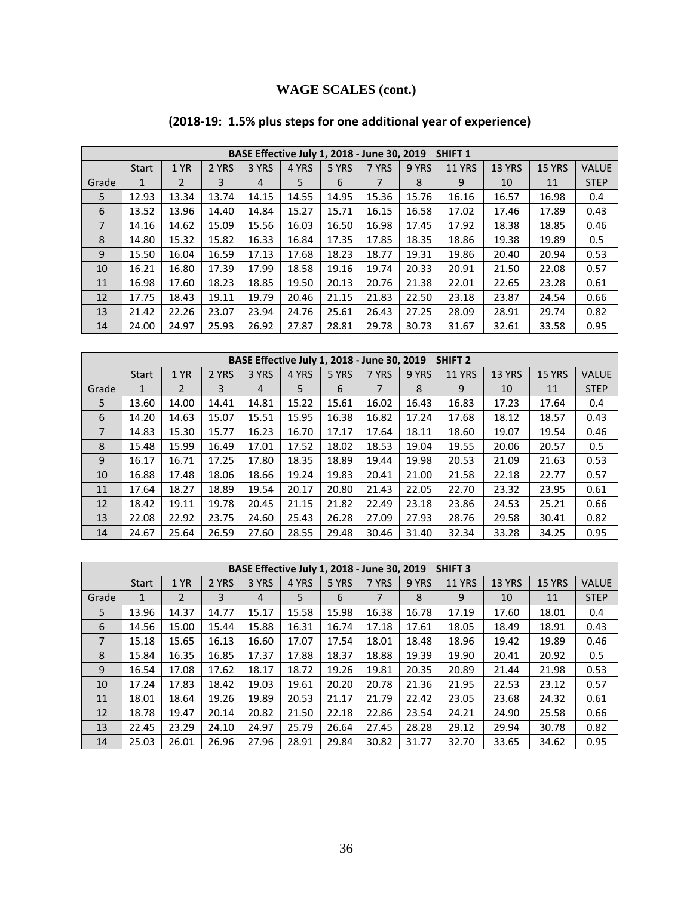## WAGE SCALES (cont.)

### (2018-19: 1.5% plus steps for one additional year of experience)

| BASE Effective July 1, 2018 - June 30, 2019 SHIFT 1 | | | | | | | | | | | |
|---|---|---|---|---|---|---|---|---|---|---|---|
| | Start | 1 YR | 2 YRS | 3 YRS | 4 YRS | 5 YRS | 7 YRS | 9 YRS | 11 YRS | 13 YRS | 15 YRS | VALUE |
| Grade | 1 | 2 | 3 | 4 | 5 | 6 | 7 | 8 | 9 | 10 | 11 | STEP |
| 5 | 12.93 | 13.34 | 13.74 | 14.15 | 14.55 | 14.95 | 15.36 | 15.76 | 16.16 | 16.57 | 16.98 | 0.4 |
| 6 | 13.52 | 13.96 | 14.40 | 14.84 | 15.27 | 15.71 | 16.15 | 16.58 | 17.02 | 17.46 | 17.89 | 0.43 |
| 7 | 14.16 | 14.62 | 15.09 | 15.56 | 16.03 | 16.50 | 16.98 | 17.45 | 17.92 | 18.38 | 18.85 | 0.46 |
| 8 | 14.80 | 15.32 | 15.82 | 16.33 | 16.84 | 17.35 | 17.85 | 18.35 | 18.86 | 19.38 | 19.89 | 0.5 |
| 9 | 15.50 | 16.04 | 16.59 | 17.13 | 17.68 | 18.23 | 18.77 | 19.31 | 19.86 | 20.40 | 20.94 | 0.53 |
| 10 | 16.21 | 16.80 | 17.39 | 17.99 | 18.58 | 19.16 | 19.74 | 20.33 | 20.91 | 21.50 | 22.08 | 0.57 |
| 11 | 16.98 | 17.60 | 18.23 | 18.85 | 19.50 | 20.13 | 20.76 | 21.38 | 22.01 | 22.65 | 23.28 | 0.61 |
| 12 | 17.75 | 18.43 | 19.11 | 19.79 | 20.46 | 21.15 | 21.83 | 22.50 | 23.18 | 23.87 | 24.54 | 0.66 |
| 13 | 21.42 | 22.26 | 23.07 | 23.94 | 24.76 | 25.61 | 26.43 | 27.25 | 28.09 | 28.91 | 29.74 | 0.82 |
| 14 | 24.00 | 24.97 | 25.93 | 26.92 | 27.87 | 28.81 | 29.78 | 30.73 | 31.67 | 32.61 | 33.58 | 0.95 |

| BASE Effective July 1, 2018 - June 30, 2019 SHIFT 2 | | | | | | | | | | | |
|---|---|---|---|---|---|---|---|---|---|---|---|
| | Start | 1 YR | 2 YRS | 3 YRS | 4 YRS | 5 YRS | 7 YRS | 9 YRS | 11 YRS | 13 YRS | 15 YRS | VALUE |
| Grade | 1 | 2 | 3 | 4 | 5 | 6 | 7 | 8 | 9 | 10 | 11 | STEP |
| 5 | 13.60 | 14.00 | 14.41 | 14.81 | 15.22 | 15.61 | 16.02 | 16.43 | 16.83 | 17.23 | 17.64 | 0.4 |
| 6 | 14.20 | 14.63 | 15.07 | 15.51 | 15.95 | 16.38 | 16.82 | 17.24 | 17.68 | 18.12 | 18.57 | 0.43 |
| 7 | 14.83 | 15.30 | 15.77 | 16.23 | 16.70 | 17.17 | 17.64 | 18.11 | 18.60 | 19.07 | 19.54 | 0.46 |
| 8 | 15.48 | 15.99 | 16.49 | 17.01 | 17.52 | 18.02 | 18.53 | 19.04 | 19.55 | 20.06 | 20.57 | 0.5 |
| 9 | 16.17 | 16.71 | 17.25 | 17.80 | 18.35 | 18.89 | 19.44 | 19.98 | 20.53 | 21.09 | 21.63 | 0.53 |
| 10 | 16.88 | 17.48 | 18.06 | 18.66 | 19.24 | 19.83 | 20.41 | 21.00 | 21.58 | 22.18 | 22.77 | 0.57 |
| 11 | 17.64 | 18.27 | 18.89 | 19.54 | 20.17 | 20.80 | 21.43 | 22.05 | 22.70 | 23.32 | 23.95 | 0.61 |
| 12 | 18.42 | 19.11 | 19.78 | 20.45 | 21.15 | 21.82 | 22.49 | 23.18 | 23.86 | 24.53 | 25.21 | 0.66 |
| 13 | 22.08 | 22.92 | 23.75 | 24.60 | 25.43 | 26.28 | 27.09 | 27.93 | 28.76 | 29.58 | 30.41 | 0.82 |
| 14 | 24.67 | 25.64 | 26.59 | 27.60 | 28.55 | 29.48 | 30.46 | 31.40 | 32.34 | 33.28 | 34.25 | 0.95 |

| BASE Effective July 1, 2018 - June 30, 2019 SHIFT 3 | | | | | | | | | | | |
|---|---|---|---|---|---|---|---|---|---|---|---|
| | Start | 1 YR | 2 YRS | 3 YRS | 4 YRS | 5 YRS | 7 YRS | 9 YRS | 11 YRS | 13 YRS | 15 YRS | VALUE |
| Grade | 1 | 2 | 3 | 4 | 5 | 6 | 7 | 8 | 9 | 10 | 11 | STEP |
| 5 | 13.96 | 14.37 | 14.77 | 15.17 | 15.58 | 15.98 | 16.38 | 16.78 | 17.19 | 17.60 | 18.01 | 0.4 |
| 6 | 14.56 | 15.00 | 15.44 | 15.88 | 16.31 | 16.74 | 17.18 | 17.61 | 18.05 | 18.49 | 18.91 | 0.43 |
| 7 | 15.18 | 15.65 | 16.13 | 16.60 | 17.07 | 17.54 | 18.01 | 18.48 | 18.96 | 19.42 | 19.89 | 0.46 |
| 8 | 15.84 | 16.35 | 16.85 | 17.37 | 17.88 | 18.37 | 18.88 | 19.39 | 19.90 | 20.41 | 20.92 | 0.5 |
| 9 | 16.54 | 17.08 | 17.62 | 18.17 | 18.72 | 19.26 | 19.81 | 20.35 | 20.89 | 21.44 | 21.98 | 0.53 |
| 10 | 17.24 | 17.83 | 18.42 | 19.03 | 19.61 | 20.20 | 20.78 | 21.36 | 21.95 | 22.53 | 23.12 | 0.57 |
| 11 | 18.01 | 18.64 | 19.26 | 19.89 | 20.53 | 21.17 | 21.79 | 22.42 | 23.05 | 23.68 | 24.32 | 0.61 |
| 12 | 18.78 | 19.47 | 20.14 | 20.82 | 21.50 | 22.18 | 22.86 | 23.54 | 24.21 | 24.90 | 25.58 | 0.66 |
| 13 | 22.45 | 23.29 | 24.10 | 24.97 | 25.79 | 26.64 | 27.45 | 28.28 | 29.12 | 29.94 | 30.78 | 0.82 |
| 14 | 25.03 | 26.01 | 26.96 | 27.96 | 28.91 | 29.84 | 30.82 | 31.77 | 32.70 | 33.65 | 34.62 | 0.95 |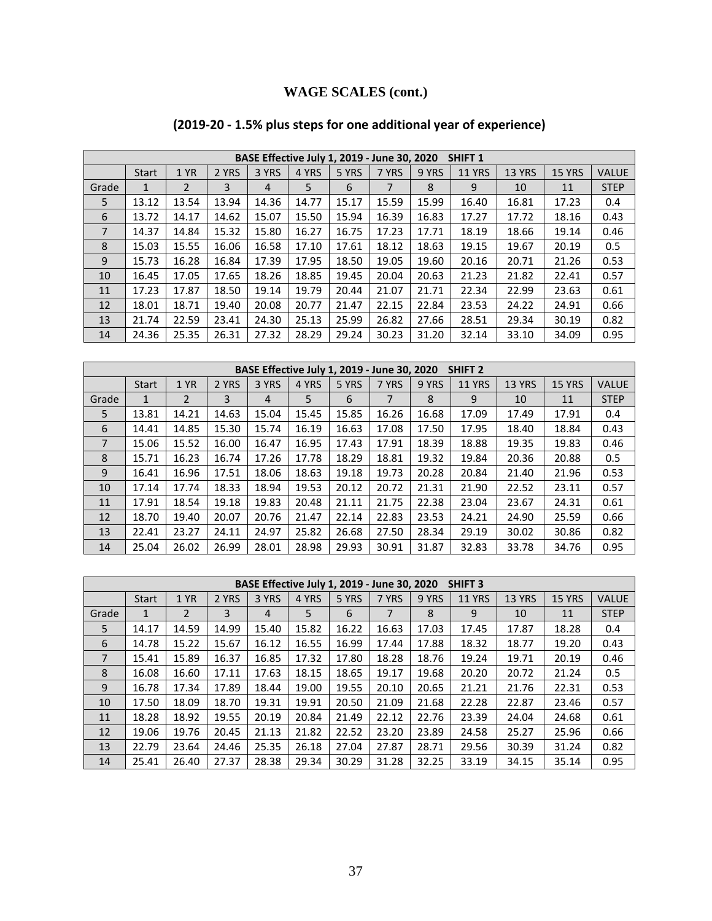# WAGE SCALES (cont.)

## (2019-20 - 1.5% plus steps for one additional year of experience)

| BASE Effective July 1, 2019 - June 30, 2020 SHIFT 1 | | | | | | | | | | | |
|---|---|---|---|---|---|---|---|---|---|---|---|
| | Start | 1 YR | 2 YRS | 3 YRS | 4 YRS | 5 YRS | 7 YRS | 9 YRS | 11 YRS | 13 YRS | 15 YRS | VALUE |
| Grade | 1 | 2 | 3 | 4 | 5 | 6 | 7 | 8 | 9 | 10 | 11 | STEP |
| 5 | 13.12 | 13.54 | 13.94 | 14.36 | 14.77 | 15.17 | 15.59 | 15.99 | 16.40 | 16.81 | 17.23 | 0.4 |
| 6 | 13.72 | 14.17 | 14.62 | 15.07 | 15.50 | 15.94 | 16.39 | 16.83 | 17.27 | 17.72 | 18.16 | 0.43 |
| 7 | 14.37 | 14.84 | 15.32 | 15.80 | 16.27 | 16.75 | 17.23 | 17.71 | 18.19 | 18.66 | 19.14 | 0.46 |
| 8 | 15.03 | 15.55 | 16.06 | 16.58 | 17.10 | 17.61 | 18.12 | 18.63 | 19.15 | 19.67 | 20.19 | 0.5 |
| 9 | 15.73 | 16.28 | 16.84 | 17.39 | 17.95 | 18.50 | 19.05 | 19.60 | 20.16 | 20.71 | 21.26 | 0.53 |
| 10 | 16.45 | 17.05 | 17.65 | 18.26 | 18.85 | 19.45 | 20.04 | 20.63 | 21.23 | 21.82 | 22.41 | 0.57 |
| 11 | 17.23 | 17.87 | 18.50 | 19.14 | 19.79 | 20.44 | 21.07 | 21.71 | 22.34 | 22.99 | 23.63 | 0.61 |
| 12 | 18.01 | 18.71 | 19.40 | 20.08 | 20.77 | 21.47 | 22.15 | 22.84 | 23.53 | 24.22 | 24.91 | 0.66 |
| 13 | 21.74 | 22.59 | 23.41 | 24.30 | 25.13 | 25.99 | 26.82 | 27.66 | 28.51 | 29.34 | 30.19 | 0.82 |
| 14 | 24.36 | 25.35 | 26.31 | 27.32 | 28.29 | 29.24 | 30.23 | 31.20 | 32.14 | 33.10 | 34.09 | 0.95 |

| BASE Effective July 1, 2019 - June 30, 2020 SHIFT 2 | | | | | | | | | | | |
|---|---|---|---|---|---|---|---|---|---|---|---|
| | Start | 1 YR | 2 YRS | 3 YRS | 4 YRS | 5 YRS | 7 YRS | 9 YRS | 11 YRS | 13 YRS | 15 YRS | VALUE |
| Grade | 1 | 2 | 3 | 4 | 5 | 6 | 7 | 8 | 9 | 10 | 11 | STEP |
| 5 | 13.81 | 14.21 | 14.63 | 15.04 | 15.45 | 15.85 | 16.26 | 16.68 | 17.09 | 17.49 | 17.91 | 0.4 |
| 6 | 14.41 | 14.85 | 15.30 | 15.74 | 16.19 | 16.63 | 17.08 | 17.50 | 17.95 | 18.40 | 18.84 | 0.43 |
| 7 | 15.06 | 15.52 | 16.00 | 16.47 | 16.95 | 17.43 | 17.91 | 18.39 | 18.88 | 19.35 | 19.83 | 0.46 |
| 8 | 15.71 | 16.23 | 16.74 | 17.26 | 17.78 | 18.29 | 18.81 | 19.32 | 19.84 | 20.36 | 20.88 | 0.5 |
| 9 | 16.41 | 16.96 | 17.51 | 18.06 | 18.63 | 19.18 | 19.73 | 20.28 | 20.84 | 21.40 | 21.96 | 0.53 |
| 10 | 17.14 | 17.74 | 18.33 | 18.94 | 19.53 | 20.12 | 20.72 | 21.31 | 21.90 | 22.52 | 23.11 | 0.57 |
| 11 | 17.91 | 18.54 | 19.18 | 19.83 | 20.48 | 21.11 | 21.75 | 22.38 | 23.04 | 23.67 | 24.31 | 0.61 |
| 12 | 18.70 | 19.40 | 20.07 | 20.76 | 21.47 | 22.14 | 22.83 | 23.53 | 24.21 | 24.90 | 25.59 | 0.66 |
| 13 | 22.41 | 23.27 | 24.11 | 24.97 | 25.82 | 26.68 | 27.50 | 28.34 | 29.19 | 30.02 | 30.86 | 0.82 |
| 14 | 25.04 | 26.02 | 26.99 | 28.01 | 28.98 | 29.93 | 30.91 | 31.87 | 32.83 | 33.78 | 34.76 | 0.95 |

| BASE Effective July 1, 2019 - June 30, 2020 SHIFT 3 | | | | | | | | | | | |
|---|---|---|---|---|---|---|---|---|---|---|---|
| | Start | 1 YR | 2 YRS | 3 YRS | 4 YRS | 5 YRS | 7 YRS | 9 YRS | 11 YRS | 13 YRS | 15 YRS | VALUE |
| Grade | 1 | 2 | 3 | 4 | 5 | 6 | 7 | 8 | 9 | 10 | 11 | STEP |
| 5 | 14.17 | 14.59 | 14.99 | 15.40 | 15.82 | 16.22 | 16.63 | 17.03 | 17.45 | 17.87 | 18.28 | 0.4 |
| 6 | 14.78 | 15.22 | 15.67 | 16.12 | 16.55 | 16.99 | 17.44 | 17.88 | 18.32 | 18.77 | 19.20 | 0.43 |
| 7 | 15.41 | 15.89 | 16.37 | 16.85 | 17.32 | 17.80 | 18.28 | 18.76 | 19.24 | 19.71 | 20.19 | 0.46 |
| 8 | 16.08 | 16.60 | 17.11 | 17.63 | 18.15 | 18.65 | 19.17 | 19.68 | 20.20 | 20.72 | 21.24 | 0.5 |
| 9 | 16.78 | 17.34 | 17.89 | 18.44 | 19.00 | 19.55 | 20.10 | 20.65 | 21.21 | 21.76 | 22.31 | 0.53 |
| 10 | 17.50 | 18.09 | 18.70 | 19.31 | 19.91 | 20.50 | 21.09 | 21.68 | 22.28 | 22.87 | 23.46 | 0.57 |
| 11 | 18.28 | 18.92 | 19.55 | 20.19 | 20.84 | 21.49 | 22.12 | 22.76 | 23.39 | 24.04 | 24.68 | 0.61 |
| 12 | 19.06 | 19.76 | 20.45 | 21.13 | 21.82 | 22.52 | 23.20 | 23.89 | 24.58 | 25.27 | 25.96 | 0.66 |
| 13 | 22.79 | 23.64 | 24.46 | 25.35 | 26.18 | 27.04 | 27.87 | 28.71 | 29.56 | 30.39 | 31.24 | 0.82 |
| 14 | 25.41 | 26.40 | 27.37 | 28.38 | 29.34 | 30.29 | 31.28 | 32.25 | 33.19 | 34.15 | 35.14 | 0.95 |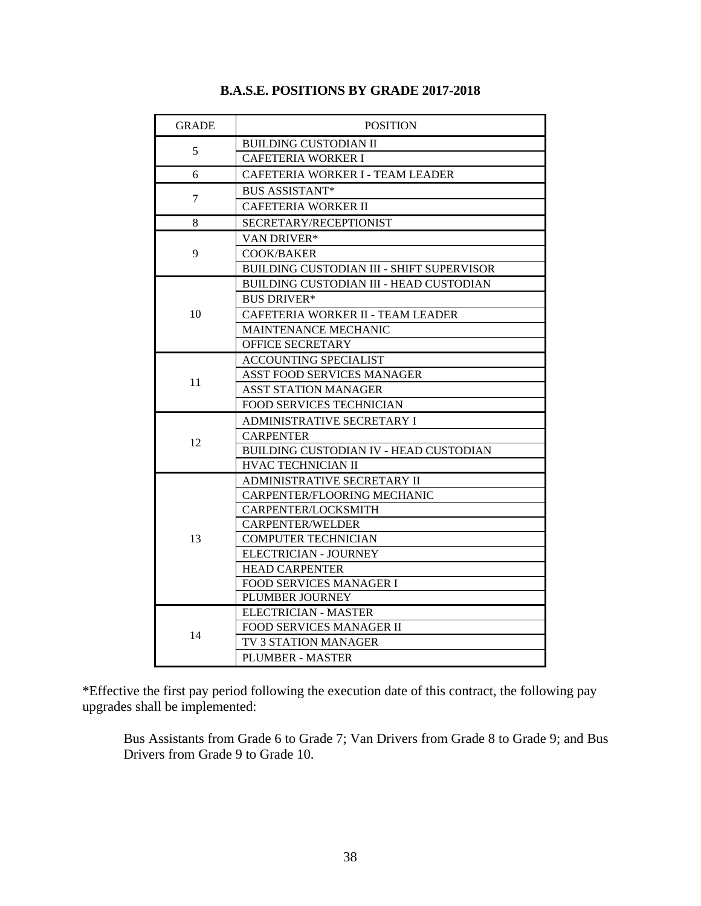## B.A.S.E. POSITIONS BY GRADE 2017-2018

| GRADE | POSITION |
|---|---|
| 5 | BUILDING CUSTODIAN II |
| | CAFETERIA WORKER I |
| 6 | CAFETERIA WORKER I - TEAM LEADER |
| 7 | BUS ASSISTANT* |
| | CAFETERIA WORKER II |
| 8 | SECRETARY/RECEPTIONIST |
| 9 | VAN DRIVER* |
| | COOK/BAKER |
| | BUILDING CUSTODIAN III - SHIFT SUPERVISOR |
| 10 | BUILDING CUSTODIAN III - HEAD CUSTODIAN |
| | BUS DRIVER* |
| | CAFETERIA WORKER II - TEAM LEADER |
| | MAINTENANCE MECHANIC |
| | OFFICE SECRETARY |
| 11 | ACCOUNTING SPECIALIST |
| | ASST FOOD SERVICES MANAGER |
| | ASST STATION MANAGER |
| | FOOD SERVICES TECHNICIAN |
| 12 | ADMINISTRATIVE SECRETARY I |
| | CARPENTER |
| | BUILDING CUSTODIAN IV - HEAD CUSTODIAN |
| | HVAC TECHNICIAN II |
| 13 | ADMINISTRATIVE SECRETARY II |
| | CARPENTER/FLOORING MECHANIC |
| | CARPENTER/LOCKSMITH |
| | CARPENTER/WELDER |
| | COMPUTER TECHNICIAN |
| | ELECTRICIAN - JOURNEY |
| | HEAD CARPENTER |
| | FOOD SERVICES MANAGER I |
| | PLUMBER JOURNEY |
| 14 | ELECTRICIAN - MASTER |
| | FOOD SERVICES MANAGER II |
| | TV 3 STATION MANAGER |
| | PLUMBER - MASTER |

*Effective the first pay period following the execution date of this contract, the following pay upgrades shall be implemented:

> Bus Assistants from Grade 6 to Grade 7; Van Drivers from Grade 8 to Grade 9; and Bus Drivers from Grade 9 to Grade 10.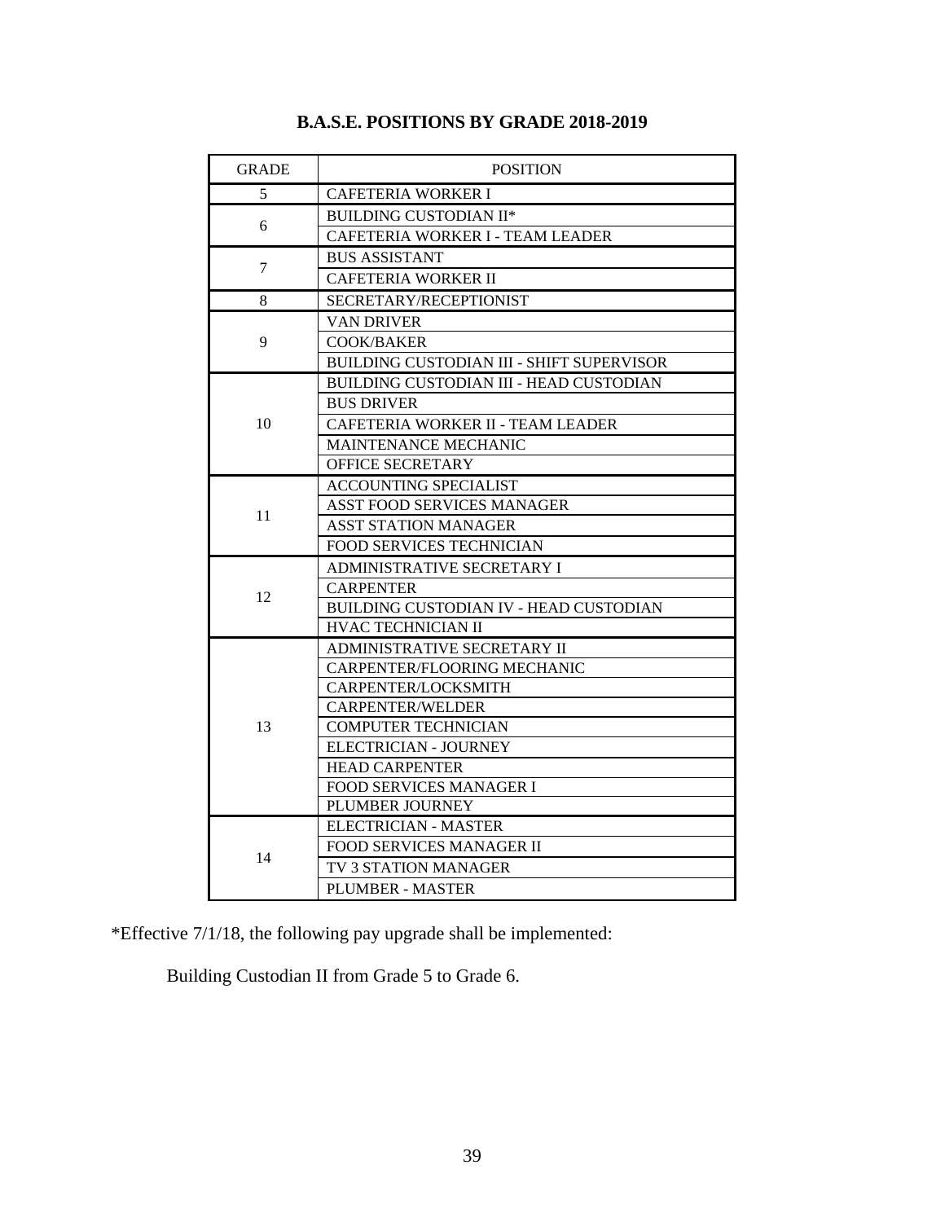## B.A.S.E. POSITIONS BY GRADE 2018-2019

| GRADE | POSITION |
|---|---|
| 5 | CAFETERIA WORKER I |
| 6 | BUILDING CUSTODIAN II* |
| | CAFETERIA WORKER I - TEAM LEADER |
| 7 | BUS ASSISTANT |
| | CAFETERIA WORKER II |
| 8 | SECRETARY/RECEPTIONIST |
| 9 | VAN DRIVER |
| | COOK/BAKER |
| | BUILDING CUSTODIAN III - SHIFT SUPERVISOR |
| 10 | BUILDING CUSTODIAN III - HEAD CUSTODIAN |
| | BUS DRIVER |
| | CAFETERIA WORKER II - TEAM LEADER |
| | MAINTENANCE MECHANIC |
| | OFFICE SECRETARY |
| 11 | ACCOUNTING SPECIALIST |
| | ASST FOOD SERVICES MANAGER |
| | ASST STATION MANAGER |
| | FOOD SERVICES TECHNICIAN |
| 12 | ADMINISTRATIVE SECRETARY I |
| | CARPENTER |
| | BUILDING CUSTODIAN IV - HEAD CUSTODIAN |
| | HVAC TECHNICIAN II |
| 13 | ADMINISTRATIVE SECRETARY II |
| | CARPENTER/FLOORING MECHANIC |
| | CARPENTER/LOCKSMITH |
| | CARPENTER/WELDER |
| | COMPUTER TECHNICIAN |
| | ELECTRICIAN - JOURNEY |
| | HEAD CARPENTER |
| | FOOD SERVICES MANAGER I |
| | PLUMBER JOURNEY |
| 14 | ELECTRICIAN - MASTER |
| | FOOD SERVICES MANAGER II |
| | TV 3 STATION MANAGER |
| | PLUMBER - MASTER |

*Effective 7/1/18, the following pay upgrade shall be implemented:

Building Custodian II from Grade 5 to Grade 6.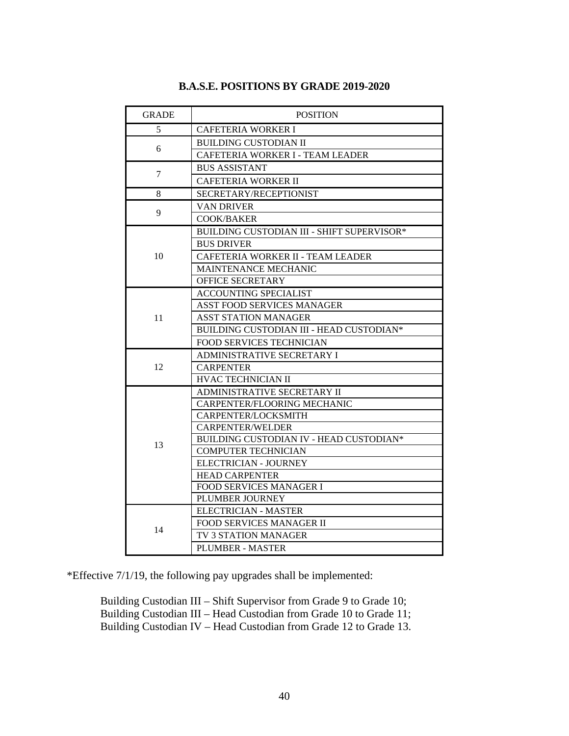## B.A.S.E. POSITIONS BY GRADE 2019-2020

| GRADE | POSITION |
|---|---|
| 5 | CAFETERIA WORKER I |
| 6 | BUILDING CUSTODIAN II |
| | CAFETERIA WORKER I - TEAM LEADER |
| 7 | BUS ASSISTANT |
| | CAFETERIA WORKER II |
| 8 | SECRETARY/RECEPTIONIST |
| 9 | VAN DRIVER |
| | COOK/BAKER |
| 10 | BUILDING CUSTODIAN III - SHIFT SUPERVISOR* |
| | BUS DRIVER |
| | CAFETERIA WORKER II - TEAM LEADER |
| | MAINTENANCE MECHANIC |
| | OFFICE SECRETARY |
| 11 | ACCOUNTING SPECIALIST |
| | ASST FOOD SERVICES MANAGER |
| | ASST STATION MANAGER |
| | BUILDING CUSTODIAN III - HEAD CUSTODIAN* |
| | FOOD SERVICES TECHNICIAN |
| 12 | ADMINISTRATIVE SECRETARY I |
| | CARPENTER |
| | HVAC TECHNICIAN II |
| 13 | ADMINISTRATIVE SECRETARY II |
| | CARPENTER/FLOORING MECHANIC |
| | CARPENTER/LOCKSMITH |
| | CARPENTER/WELDER |
| | BUILDING CUSTODIAN IV - HEAD CUSTODIAN* |
| | COMPUTER TECHNICIAN |
| | ELECTRICIAN - JOURNEY |
| | HEAD CARPENTER |
| | FOOD SERVICES MANAGER I |
| | PLUMBER JOURNEY |
| 14 | ELECTRICIAN - MASTER |
| | FOOD SERVICES MANAGER II |
| | TV 3 STATION MANAGER |
| | PLUMBER - MASTER |

*Effective 7/1/19, the following pay upgrades shall be implemented:

Building Custodian III – Shift Supervisor from Grade 9 to Grade 10;
Building Custodian III – Head Custodian from Grade 10 to Grade 11;
Building Custodian IV – Head Custodian from Grade 12 to Grade 13.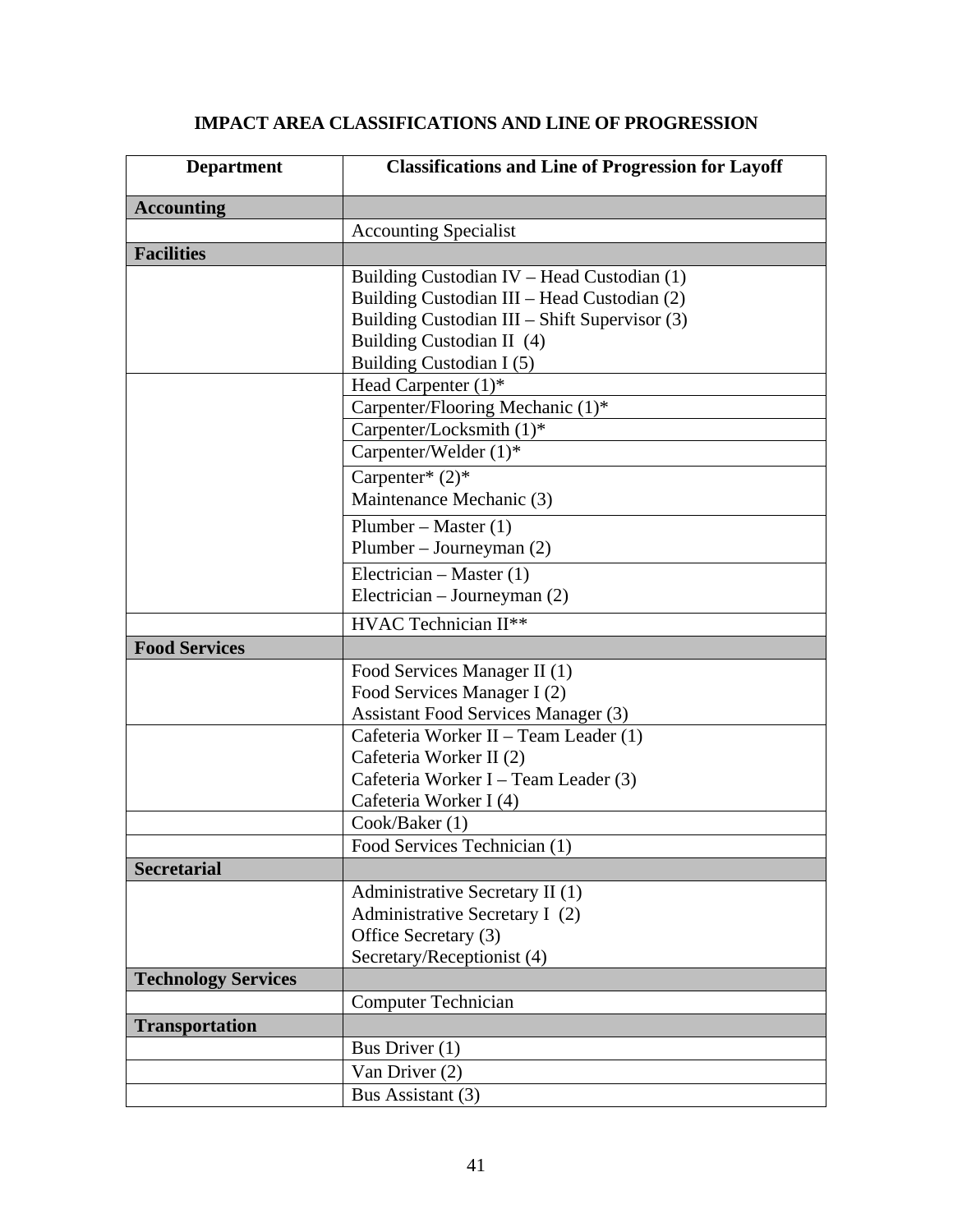# IMPACT AREA CLASSIFICATIONS AND LINE OF PROGRESSION

| Department | Classifications and Line of Progression for Layoff |
|---|---|
| **Accounting** | |
| | Accounting Specialist |
| **Facilities** | |
| | Building Custodian IV – Head Custodian (1)<br>Building Custodian III – Head Custodian (2)<br>Building Custodian III – Shift Supervisor (3)<br>Building Custodian II (4)<br>Building Custodian I (5) |
| | Head Carpenter (1)* |
| | Carpenter/Flooring Mechanic (1)* |
| | Carpenter/Locksmith (1)* |
| | Carpenter/Welder (1)* |
| | Carpenter* (2)*<br>Maintenance Mechanic (3) |
| | Plumber – Master (1)<br>Plumber – Journeyman (2) |
| | Electrician – Master (1)<br>Electrician – Journeyman (2) |
| | HVAC Technician II** |
| **Food Services** | |
| | Food Services Manager II (1)<br>Food Services Manager I (2)<br>Assistant Food Services Manager (3) |
| | Cafeteria Worker II – Team Leader (1)<br>Cafeteria Worker II (2)<br>Cafeteria Worker I – Team Leader (3)<br>Cafeteria Worker I (4) |
| | Cook/Baker (1) |
| | Food Services Technician (1) |
| **Secretarial** | |
| | Administrative Secretary II (1)<br>Administrative Secretary I (2)<br>Office Secretary (3)<br>Secretary/Receptionist (4) |
| **Technology Services** | |
| | Computer Technician |
| **Transportation** | |
| | Bus Driver (1) |
| | Van Driver (2) |
| | Bus Assistant (3) |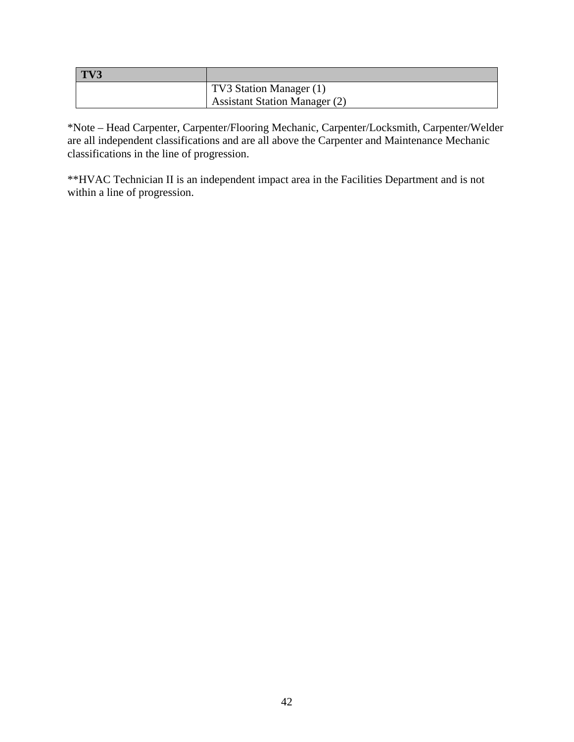| TV3 | |
|---|---|
| | TV3 Station Manager (1)<br>Assistant Station Manager (2) |

*Note – Head Carpenter, Carpenter/Flooring Mechanic, Carpenter/Locksmith, Carpenter/Welder are all independent classifications and are all above the Carpenter and Maintenance Mechanic classifications in the line of progression.

**HVAC Technician II is an independent impact area in the Facilities Department and is not within a line of progression.